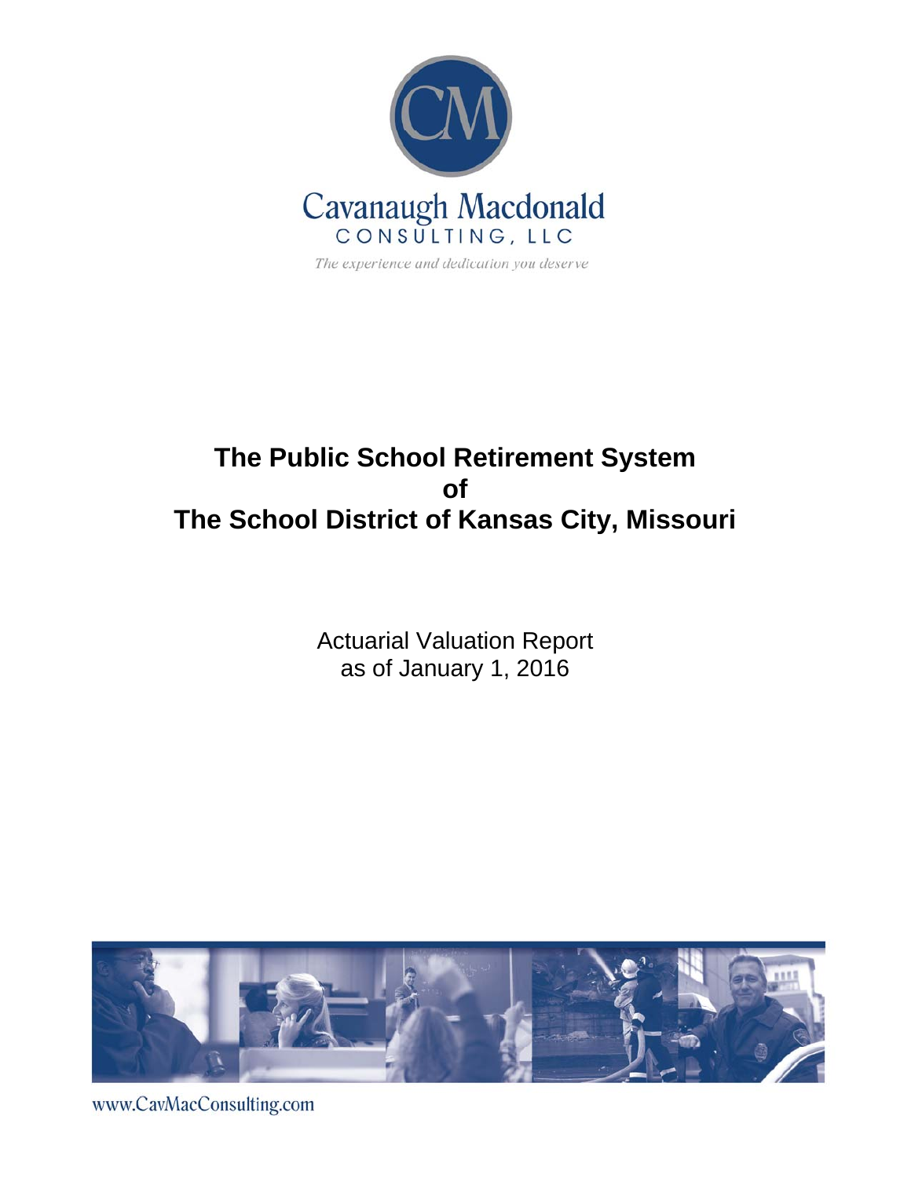Cavanaugh Macdonald

CONSULTING, LLC

*The experience and dedication you deserve*

# The Public School Retirement System of The School District of Kansas City, Missouri

Actuarial Valuation Report
as of January 1, 2016

www.CavMacConsulting.com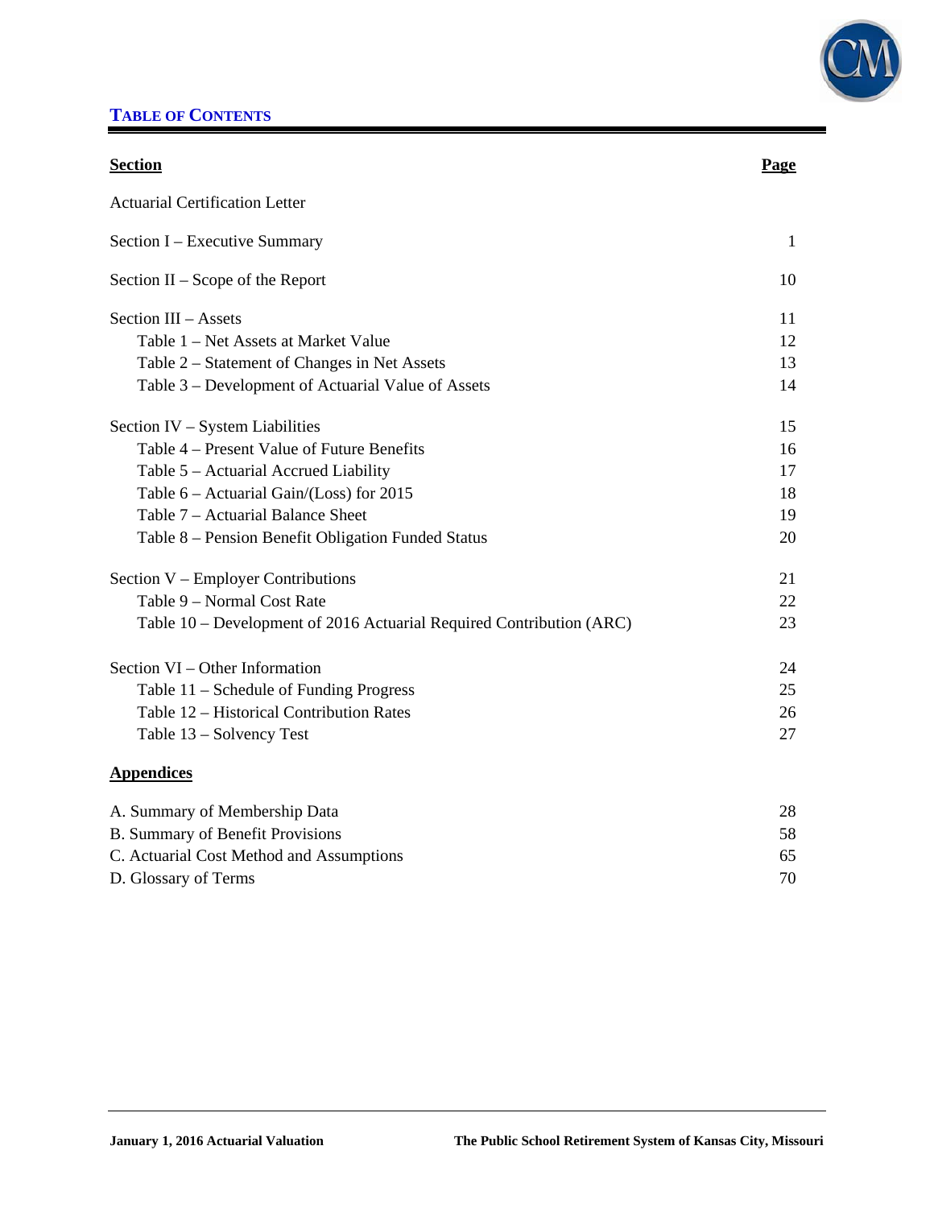## TABLE OF CONTENTS

| **Section** | **Page** |
|---|---|
| Actuarial Certification Letter | |
| Section I – Executive Summary | 1 |
| Section II – Scope of the Report | 10 |
| Section III – Assets | 11 |
| Table 1 – Net Assets at Market Value | 12 |
| Table 2 – Statement of Changes in Net Assets | 13 |
| Table 3 – Development of Actuarial Value of Assets | 14 |
| Section IV – System Liabilities | 15 |
| Table 4 – Present Value of Future Benefits | 16 |
| Table 5 – Actuarial Accrued Liability | 17 |
| Table 6 – Actuarial Gain/(Loss) for 2015 | 18 |
| Table 7 – Actuarial Balance Sheet | 19 |
| Table 8 – Pension Benefit Obligation Funded Status | 20 |
| Section V – Employer Contributions | 21 |
| Table 9 – Normal Cost Rate | 22 |
| Table 10 – Development of 2016 Actuarial Required Contribution (ARC) | 23 |
| Section VI – Other Information | 24 |
| Table 11 – Schedule of Funding Progress | 25 |
| Table 12 – Historical Contribution Rates | 26 |
| Table 13 – Solvency Test | 27 |

**Appendices**

| | |
|---|---|
| A. Summary of Membership Data | 28 |
| B. Summary of Benefit Provisions | 58 |
| C. Actuarial Cost Method and Assumptions | 65 |
| D. Glossary of Terms | 70 |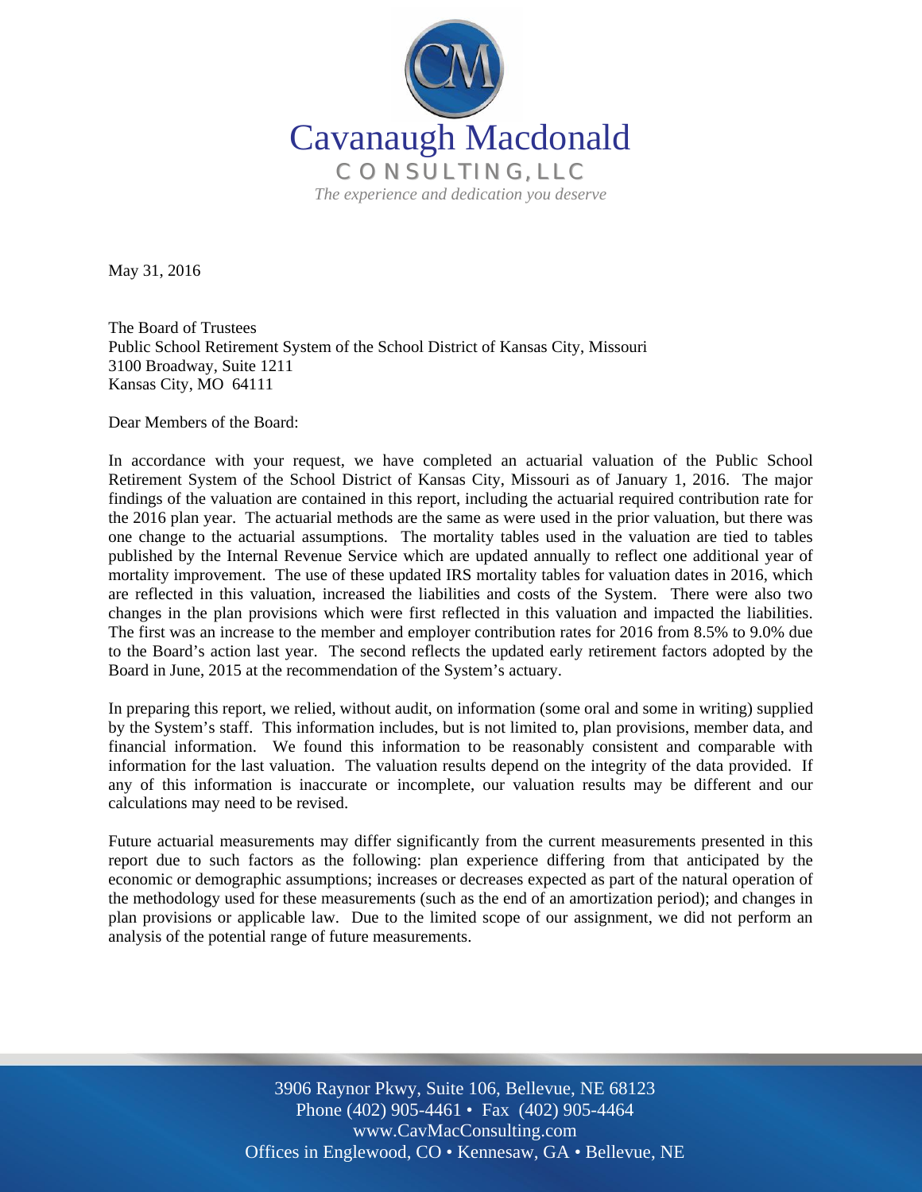Cavanaugh Macdonald

CONSULTING, LLC

*The experience and dedication you deserve*

May 31, 2016

The Board of Trustees
Public School Retirement System of the School District of Kansas City, Missouri
3100 Broadway, Suite 1211
Kansas City, MO 64111

Dear Members of the Board:

In accordance with your request, we have completed an actuarial valuation of the Public School Retirement System of the School District of Kansas City, Missouri as of January 1, 2016. The major findings of the valuation are contained in this report, including the actuarial required contribution rate for the 2016 plan year. The actuarial methods are the same as were used in the prior valuation, but there was one change to the actuarial assumptions. The mortality tables used in the valuation are tied to tables published by the Internal Revenue Service which are updated annually to reflect one additional year of mortality improvement. The use of these updated IRS mortality tables for valuation dates in 2016, which are reflected in this valuation, increased the liabilities and costs of the System. There were also two changes in the plan provisions which were first reflected in this valuation and impacted the liabilities. The first was an increase to the member and employer contribution rates for 2016 from 8.5% to 9.0% due to the Board's action last year. The second reflects the updated early retirement factors adopted by the Board in June, 2015 at the recommendation of the System's actuary.

In preparing this report, we relied, without audit, on information (some oral and some in writing) supplied by the System's staff. This information includes, but is not limited to, plan provisions, member data, and financial information. We found this information to be reasonably consistent and comparable with information for the last valuation. The valuation results depend on the integrity of the data provided. If any of this information is inaccurate or incomplete, our valuation results may be different and our calculations may need to be revised.

Future actuarial measurements may differ significantly from the current measurements presented in this report due to such factors as the following: plan experience differing from that anticipated by the economic or demographic assumptions; increases or decreases expected as part of the natural operation of the methodology used for these measurements (such as the end of an amortization period); and changes in plan provisions or applicable law. Due to the limited scope of our assignment, we did not perform an analysis of the potential range of future measurements.

3906 Raynor Pkwy, Suite 106, Bellevue, NE 68123
Phone (402) 905-4461 • Fax (402) 905-4464
www.CavMacConsulting.com
Offices in Englewood, CO • Kennesaw, GA • Bellevue, NE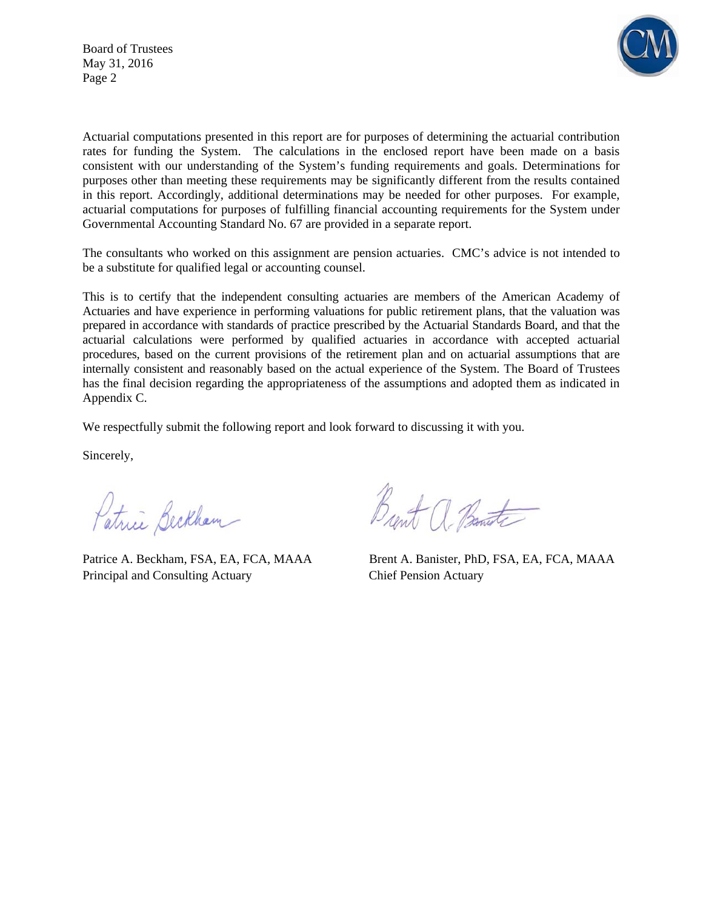Board of Trustees
May 31, 2016
Page 2

Actuarial computations presented in this report are for purposes of determining the actuarial contribution rates for funding the System. The calculations in the enclosed report have been made on a basis consistent with our understanding of the System's funding requirements and goals. Determinations for purposes other than meeting these requirements may be significantly different from the results contained in this report. Accordingly, additional determinations may be needed for other purposes. For example, actuarial computations for purposes of fulfilling financial accounting requirements for the System under Governmental Accounting Standard No. 67 are provided in a separate report.

The consultants who worked on this assignment are pension actuaries. CMC's advice is not intended to be a substitute for qualified legal or accounting counsel.

This is to certify that the independent consulting actuaries are members of the American Academy of Actuaries and have experience in performing valuations for public retirement plans, that the valuation was prepared in accordance with standards of practice prescribed by the Actuarial Standards Board, and that the actuarial calculations were performed by qualified actuaries in accordance with accepted actuarial procedures, based on the current provisions of the retirement plan and on actuarial assumptions that are internally consistent and reasonably based on the actual experience of the System. The Board of Trustees has the final decision regarding the appropriateness of the assumptions and adopted them as indicated in Appendix C.

We respectfully submit the following report and look forward to discussing it with you.

Sincerely,

Patrice A. Beckham, FSA, EA, FCA, MAAA
Principal and Consulting Actuary

Brent A. Banister, PhD, FSA, EA, FCA, MAAA
Chief Pension Actuary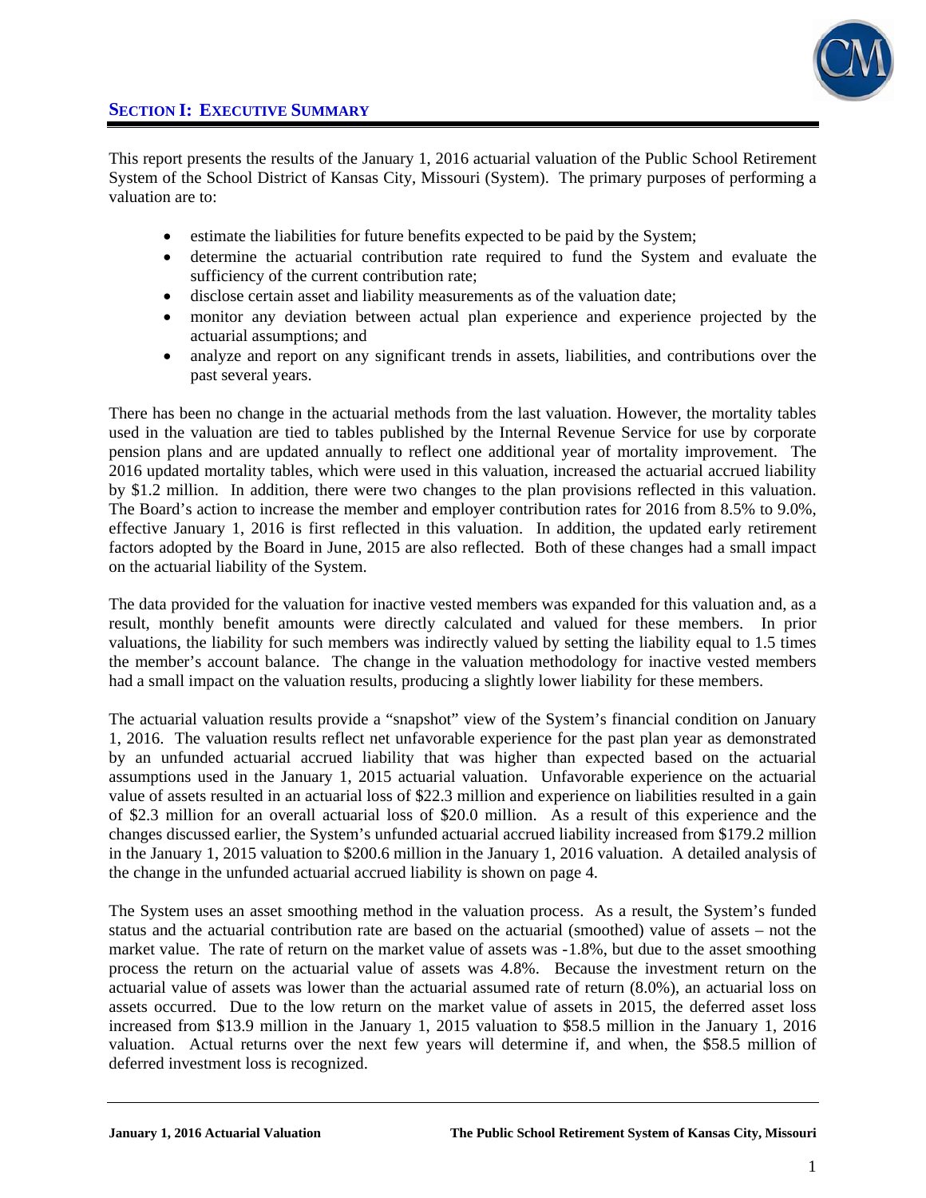## SECTION I: EXECUTIVE SUMMARY

This report presents the results of the January 1, 2016 actuarial valuation of the Public School Retirement System of the School District of Kansas City, Missouri (System). The primary purposes of performing a valuation are to:

- estimate the liabilities for future benefits expected to be paid by the System;
- determine the actuarial contribution rate required to fund the System and evaluate the sufficiency of the current contribution rate;
- disclose certain asset and liability measurements as of the valuation date;
- monitor any deviation between actual plan experience and experience projected by the actuarial assumptions; and
- analyze and report on any significant trends in assets, liabilities, and contributions over the past several years.

There has been no change in the actuarial methods from the last valuation. However, the mortality tables used in the valuation are tied to tables published by the Internal Revenue Service for use by corporate pension plans and are updated annually to reflect one additional year of mortality improvement. The 2016 updated mortality tables, which were used in this valuation, increased the actuarial accrued liability by $1.2 million. In addition, there were two changes to the plan provisions reflected in this valuation. The Board's action to increase the member and employer contribution rates for 2016 from 8.5% to 9.0%, effective January 1, 2016 is first reflected in this valuation. In addition, the updated early retirement factors adopted by the Board in June, 2015 are also reflected. Both of these changes had a small impact on the actuarial liability of the System.

The data provided for the valuation for inactive vested members was expanded for this valuation and, as a result, monthly benefit amounts were directly calculated and valued for these members. In prior valuations, the liability for such members was indirectly valued by setting the liability equal to 1.5 times the member's account balance. The change in the valuation methodology for inactive vested members had a small impact on the valuation results, producing a slightly lower liability for these members.

The actuarial valuation results provide a "snapshot" view of the System's financial condition on January 1, 2016. The valuation results reflect net unfavorable experience for the past plan year as demonstrated by an unfunded actuarial accrued liability that was higher than expected based on the actuarial assumptions used in the January 1, 2015 actuarial valuation. Unfavorable experience on the actuarial value of assets resulted in an actuarial loss of $22.3 million and experience on liabilities resulted in a gain of $2.3 million for an overall actuarial loss of $20.0 million. As a result of this experience and the changes discussed earlier, the System's unfunded actuarial accrued liability increased from $179.2 million in the January 1, 2015 valuation to $200.6 million in the January 1, 2016 valuation. A detailed analysis of the change in the unfunded actuarial accrued liability is shown on page 4.

The System uses an asset smoothing method in the valuation process. As a result, the System's funded status and the actuarial contribution rate are based on the actuarial (smoothed) value of assets – not the market value. The rate of return on the market value of assets was -1.8%, but due to the asset smoothing process the return on the actuarial value of assets was 4.8%. Because the investment return on the actuarial value of assets was lower than the actuarial assumed rate of return (8.0%), an actuarial loss on assets occurred. Due to the low return on the market value of assets in 2015, the deferred asset loss increased from $13.9 million in the January 1, 2015 valuation to $58.5 million in the January 1, 2016 valuation. Actual returns over the next few years will determine if, and when, the $58.5 million of deferred investment loss is recognized.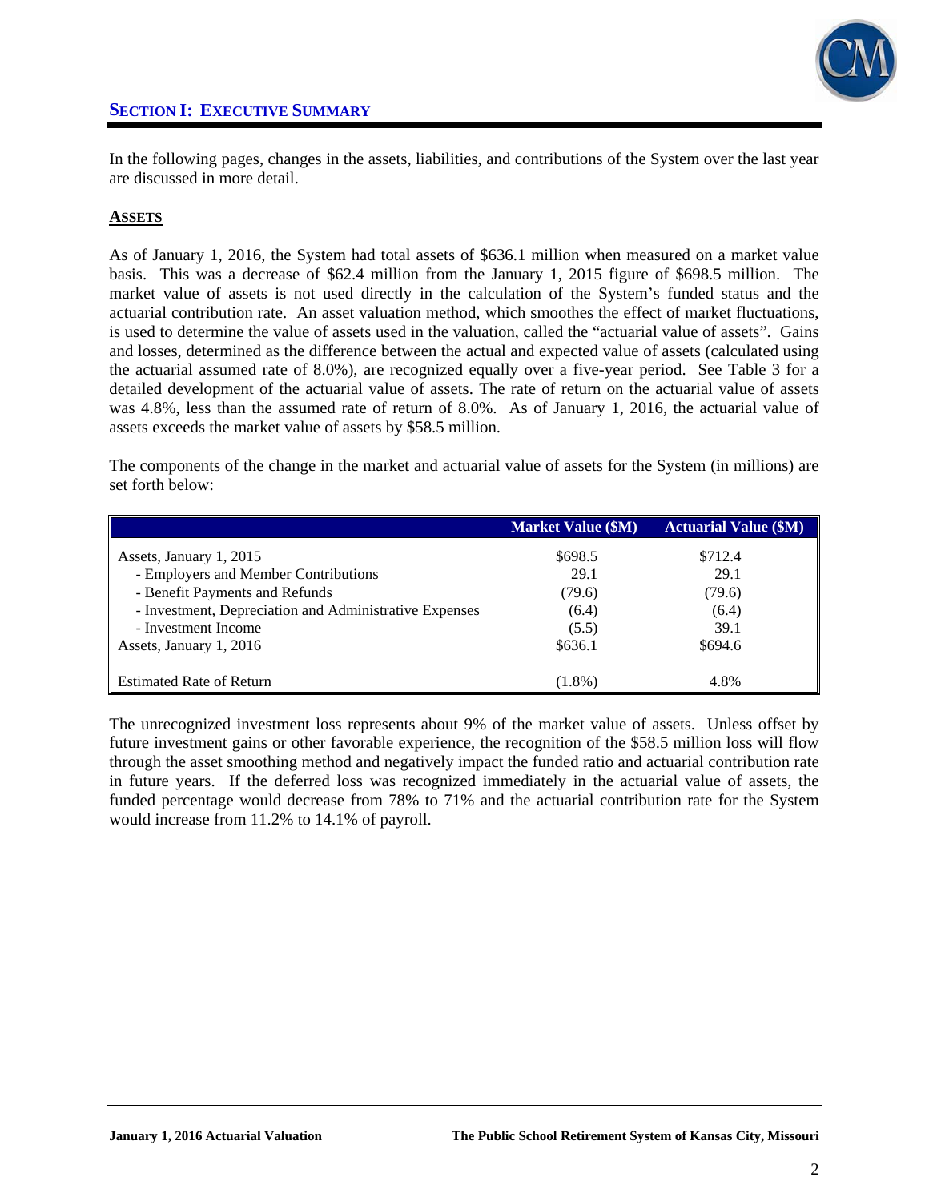## SECTION I: EXECUTIVE SUMMARY

In the following pages, changes in the assets, liabilities, and contributions of the System over the last year are discussed in more detail.

### ASSETS

As of January 1, 2016, the System had total assets of $636.1 million when measured on a market value basis. This was a decrease of $62.4 million from the January 1, 2015 figure of $698.5 million. The market value of assets is not used directly in the calculation of the System's funded status and the actuarial contribution rate. An asset valuation method, which smoothes the effect of market fluctuations, is used to determine the value of assets used in the valuation, called the "actuarial value of assets". Gains and losses, determined as the difference between the actual and expected value of assets (calculated using the actuarial assumed rate of 8.0%), are recognized equally over a five-year period. See Table 3 for a detailed development of the actuarial value of assets. The rate of return on the actuarial value of assets was 4.8%, less than the assumed rate of return of 8.0%. As of January 1, 2016, the actuarial value of assets exceeds the market value of assets by $58.5 million.

The components of the change in the market and actuarial value of assets for the System (in millions) are set forth below:

| | Market Value ($M) | Actuarial Value ($M) |
|---|---|---|
| Assets, January 1, 2015 | $698.5 | $712.4 |
| - Employers and Member Contributions | 29.1 | 29.1 |
| - Benefit Payments and Refunds | (79.6) | (79.6) |
| - Investment, Depreciation and Administrative Expenses | (6.4) | (6.4) |
| - Investment Income | (5.5) | 39.1 |
| Assets, January 1, 2016 | $636.1 | $694.6 |
| Estimated Rate of Return | (1.8%) | 4.8% |

The unrecognized investment loss represents about 9% of the market value of assets. Unless offset by future investment gains or other favorable experience, the recognition of the $58.5 million loss will flow through the asset smoothing method and negatively impact the funded ratio and actuarial contribution rate in future years. If the deferred loss was recognized immediately in the actuarial value of assets, the funded percentage would decrease from 78% to 71% and the actuarial contribution rate for the System would increase from 11.2% to 14.1% of payroll.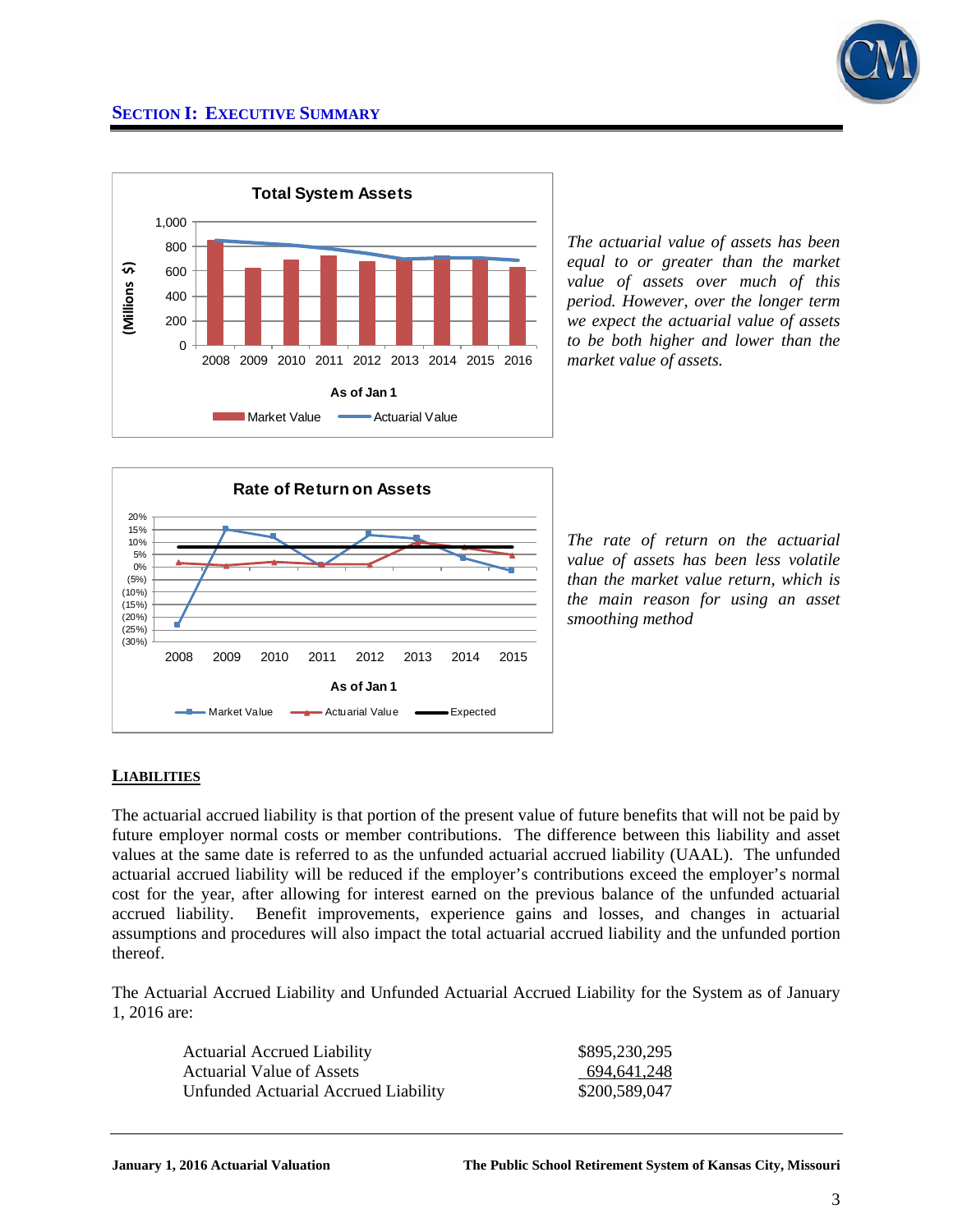## SECTION I: EXECUTIVE SUMMARY

*The actuarial value of assets has been equal to or greater than the market value of assets over much of this period. However, over the longer term we expect the actuarial value of assets to be both higher and lower than the market value of assets.*

*The rate of return on the actuarial value of assets has been less volatile than the market value return, which is the main reason for using an asset smoothing method*

### LIABILITIES

The actuarial accrued liability is that portion of the present value of future benefits that will not be paid by future employer normal costs or member contributions. The difference between this liability and asset values at the same date is referred to as the unfunded actuarial accrued liability (UAAL). The unfunded actuarial accrued liability will be reduced if the employer's contributions exceed the employer's normal cost for the year, after allowing for interest earned on the previous balance of the unfunded actuarial accrued liability. Benefit improvements, experience gains and losses, and changes in actuarial assumptions and procedures will also impact the total actuarial accrued liability and the unfunded portion thereof.

The Actuarial Accrued Liability and Unfunded Actuarial Accrued Liability for the System as of January 1, 2016 are:

| | |
|---|---|
| Actuarial Accrued Liability | $895,230,295 |
| Actuarial Value of Assets | 694,641,248 |
| Unfunded Actuarial Accrued Liability | $200,589,047 |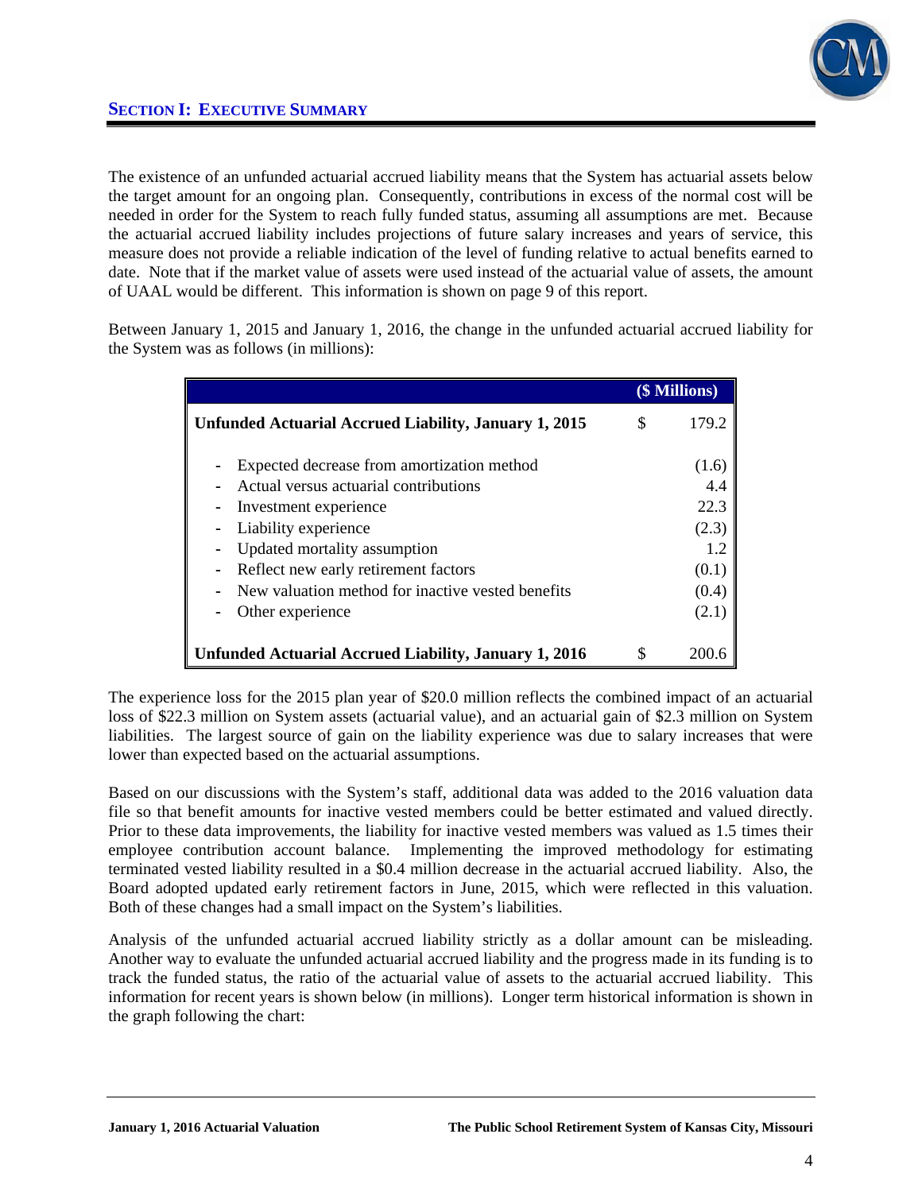## SECTION I: EXECUTIVE SUMMARY

The existence of an unfunded actuarial accrued liability means that the System has actuarial assets below the target amount for an ongoing plan. Consequently, contributions in excess of the normal cost will be needed in order for the System to reach fully funded status, assuming all assumptions are met. Because the actuarial accrued liability includes projections of future salary increases and years of service, this measure does not provide a reliable indication of the level of funding relative to actual benefits earned to date. Note that if the market value of assets were used instead of the actuarial value of assets, the amount of UAAL would be different. This information is shown on page 9 of this report.

Between January 1, 2015 and January 1, 2016, the change in the unfunded actuarial accrued liability for the System was as follows (in millions):

| | ($ Millions) |
|---|---|
| **Unfunded Actuarial Accrued Liability, January 1, 2015** | $ 179.2 |
| - Expected decrease from amortization method | (1.6) |
| - Actual versus actuarial contributions | 4.4 |
| - Investment experience | 22.3 |
| - Liability experience | (2.3) |
| - Updated mortality assumption | 1.2 |
| - Reflect new early retirement factors | (0.1) |
| - New valuation method for inactive vested benefits | (0.4) |
| - Other experience | (2.1) |
| **Unfunded Actuarial Accrued Liability, January 1, 2016** | $ 200.6 |

The experience loss for the 2015 plan year of $20.0 million reflects the combined impact of an actuarial loss of $22.3 million on System assets (actuarial value), and an actuarial gain of $2.3 million on System liabilities. The largest source of gain on the liability experience was due to salary increases that were lower than expected based on the actuarial assumptions.

Based on our discussions with the System's staff, additional data was added to the 2016 valuation data file so that benefit amounts for inactive vested members could be better estimated and valued directly. Prior to these data improvements, the liability for inactive vested members was valued as 1.5 times their employee contribution account balance. Implementing the improved methodology for estimating terminated vested liability resulted in a $0.4 million decrease in the actuarial accrued liability. Also, the Board adopted updated early retirement factors in June, 2015, which were reflected in this valuation. Both of these changes had a small impact on the System's liabilities.

Analysis of the unfunded actuarial accrued liability strictly as a dollar amount can be misleading. Another way to evaluate the unfunded actuarial accrued liability and the progress made in its funding is to track the funded status, the ratio of the actuarial value of assets to the actuarial accrued liability. This information for recent years is shown below (in millions). Longer term historical information is shown in the graph following the chart: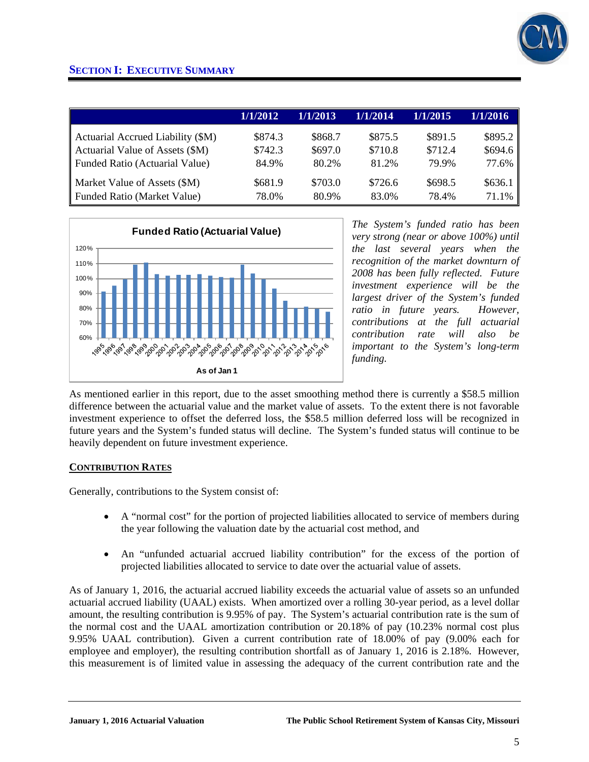## SECTION I: EXECUTIVE SUMMARY

| | 1/1/2012 | 1/1/2013 | 1/1/2014 | 1/1/2015 | 1/1/2016 |
|---|---|---|---|---|---|
| Actuarial Accrued Liability ($M) | $874.3 | $868.7 | $875.5 | $891.5 | $895.2 |
| Actuarial Value of Assets ($M) | $742.3 | $697.0 | $710.8 | $712.4 | $694.6 |
| Funded Ratio (Actuarial Value) | 84.9% | 80.2% | 81.2% | 79.9% | 77.6% |
| Market Value of Assets ($M) | $681.9 | $703.0 | $726.6 | $698.5 | $636.1 |
| Funded Ratio (Market Value) | 78.0% | 80.9% | 83.0% | 78.4% | 71.1% |

*The System's funded ratio has been very strong (near or above 100%) until the last several years when the recognition of the market downturn of 2008 has been fully reflected. Future investment experience will be the largest driver of the System's funded ratio in future years. However, contributions at the full actuarial contribution rate will also be important to the System's long-term funding.*

As mentioned earlier in this report, due to the asset smoothing method there is currently a $58.5 million difference between the actuarial value and the market value of assets. To the extent there is not favorable investment experience to offset the deferred loss, the $58.5 million deferred loss will be recognized in future years and the System's funded status will decline. The System's funded status will continue to be heavily dependent on future investment experience.

### CONTRIBUTION RATES

Generally, contributions to the System consist of:

- A "normal cost" for the portion of projected liabilities allocated to service of members during the year following the valuation date by the actuarial cost method, and
- An "unfunded actuarial accrued liability contribution" for the excess of the portion of projected liabilities allocated to service to date over the actuarial value of assets.

As of January 1, 2016, the actuarial accrued liability exceeds the actuarial value of assets so an unfunded actuarial accrued liability (UAAL) exists. When amortized over a rolling 30-year period, as a level dollar amount, the resulting contribution is 9.95% of pay. The System's actuarial contribution rate is the sum of the normal cost and the UAAL amortization contribution or 20.18% of pay (10.23% normal cost plus 9.95% UAAL contribution). Given a current contribution rate of 18.00% of pay (9.00% each for employee and employer), the resulting contribution shortfall as of January 1, 2016 is 2.18%. However, this measurement is of limited value in assessing the adequacy of the current contribution rate and the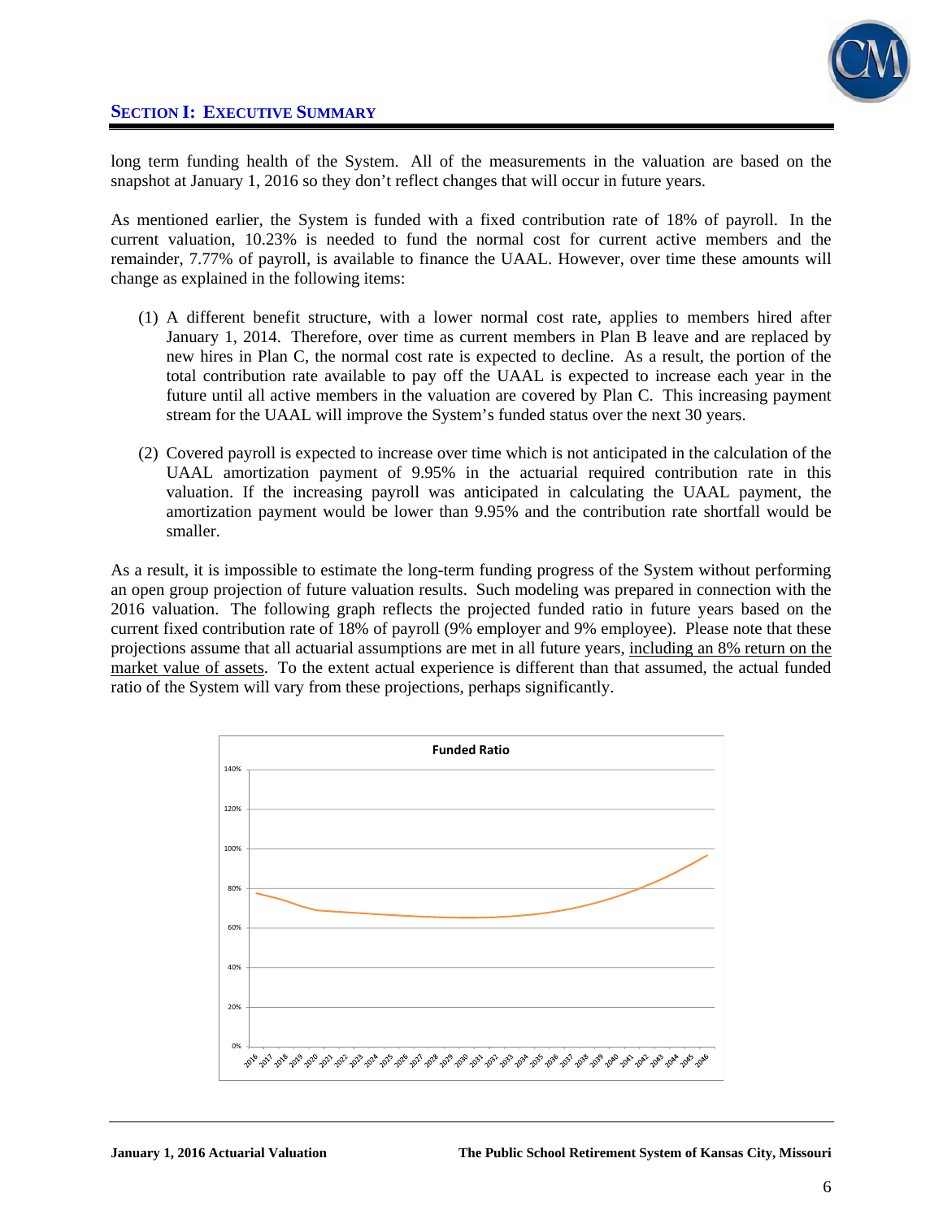long term funding health of the System. All of the measurements in the valuation are based on the snapshot at January 1, 2016 so they don't reflect changes that will occur in future years.

As mentioned earlier, the System is funded with a fixed contribution rate of 18% of payroll. In the current valuation, 10.23% is needed to fund the normal cost for current active members and the remainder, 7.77% of payroll, is available to finance the UAAL. However, over time these amounts will change as explained in the following items:

(1) A different benefit structure, with a lower normal cost rate, applies to members hired after January 1, 2014. Therefore, over time as current members in Plan B leave and are replaced by new hires in Plan C, the normal cost rate is expected to decline. As a result, the portion of the total contribution rate available to pay off the UAAL is expected to increase each year in the future until all active members in the valuation are covered by Plan C. This increasing payment stream for the UAAL will improve the System's funded status over the next 30 years.

(2) Covered payroll is expected to increase over time which is not anticipated in the calculation of the UAAL amortization payment of 9.95% in the actuarial required contribution rate in this valuation. If the increasing payroll was anticipated in calculating the UAAL payment, the amortization payment would be lower than 9.95% and the contribution rate shortfall would be smaller.

As a result, it is impossible to estimate the long-term funding progress of the System without performing an open group projection of future valuation results. Such modeling was prepared in connection with the 2016 valuation. The following graph reflects the projected funded ratio in future years based on the current fixed contribution rate of 18% of payroll (9% employer and 9% employee). Please note that these projections assume that all actuarial assumptions are met in all future years, <u>including an 8% return on the market value of assets</u>. To the extent actual experience is different than that assumed, the actual funded ratio of the System will vary from these projections, perhaps significantly.

**Funded Ratio**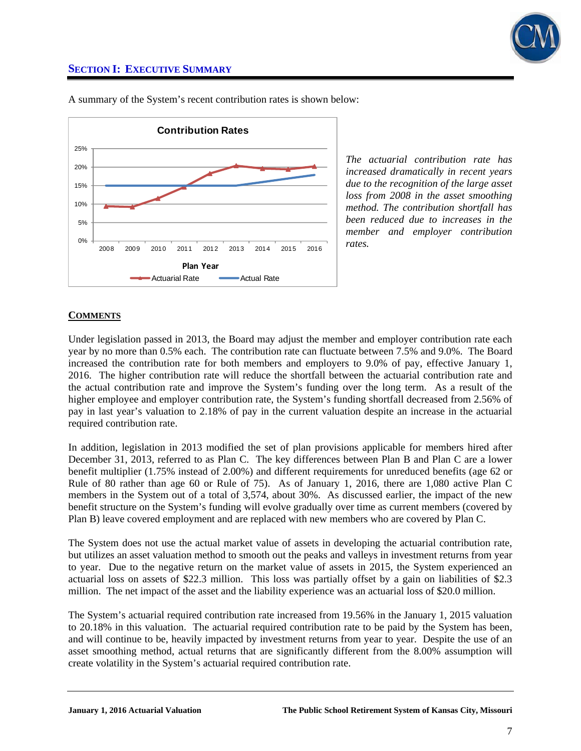## SECTION I: EXECUTIVE SUMMARY

A summary of the System's recent contribution rates is shown below:

*The actuarial contribution rate has increased dramatically in recent years due to the recognition of the large asset loss from 2008 in the asset smoothing method. The contribution shortfall has been reduced due to increases in the member and employer contribution rates.*

### COMMENTS

Under legislation passed in 2013, the Board may adjust the member and employer contribution rate each year by no more than 0.5% each. The contribution rate can fluctuate between 7.5% and 9.0%. The Board increased the contribution rate for both members and employers to 9.0% of pay, effective January 1, 2016. The higher contribution rate will reduce the shortfall between the actuarial contribution rate and the actual contribution rate and improve the System's funding over the long term. As a result of the higher employee and employer contribution rate, the System's funding shortfall decreased from 2.56% of pay in last year's valuation to 2.18% of pay in the current valuation despite an increase in the actuarial required contribution rate.

In addition, legislation in 2013 modified the set of plan provisions applicable for members hired after December 31, 2013, referred to as Plan C. The key differences between Plan B and Plan C are a lower benefit multiplier (1.75% instead of 2.00%) and different requirements for unreduced benefits (age 62 or Rule of 80 rather than age 60 or Rule of 75). As of January 1, 2016, there are 1,080 active Plan C members in the System out of a total of 3,574, about 30%. As discussed earlier, the impact of the new benefit structure on the System's funding will evolve gradually over time as current members (covered by Plan B) leave covered employment and are replaced with new members who are covered by Plan C.

The System does not use the actual market value of assets in developing the actuarial contribution rate, but utilizes an asset valuation method to smooth out the peaks and valleys in investment returns from year to year. Due to the negative return on the market value of assets in 2015, the System experienced an actuarial loss on assets of $22.3 million. This loss was partially offset by a gain on liabilities of $2.3 million. The net impact of the asset and the liability experience was an actuarial loss of $20.0 million.

The System's actuarial required contribution rate increased from 19.56% in the January 1, 2015 valuation to 20.18% in this valuation. The actuarial required contribution rate to be paid by the System has been, and will continue to be, heavily impacted by investment returns from year to year. Despite the use of an asset smoothing method, actual returns that are significantly different from the 8.00% assumption will create volatility in the System's actuarial required contribution rate.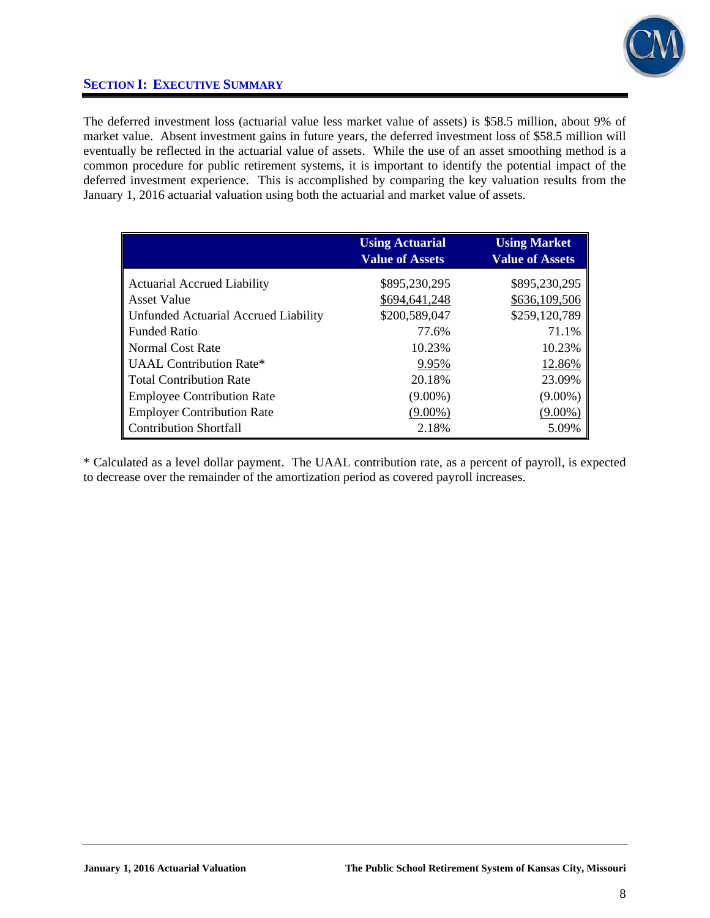## SECTION I: EXECUTIVE SUMMARY

The deferred investment loss (actuarial value less market value of assets) is $58.5 million, about 9% of market value. Absent investment gains in future years, the deferred investment loss of $58.5 million will eventually be reflected in the actuarial value of assets. While the use of an asset smoothing method is a common procedure for public retirement systems, it is important to identify the potential impact of the deferred investment experience. This is accomplished by comparing the key valuation results from the January 1, 2016 actuarial valuation using both the actuarial and market value of assets.

| | Using Actuarial Value of Assets | Using Market Value of Assets |
|---|---|---|
| Actuarial Accrued Liability | $895,230,295 | $895,230,295 |
| Asset Value | $694,641,248 | $636,109,506 |
| Unfunded Actuarial Accrued Liability | $200,589,047 | $259,120,789 |
| Funded Ratio | 77.6% | 71.1% |
| Normal Cost Rate | 10.23% | 10.23% |
| UAAL Contribution Rate* | 9.95% | 12.86% |
| Total Contribution Rate | 20.18% | 23.09% |
| Employee Contribution Rate | (9.00%) | (9.00%) |
| Employer Contribution Rate | (9.00%) | (9.00%) |
| Contribution Shortfall | 2.18% | 5.09% |

* Calculated as a level dollar payment. The UAAL contribution rate, as a percent of payroll, is expected to decrease over the remainder of the amortization period as covered payroll increases.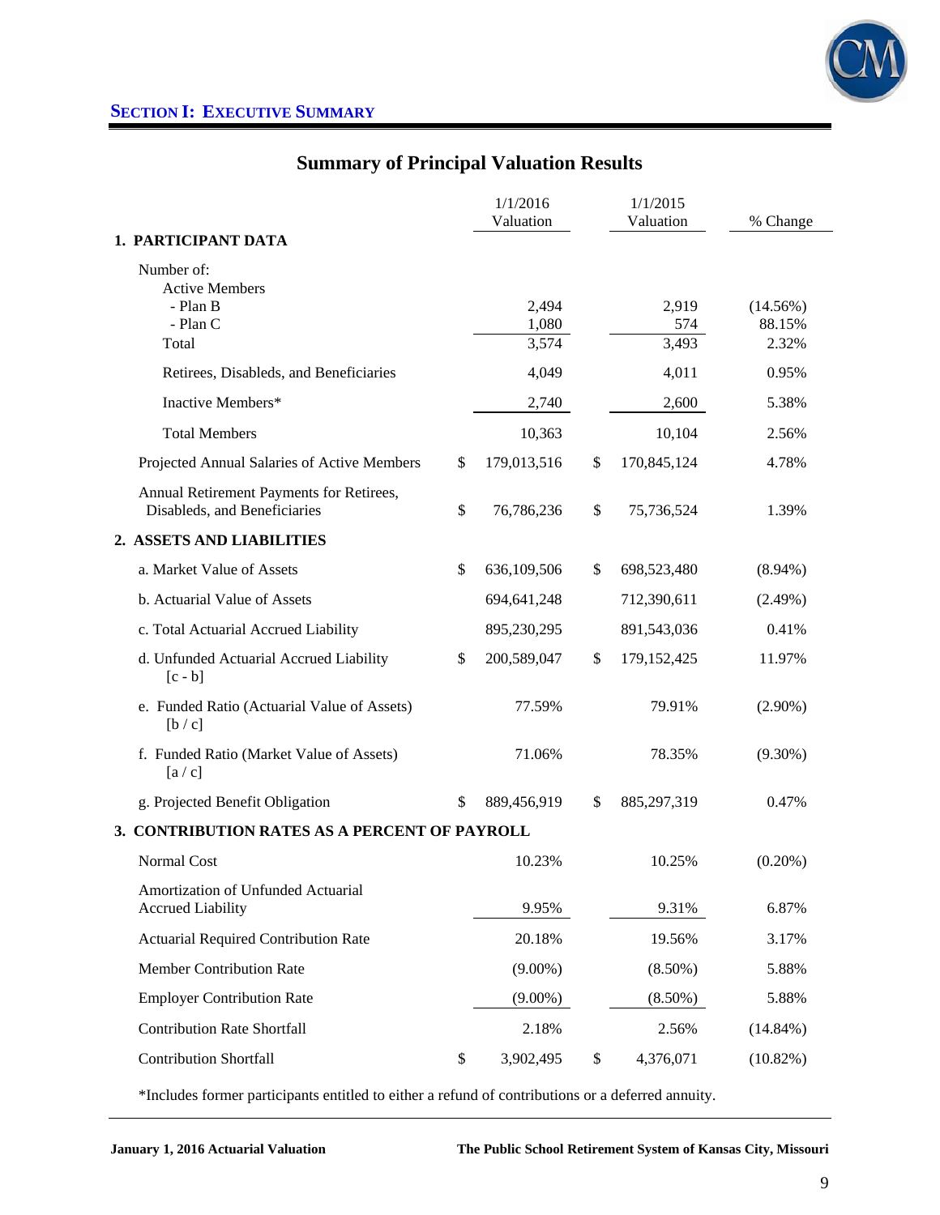## SECTION I: EXECUTIVE SUMMARY

### Summary of Principal Valuation Results

| | 1/1/2016 Valuation | 1/1/2015 Valuation | % Change |
|---|---|---|---|
| **1. PARTICIPANT DATA** | | | |
| Number of: | | | |
| Active Members | | | |
| - Plan B | 2,494 | 2,919 | (14.56%) |
| - Plan C | 1,080 | 574 | 88.15% |
| Total | 3,574 | 3,493 | 2.32% |
| Retirees, Disableds, and Beneficiaries | 4,049 | 4,011 | 0.95% |
| Inactive Members* | 2,740 | 2,600 | 5.38% |
| Total Members | 10,363 | 10,104 | 2.56% |
| Projected Annual Salaries of Active Members | $ 179,013,516 | $ 170,845,124 | 4.78% |
| Annual Retirement Payments for Retirees, Disableds, and Beneficiaries | $ 76,786,236 | $ 75,736,524 | 1.39% |
| **2. ASSETS AND LIABILITIES** | | | |
| a. Market Value of Assets | $ 636,109,506 | $ 698,523,480 | (8.94%) |
| b. Actuarial Value of Assets | 694,641,248 | 712,390,611 | (2.49%) |
| c. Total Actuarial Accrued Liability | 895,230,295 | 891,543,036 | 0.41% |
| d. Unfunded Actuarial Accrued Liability [c - b] | $ 200,589,047 | $ 179,152,425 | 11.97% |
| e. Funded Ratio (Actuarial Value of Assets) [b / c] | 77.59% | 79.91% | (2.90%) |
| f. Funded Ratio (Market Value of Assets) [a / c] | 71.06% | 78.35% | (9.30%) |
| g. Projected Benefit Obligation | $ 889,456,919 | $ 885,297,319 | 0.47% |
| **3. CONTRIBUTION RATES AS A PERCENT OF PAYROLL** | | | |
| Normal Cost | 10.23% | 10.25% | (0.20%) |
| Amortization of Unfunded Actuarial Accrued Liability | 9.95% | 9.31% | 6.87% |
| Actuarial Required Contribution Rate | 20.18% | 19.56% | 3.17% |
| Member Contribution Rate | (9.00%) | (8.50%) | 5.88% |
| Employer Contribution Rate | (9.00%) | (8.50%) | 5.88% |
| Contribution Rate Shortfall | 2.18% | 2.56% | (14.84%) |
| Contribution Shortfall | $ 3,902,495 | $ 4,376,071 | (10.82%) |

*Includes former participants entitled to either a refund of contributions or a deferred annuity.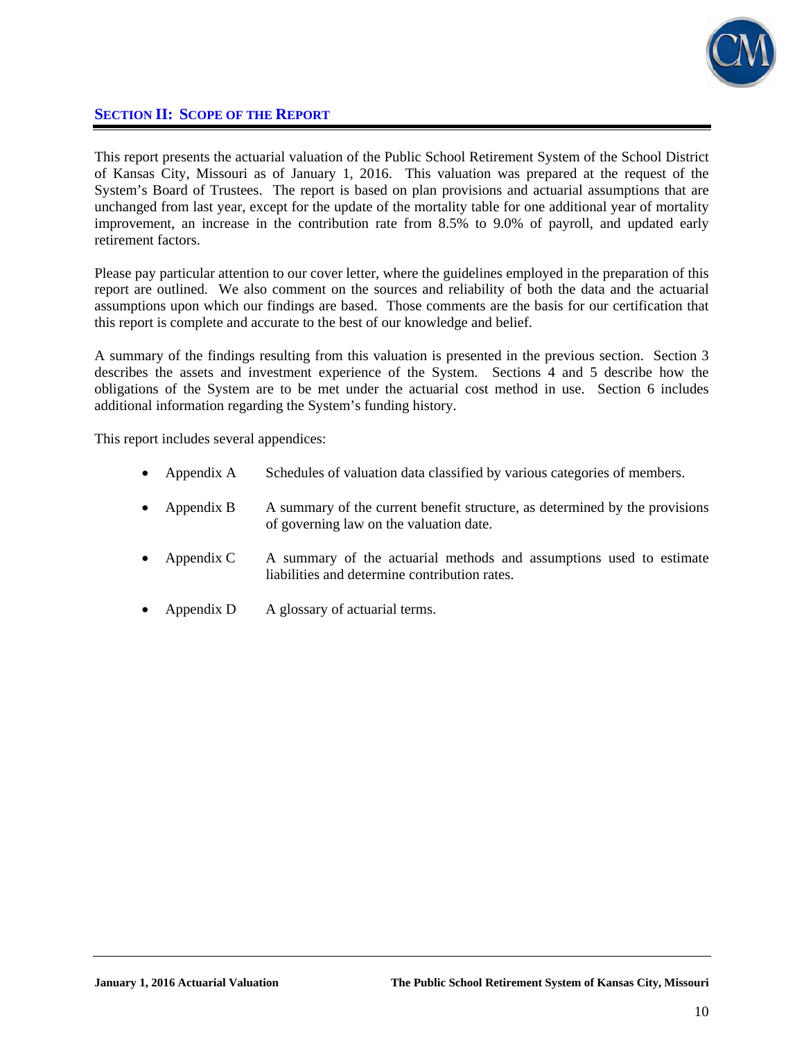## SECTION II: SCOPE OF THE REPORT

This report presents the actuarial valuation of the Public School Retirement System of the School District of Kansas City, Missouri as of January 1, 2016. This valuation was prepared at the request of the System's Board of Trustees. The report is based on plan provisions and actuarial assumptions that are unchanged from last year, except for the update of the mortality table for one additional year of mortality improvement, an increase in the contribution rate from 8.5% to 9.0% of payroll, and updated early retirement factors.

Please pay particular attention to our cover letter, where the guidelines employed in the preparation of this report are outlined. We also comment on the sources and reliability of both the data and the actuarial assumptions upon which our findings are based. Those comments are the basis for our certification that this report is complete and accurate to the best of our knowledge and belief.

A summary of the findings resulting from this valuation is presented in the previous section. Section 3 describes the assets and investment experience of the System. Sections 4 and 5 describe how the obligations of the System are to be met under the actuarial cost method in use. Section 6 includes additional information regarding the System's funding history.

This report includes several appendices:

- Appendix A — Schedules of valuation data classified by various categories of members.
- Appendix B — A summary of the current benefit structure, as determined by the provisions of governing law on the valuation date.
- Appendix C — A summary of the actuarial methods and assumptions used to estimate liabilities and determine contribution rates.
- Appendix D — A glossary of actuarial terms.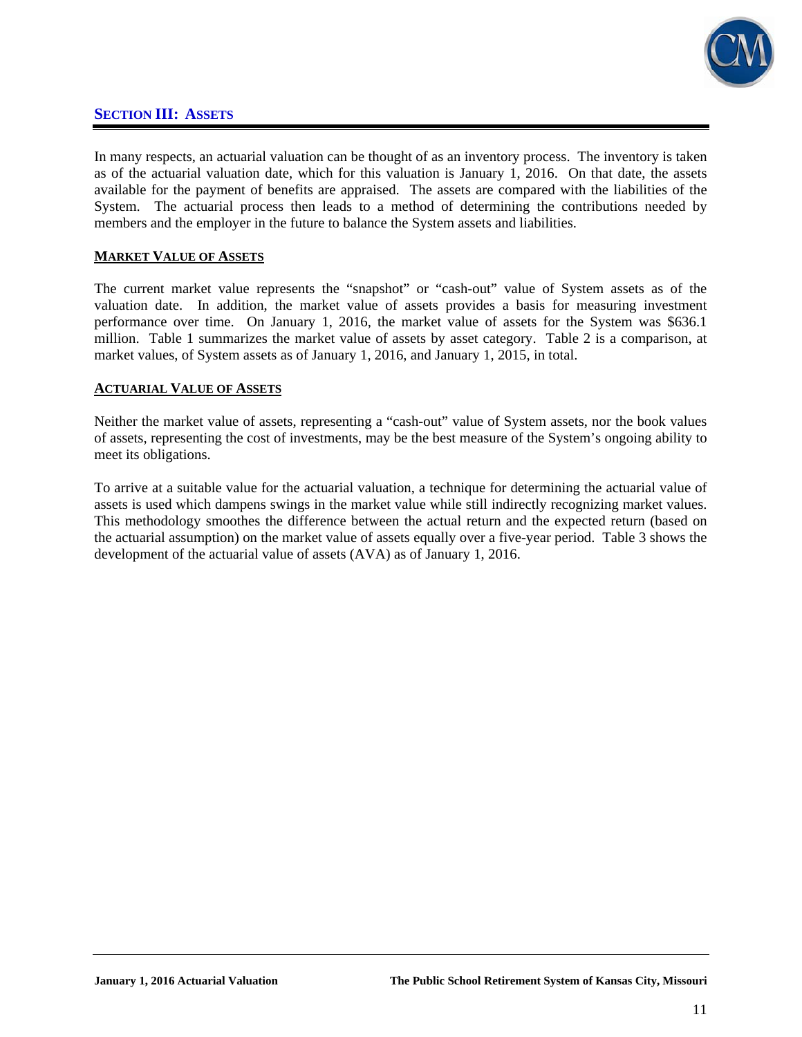## SECTION III: ASSETS

In many respects, an actuarial valuation can be thought of as an inventory process. The inventory is taken as of the actuarial valuation date, which for this valuation is January 1, 2016. On that date, the assets available for the payment of benefits are appraised. The assets are compared with the liabilities of the System. The actuarial process then leads to a method of determining the contributions needed by members and the employer in the future to balance the System assets and liabilities.

### MARKET VALUE OF ASSETS

The current market value represents the "snapshot" or "cash-out" value of System assets as of the valuation date. In addition, the market value of assets provides a basis for measuring investment performance over time. On January 1, 2016, the market value of assets for the System was $636.1 million. Table 1 summarizes the market value of assets by asset category. Table 2 is a comparison, at market values, of System assets as of January 1, 2016, and January 1, 2015, in total.

### ACTUARIAL VALUE OF ASSETS

Neither the market value of assets, representing a "cash-out" value of System assets, nor the book values of assets, representing the cost of investments, may be the best measure of the System's ongoing ability to meet its obligations.

To arrive at a suitable value for the actuarial valuation, a technique for determining the actuarial value of assets is used which dampens swings in the market value while still indirectly recognizing market values. This methodology smoothes the difference between the actual return and the expected return (based on the actuarial assumption) on the market value of assets equally over a five-year period. Table 3 shows the development of the actuarial value of assets (AVA) as of January 1, 2016.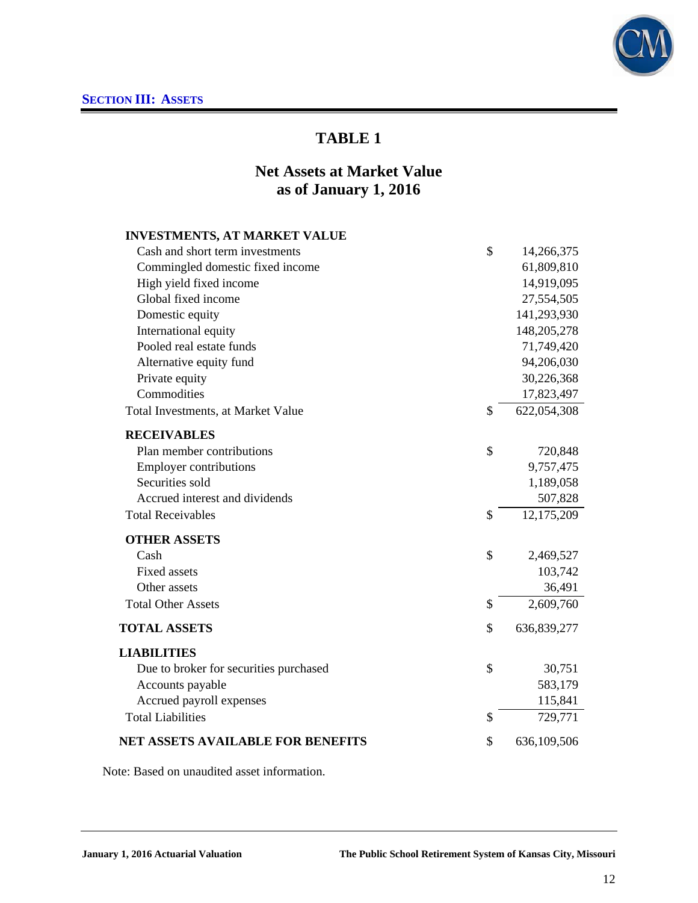## Section III: Assets

# TABLE 1

## Net Assets at Market Value as of January 1, 2016

| | | |
|---|---|---|
| **INVESTMENTS, AT MARKET VALUE** | | |
| Cash and short term investments | $ | 14,266,375 |
| Commingled domestic fixed income | | 61,809,810 |
| High yield fixed income | | 14,919,095 |
| Global fixed income | | 27,554,505 |
| Domestic equity | | 141,293,930 |
| International equity | | 148,205,278 |
| Pooled real estate funds | | 71,749,420 |
| Alternative equity fund | | 94,206,030 |
| Private equity | | 30,226,368 |
| Commodities | | 17,823,497 |
| Total Investments, at Market Value | $ | 622,054,308 |
| **RECEIVABLES** | | |
| Plan member contributions | $ | 720,848 |
| Employer contributions | | 9,757,475 |
| Securities sold | | 1,189,058 |
| Accrued interest and dividends | | 507,828 |
| Total Receivables | $ | 12,175,209 |
| **OTHER ASSETS** | | |
| Cash | $ | 2,469,527 |
| Fixed assets | | 103,742 |
| Other assets | | 36,491 |
| Total Other Assets | $ | 2,609,760 |
| **TOTAL ASSETS** | $ | 636,839,277 |
| **LIABILITIES** | | |
| Due to broker for securities purchased | $ | 30,751 |
| Accounts payable | | 583,179 |
| Accrued payroll expenses | | 115,841 |
| Total Liabilities | $ | 729,771 |
| **NET ASSETS AVAILABLE FOR BENEFITS** | $ | 636,109,506 |

Note: Based on unaudited asset information.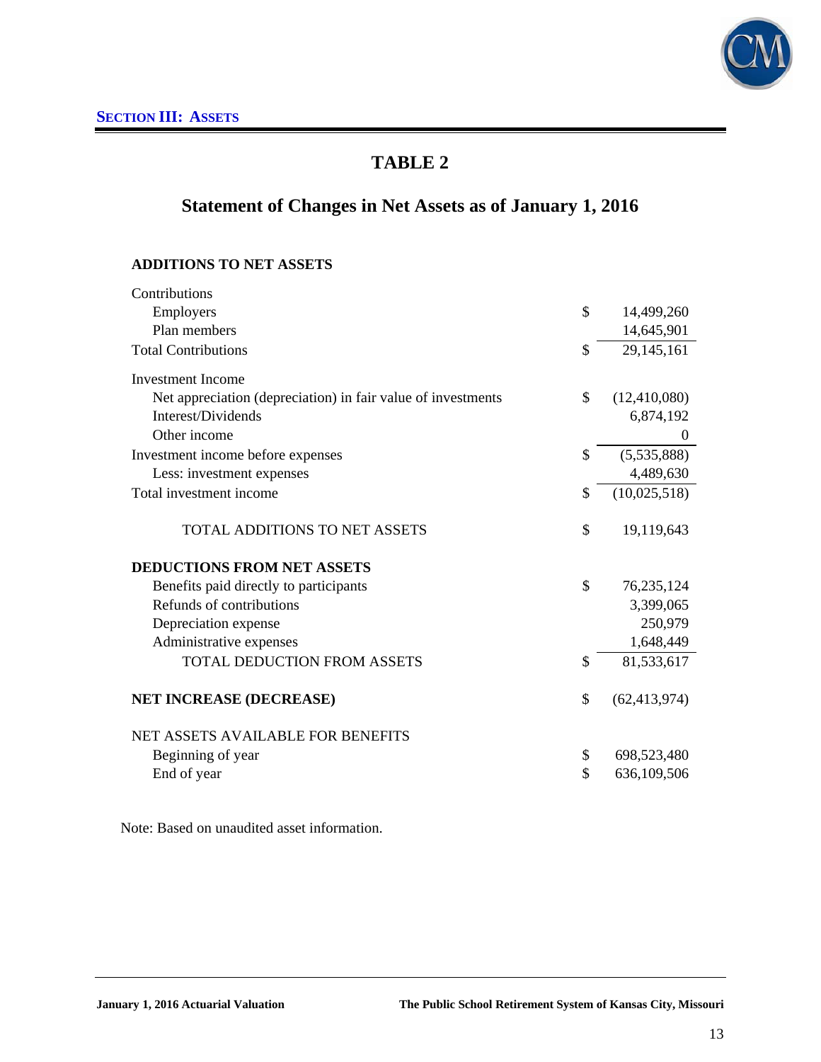## SECTION III: ASSETS

# TABLE 2

## Statement of Changes in Net Assets as of January 1, 2016

| | | |
|---|---|---|
| **ADDITIONS TO NET ASSETS** | | |
| Contributions | | |
| Employers | $ | 14,499,260 |
| Plan members | | 14,645,901 |
| Total Contributions | $ | 29,145,161 |
| Investment Income | | |
| Net appreciation (depreciation) in fair value of investments | $ | (12,410,080) |
| Interest/Dividends | | 6,874,192 |
| Other income | | 0 |
| Investment income before expenses | $ | (5,535,888) |
| Less: investment expenses | | 4,489,630 |
| Total investment income | $ | (10,025,518) |
| TOTAL ADDITIONS TO NET ASSETS | $ | 19,119,643 |
| **DEDUCTIONS FROM NET ASSETS** | | |
| Benefits paid directly to participants | $ | 76,235,124 |
| Refunds of contributions | | 3,399,065 |
| Depreciation expense | | 250,979 |
| Administrative expenses | | 1,648,449 |
| TOTAL DEDUCTION FROM ASSETS | $ | 81,533,617 |
| **NET INCREASE (DECREASE)** | $ | (62,413,974) |
| NET ASSETS AVAILABLE FOR BENEFITS | | |
| Beginning of year | $ | 698,523,480 |
| End of year | $ | 636,109,506 |

Note: Based on unaudited asset information.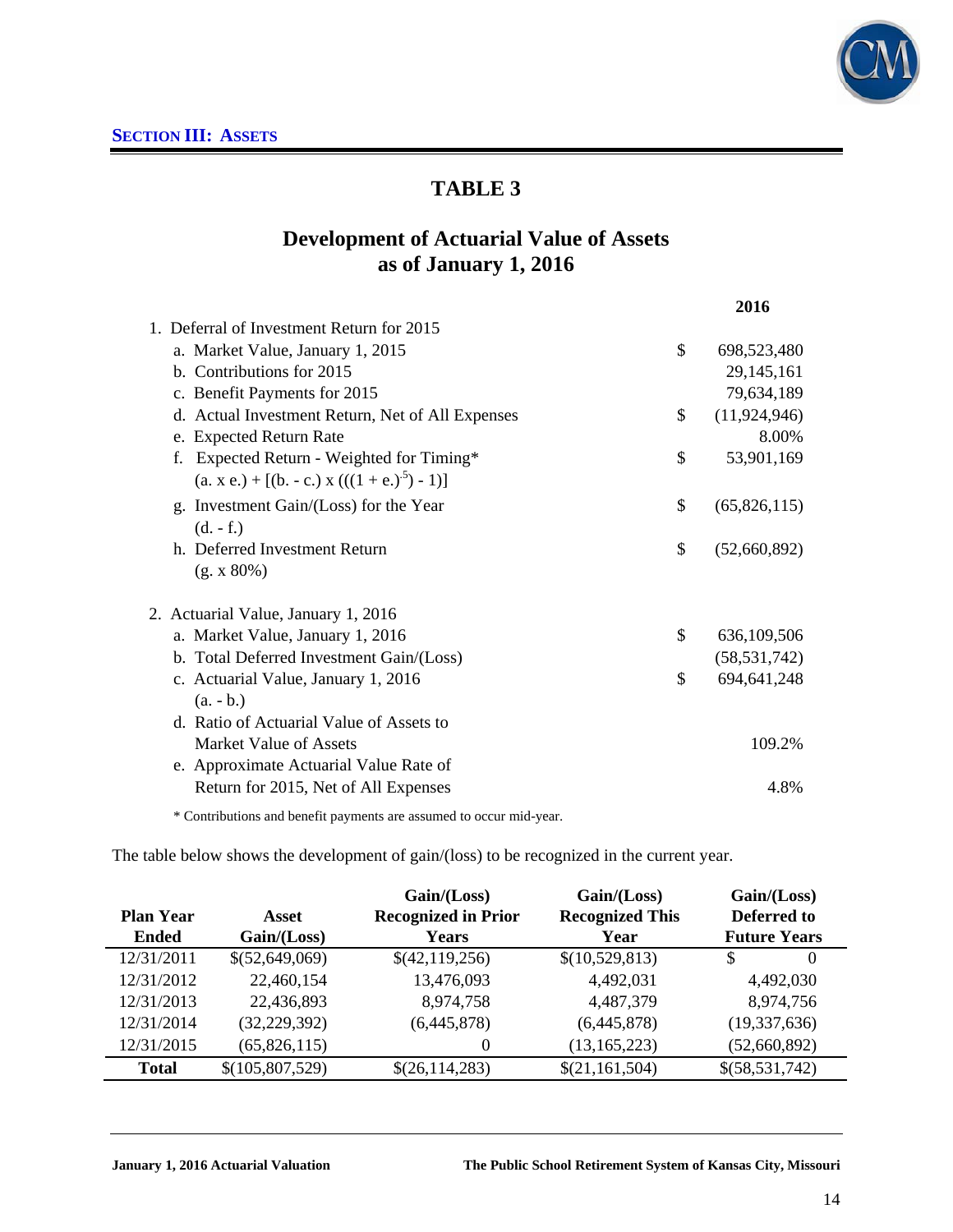**SECTION III: ASSETS**

# TABLE 3

## Development of Actuarial Value of Assets as of January 1, 2016

| | | 2016 |
|---|---|---|
| 1. Deferral of Investment Return for 2015 | | |
| a. Market Value, January 1, 2015 | $ | 698,523,480 |
| b. Contributions for 2015 | | 29,145,161 |
| c. Benefit Payments for 2015 | | 79,634,189 |
| d. Actual Investment Return, Net of All Expenses | $ | (11,924,946) |
| e. Expected Return Rate | | 8.00% |
| f. Expected Return - Weighted for Timing* $(a. \times e.) + [(b. - c.) \times (((1 + e.)^{.5}) - 1)]$ | $ | 53,901,169 |
| g. Investment Gain/(Loss) for the Year (d. - f.) | $ | (65,826,115) |
| h. Deferred Investment Return (g. x 80%) | $ | (52,660,892) |
| 2. Actuarial Value, January 1, 2016 | | |
| a. Market Value, January 1, 2016 | $ | 636,109,506 |
| b. Total Deferred Investment Gain/(Loss) | | (58,531,742) |
| c. Actuarial Value, January 1, 2016 (a. - b.) | $ | 694,641,248 |
| d. Ratio of Actuarial Value of Assets to Market Value of Assets | | 109.2% |
| e. Approximate Actuarial Value Rate of Return for 2015, Net of All Expenses | | 4.8% |

* Contributions and benefit payments are assumed to occur mid-year.

The table below shows the development of gain/(loss) to be recognized in the current year.

| Plan Year Ended | Asset Gain/(Loss) | Gain/(Loss) Recognized in Prior Years | Gain/(Loss) Recognized This Year | Gain/(Loss) Deferred to Future Years |
|---|---|---|---|---|
| 12/31/2011 | $(52,649,069) | $(42,119,256) | $(10,529,813) | $ 0 |
| 12/31/2012 | 22,460,154 | 13,476,093 | 4,492,031 | 4,492,030 |
| 12/31/2013 | 22,436,893 | 8,974,758 | 4,487,379 | 8,974,756 |
| 12/31/2014 | (32,229,392) | (6,445,878) | (6,445,878) | (19,337,636) |
| 12/31/2015 | (65,826,115) | 0 | (13,165,223) | (52,660,892) |
| **Total** | $(105,807,529) | $(26,114,283) | $(21,161,504) | $(58,531,742) |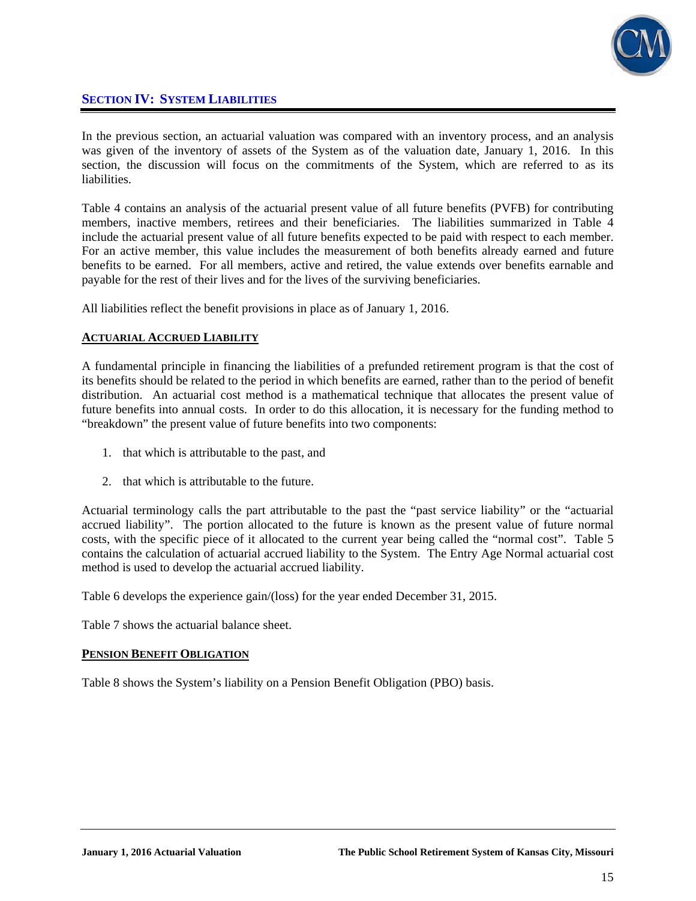## SECTION IV: SYSTEM LIABILITIES

In the previous section, an actuarial valuation was compared with an inventory process, and an analysis was given of the inventory of assets of the System as of the valuation date, January 1, 2016. In this section, the discussion will focus on the commitments of the System, which are referred to as its liabilities.

Table 4 contains an analysis of the actuarial present value of all future benefits (PVFB) for contributing members, inactive members, retirees and their beneficiaries. The liabilities summarized in Table 4 include the actuarial present value of all future benefits expected to be paid with respect to each member. For an active member, this value includes the measurement of both benefits already earned and future benefits to be earned. For all members, active and retired, the value extends over benefits earnable and payable for the rest of their lives and for the lives of the surviving beneficiaries.

All liabilities reflect the benefit provisions in place as of January 1, 2016.

### ACTUARIAL ACCRUED LIABILITY

A fundamental principle in financing the liabilities of a prefunded retirement program is that the cost of its benefits should be related to the period in which benefits are earned, rather than to the period of benefit distribution. An actuarial cost method is a mathematical technique that allocates the present value of future benefits into annual costs. In order to do this allocation, it is necessary for the funding method to "breakdown" the present value of future benefits into two components:

1. that which is attributable to the past, and
2. that which is attributable to the future.

Actuarial terminology calls the part attributable to the past the "past service liability" or the "actuarial accrued liability". The portion allocated to the future is known as the present value of future normal costs, with the specific piece of it allocated to the current year being called the "normal cost". Table 5 contains the calculation of actuarial accrued liability to the System. The Entry Age Normal actuarial cost method is used to develop the actuarial accrued liability.

Table 6 develops the experience gain/(loss) for the year ended December 31, 2015.

Table 7 shows the actuarial balance sheet.

### PENSION BENEFIT OBLIGATION

Table 8 shows the System's liability on a Pension Benefit Obligation (PBO) basis.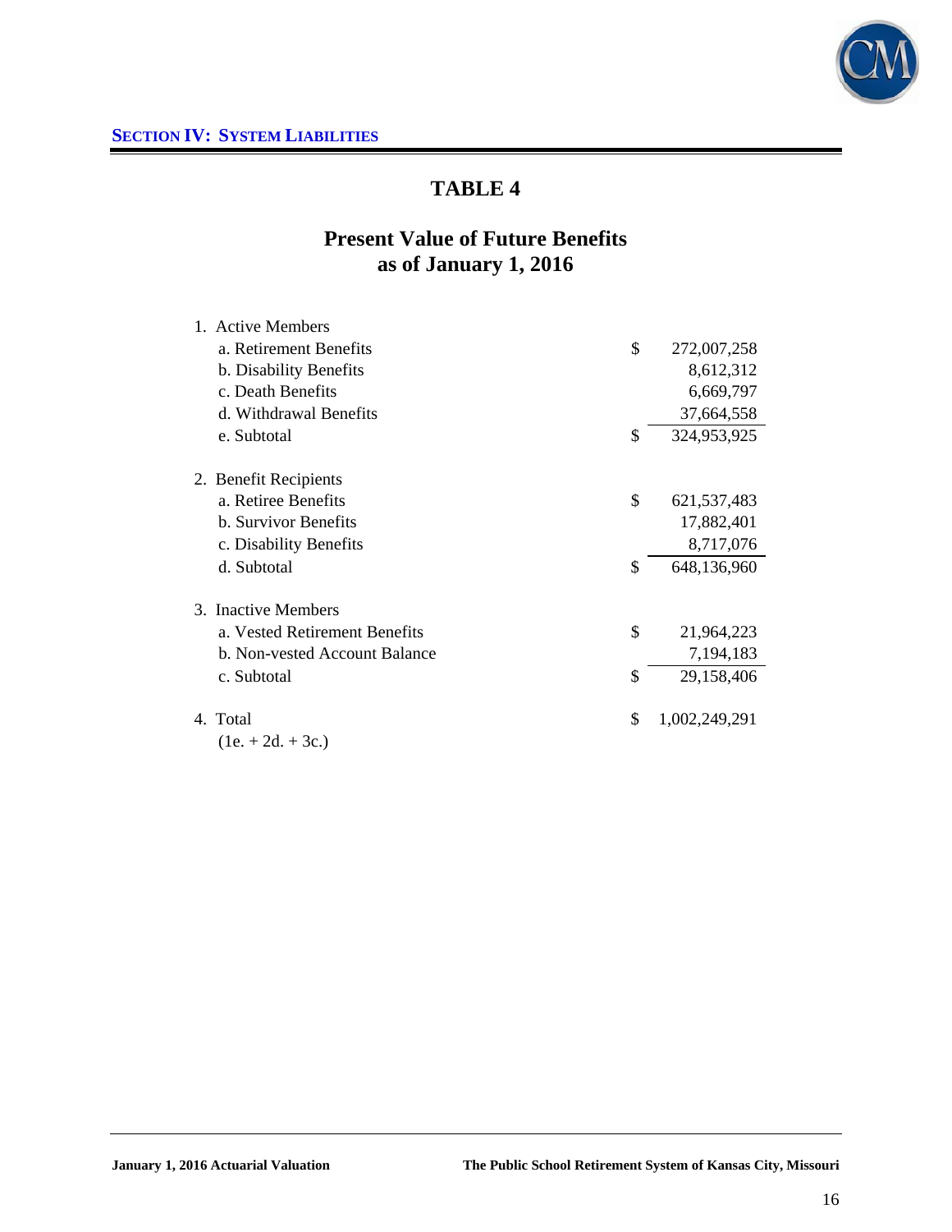## SECTION IV: SYSTEM LIABILITIES

# TABLE 4

## Present Value of Future Benefits as of January 1, 2016

| | | |
|---|---|---|
| 1. Active Members | | |
| a. Retirement Benefits | $ | 272,007,258 |
| b. Disability Benefits | | 8,612,312 |
| c. Death Benefits | | 6,669,797 |
| d. Withdrawal Benefits | | 37,664,558 |
| e. Subtotal | $ | 324,953,925 |
| 2. Benefit Recipients | | |
| a. Retiree Benefits | $ | 621,537,483 |
| b. Survivor Benefits | | 17,882,401 |
| c. Disability Benefits | | 8,717,076 |
| d. Subtotal | $ | 648,136,960 |
| 3. Inactive Members | | |
| a. Vested Retirement Benefits | $ | 21,964,223 |
| b. Non-vested Account Balance | | 7,194,183 |
| c. Subtotal | $ | 29,158,406 |
| 4. Total (1e. + 2d. + 3c.) | $ | 1,002,249,291 |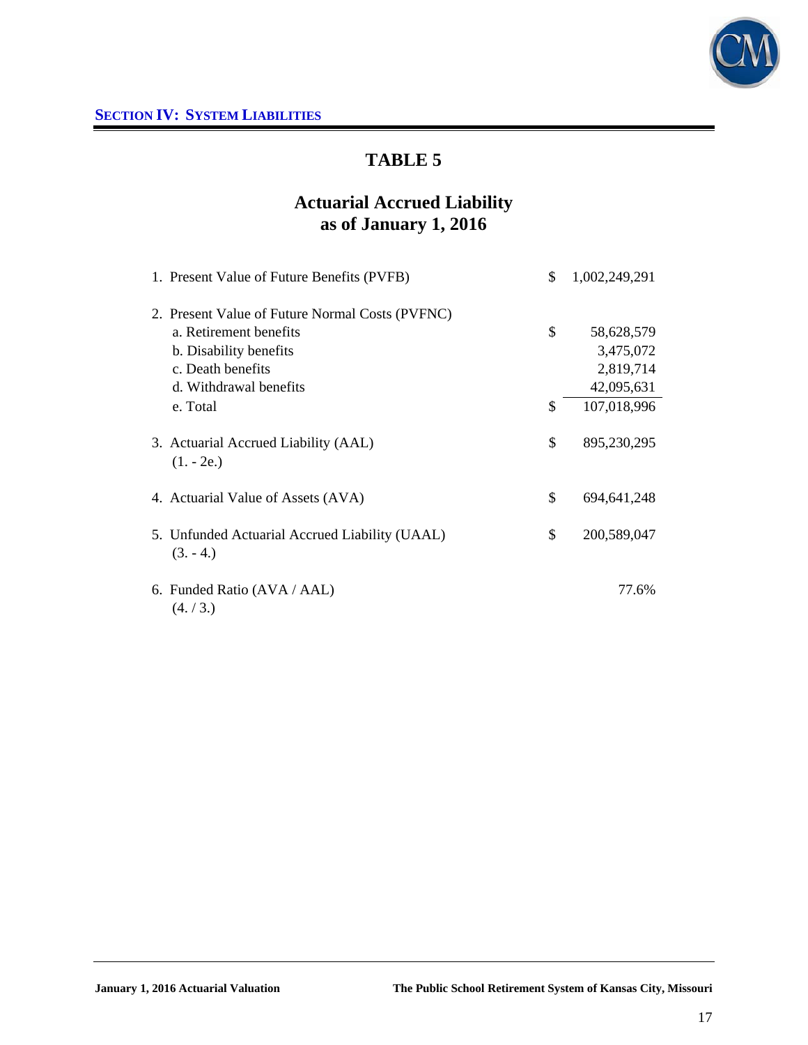## SECTION IV: SYSTEM LIABILITIES

# TABLE 5

## Actuarial Accrued Liability as of January 1, 2016

| | | |
|---|---|---|
| 1. Present Value of Future Benefits (PVFB) | $ | 1,002,249,291 |
| 2. Present Value of Future Normal Costs (PVFNC) | | |
| a. Retirement benefits | $ | 58,628,579 |
| b. Disability benefits | | 3,475,072 |
| c. Death benefits | | 2,819,714 |
| d. Withdrawal benefits | | 42,095,631 |
| e. Total | $ | 107,018,996 |
| 3. Actuarial Accrued Liability (AAL) (1. - 2e.) | $ | 895,230,295 |
| 4. Actuarial Value of Assets (AVA) | $ | 694,641,248 |
| 5. Unfunded Actuarial Accrued Liability (UAAL) (3. - 4.) | $ | 200,589,047 |
| 6. Funded Ratio (AVA / AAL) (4. / 3.) | | 77.6% |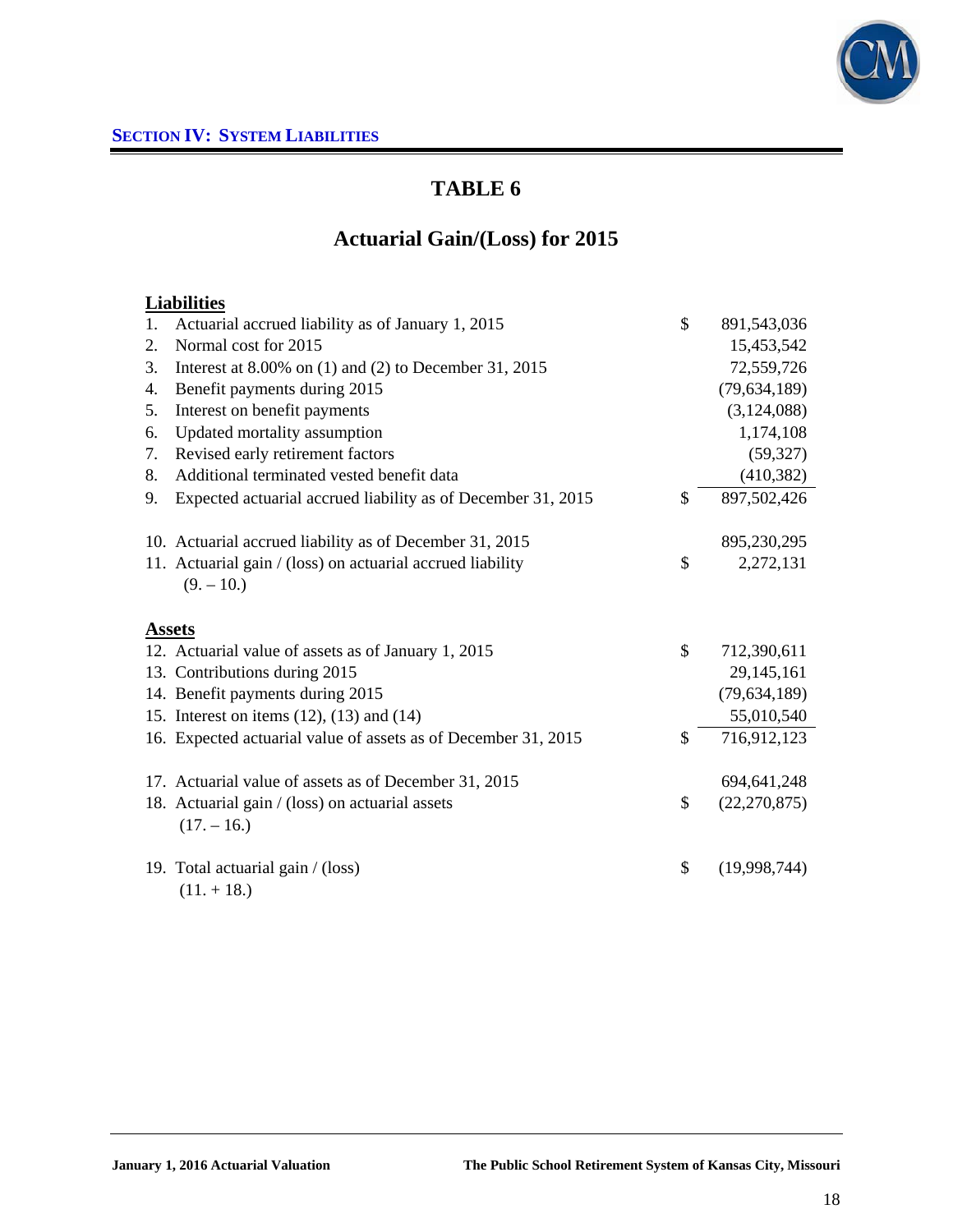**SECTION IV: SYSTEM LIABILITIES**

# TABLE 6

## Actuarial Gain/(Loss) for 2015

| **Liabilities** | | |
|---|---|---|
| 1. Actuarial accrued liability as of January 1, 2015 | $ | 891,543,036 |
| 2. Normal cost for 2015 | | 15,453,542 |
| 3. Interest at 8.00% on (1) and (2) to December 31, 2015 | | 72,559,726 |
| 4. Benefit payments during 2015 | | (79,634,189) |
| 5. Interest on benefit payments | | (3,124,088) |
| 6. Updated mortality assumption | | 1,174,108 |
| 7. Revised early retirement factors | | (59,327) |
| 8. Additional terminated vested benefit data | | (410,382) |
| 9. Expected actuarial accrued liability as of December 31, 2015 | $ | 897,502,426 |
| | | |
| 10. Actuarial accrued liability as of December 31, 2015 | | 895,230,295 |
| 11. Actuarial gain / (loss) on actuarial accrued liability (9. – 10.) | $ | 2,272,131 |
| | | |
| **Assets** | | |
| 12. Actuarial value of assets as of January 1, 2015 | $ | 712,390,611 |
| 13. Contributions during 2015 | | 29,145,161 |
| 14. Benefit payments during 2015 | | (79,634,189) |
| 15. Interest on items (12), (13) and (14) | | 55,010,540 |
| 16. Expected actuarial value of assets as of December 31, 2015 | $ | 716,912,123 |
| | | |
| 17. Actuarial value of assets as of December 31, 2015 | | 694,641,248 |
| 18. Actuarial gain / (loss) on actuarial assets (17. – 16.) | $ | (22,270,875) |
| | | |
| 19. Total actuarial gain / (loss) (11. + 18.) | $ | (19,998,744) |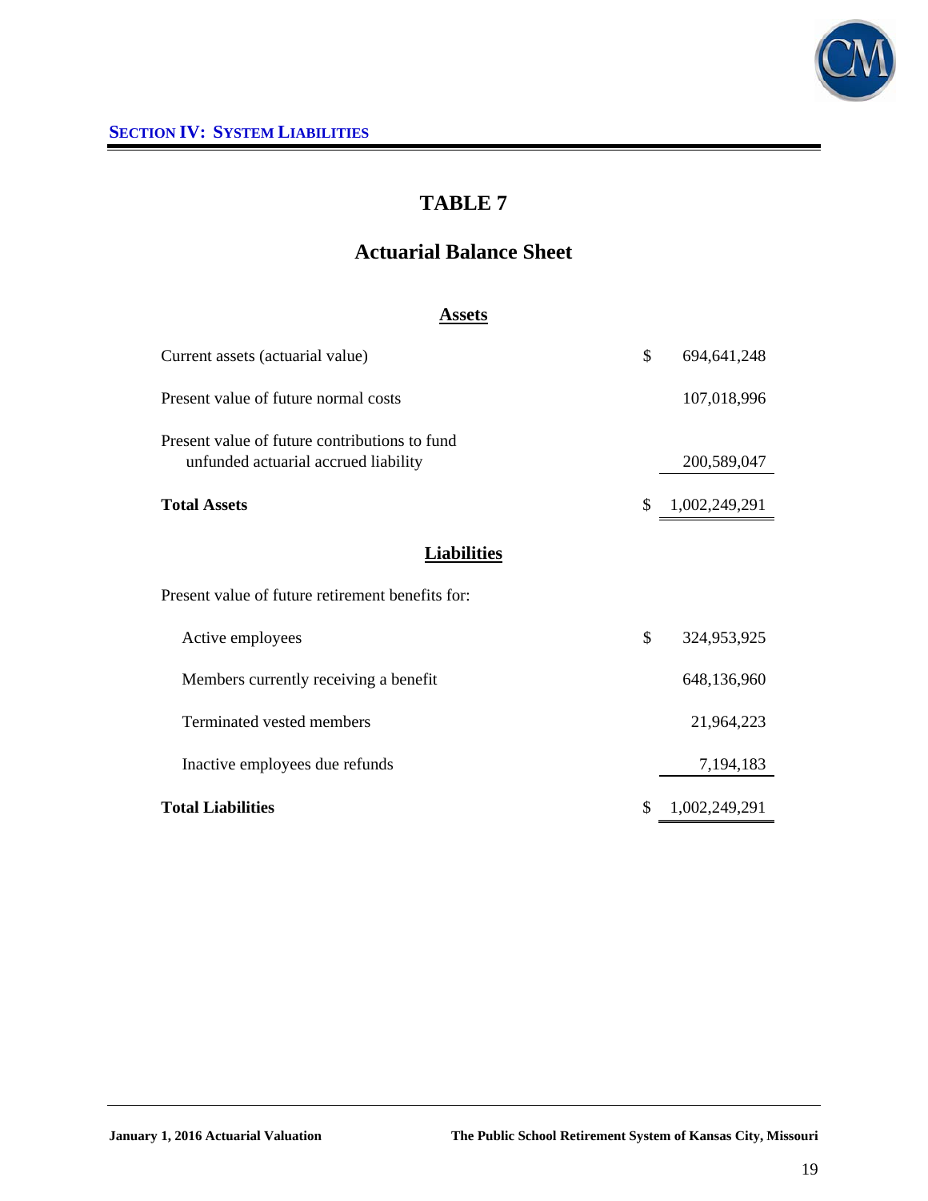## SECTION IV: SYSTEM LIABILITIES

# TABLE 7

## Actuarial Balance Sheet

### Assets

| | | |
|---|---|---|
| Current assets (actuarial value) | $ | 694,641,248 |
| Present value of future normal costs | | 107,018,996 |
| Present value of future contributions to fund unfunded actuarial accrued liability | | 200,589,047 |
| **Total Assets** | $ | 1,002,249,291 |

### Liabilities

| | | |
|---|---|---|
| Present value of future retirement benefits for: | | |
| Active employees | $ | 324,953,925 |
| Members currently receiving a benefit | | 648,136,960 |
| Terminated vested members | | 21,964,223 |
| Inactive employees due refunds | | 7,194,183 |
| **Total Liabilities** | $ | 1,002,249,291 |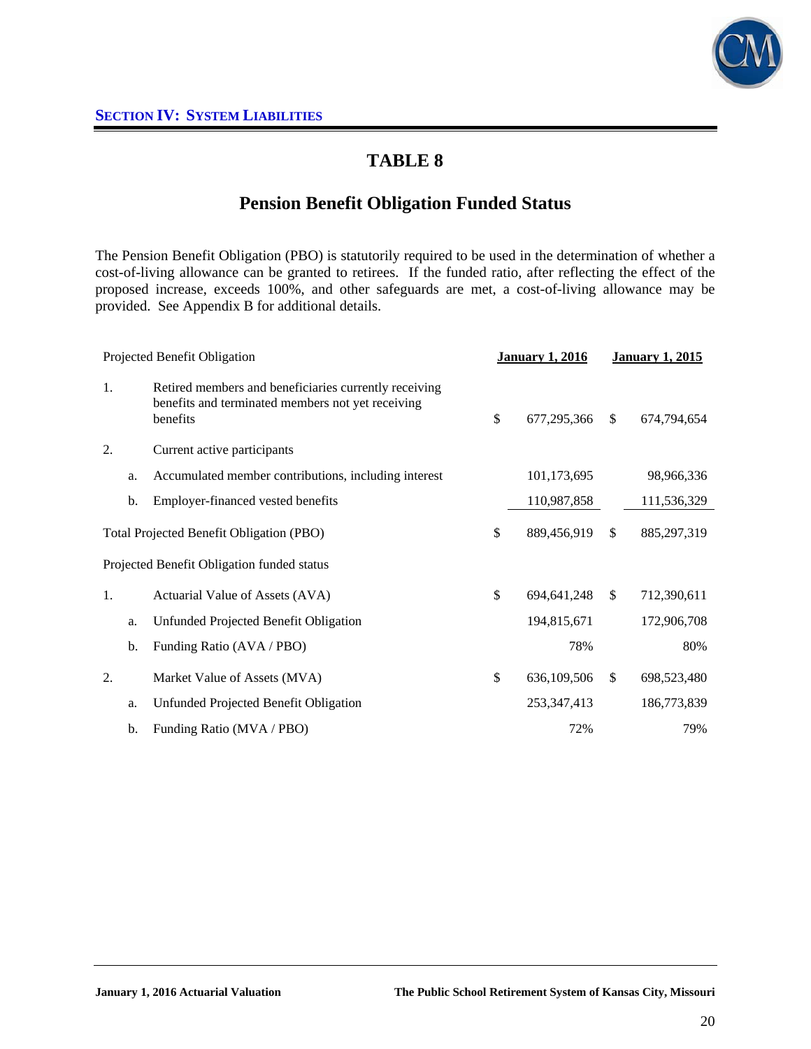**SECTION IV: SYSTEM LIABILITIES**

# TABLE 8

## Pension Benefit Obligation Funded Status

The Pension Benefit Obligation (PBO) is statutorily required to be used in the determination of whether a cost-of-living allowance can be granted to retirees. If the funded ratio, after reflecting the effect of the proposed increase, exceeds 100%, and other safeguards are met, a cost-of-living allowance may be provided. See Appendix B for additional details.

| Projected Benefit Obligation | | | January 1, 2016 | January 1, 2015 |
|---|---|---|---|---|
| 1. | | Retired members and beneficiaries currently receiving benefits and terminated members not yet receiving benefits | $ 677,295,366 | $ 674,794,654 |
| 2. | | Current active participants | | |
| | a. | Accumulated member contributions, including interest | 101,173,695 | 98,966,336 |
| | b. | Employer-financed vested benefits | 110,987,858 | 111,536,329 |
| Total Projected Benefit Obligation (PBO) | | | $ 889,456,919 | $ 885,297,319 |
| Projected Benefit Obligation funded status | | | | |
| 1. | | Actuarial Value of Assets (AVA) | $ 694,641,248 | $ 712,390,611 |
| | a. | Unfunded Projected Benefit Obligation | 194,815,671 | 172,906,708 |
| | b. | Funding Ratio (AVA / PBO) | 78% | 80% |
| 2. | | Market Value of Assets (MVA) | $ 636,109,506 | $ 698,523,480 |
| | a. | Unfunded Projected Benefit Obligation | 253,347,413 | 186,773,839 |
| | b. | Funding Ratio (MVA / PBO) | 72% | 79% |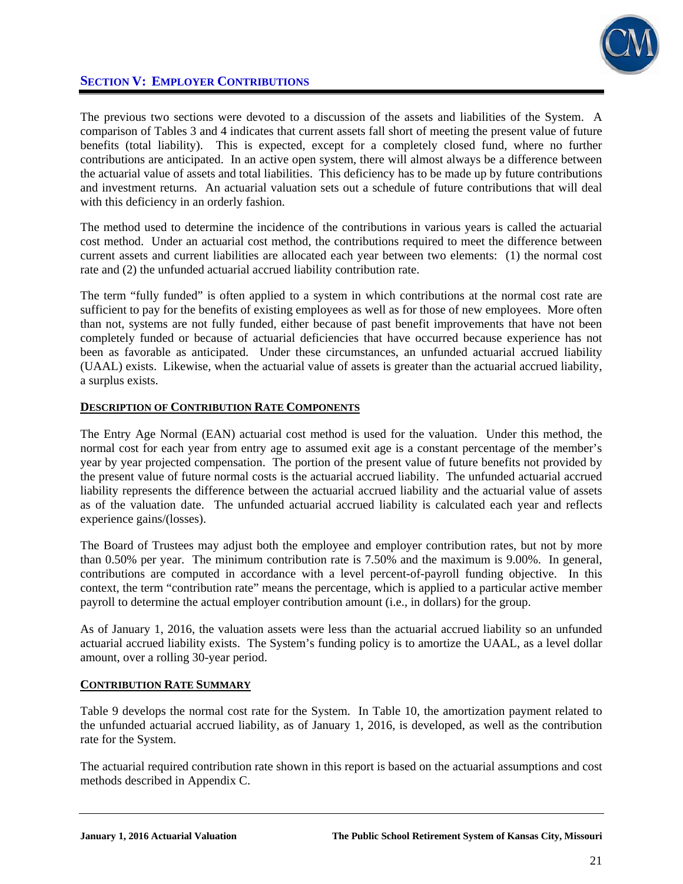## SECTION V: EMPLOYER CONTRIBUTIONS

The previous two sections were devoted to a discussion of the assets and liabilities of the System. A comparison of Tables 3 and 4 indicates that current assets fall short of meeting the present value of future benefits (total liability). This is expected, except for a completely closed fund, where no further contributions are anticipated. In an active open system, there will almost always be a difference between the actuarial value of assets and total liabilities. This deficiency has to be made up by future contributions and investment returns. An actuarial valuation sets out a schedule of future contributions that will deal with this deficiency in an orderly fashion.

The method used to determine the incidence of the contributions in various years is called the actuarial cost method. Under an actuarial cost method, the contributions required to meet the difference between current assets and current liabilities are allocated each year between two elements: (1) the normal cost rate and (2) the unfunded actuarial accrued liability contribution rate.

The term "fully funded" is often applied to a system in which contributions at the normal cost rate are sufficient to pay for the benefits of existing employees as well as for those of new employees. More often than not, systems are not fully funded, either because of past benefit improvements that have not been completely funded or because of actuarial deficiencies that have occurred because experience has not been as favorable as anticipated. Under these circumstances, an unfunded actuarial accrued liability (UAAL) exists. Likewise, when the actuarial value of assets is greater than the actuarial accrued liability, a surplus exists.

### DESCRIPTION OF CONTRIBUTION RATE COMPONENTS

The Entry Age Normal (EAN) actuarial cost method is used for the valuation. Under this method, the normal cost for each year from entry age to assumed exit age is a constant percentage of the member's year by year projected compensation. The portion of the present value of future benefits not provided by the present value of future normal costs is the actuarial accrued liability. The unfunded actuarial accrued liability represents the difference between the actuarial accrued liability and the actuarial value of assets as of the valuation date. The unfunded actuarial accrued liability is calculated each year and reflects experience gains/(losses).

The Board of Trustees may adjust both the employee and employer contribution rates, but not by more than 0.50% per year. The minimum contribution rate is 7.50% and the maximum is 9.00%. In general, contributions are computed in accordance with a level percent-of-payroll funding objective. In this context, the term "contribution rate" means the percentage, which is applied to a particular active member payroll to determine the actual employer contribution amount (i.e., in dollars) for the group.

As of January 1, 2016, the valuation assets were less than the actuarial accrued liability so an unfunded actuarial accrued liability exists. The System's funding policy is to amortize the UAAL, as a level dollar amount, over a rolling 30-year period.

### CONTRIBUTION RATE SUMMARY

Table 9 develops the normal cost rate for the System. In Table 10, the amortization payment related to the unfunded actuarial accrued liability, as of January 1, 2016, is developed, as well as the contribution rate for the System.

The actuarial required contribution rate shown in this report is based on the actuarial assumptions and cost methods described in Appendix C.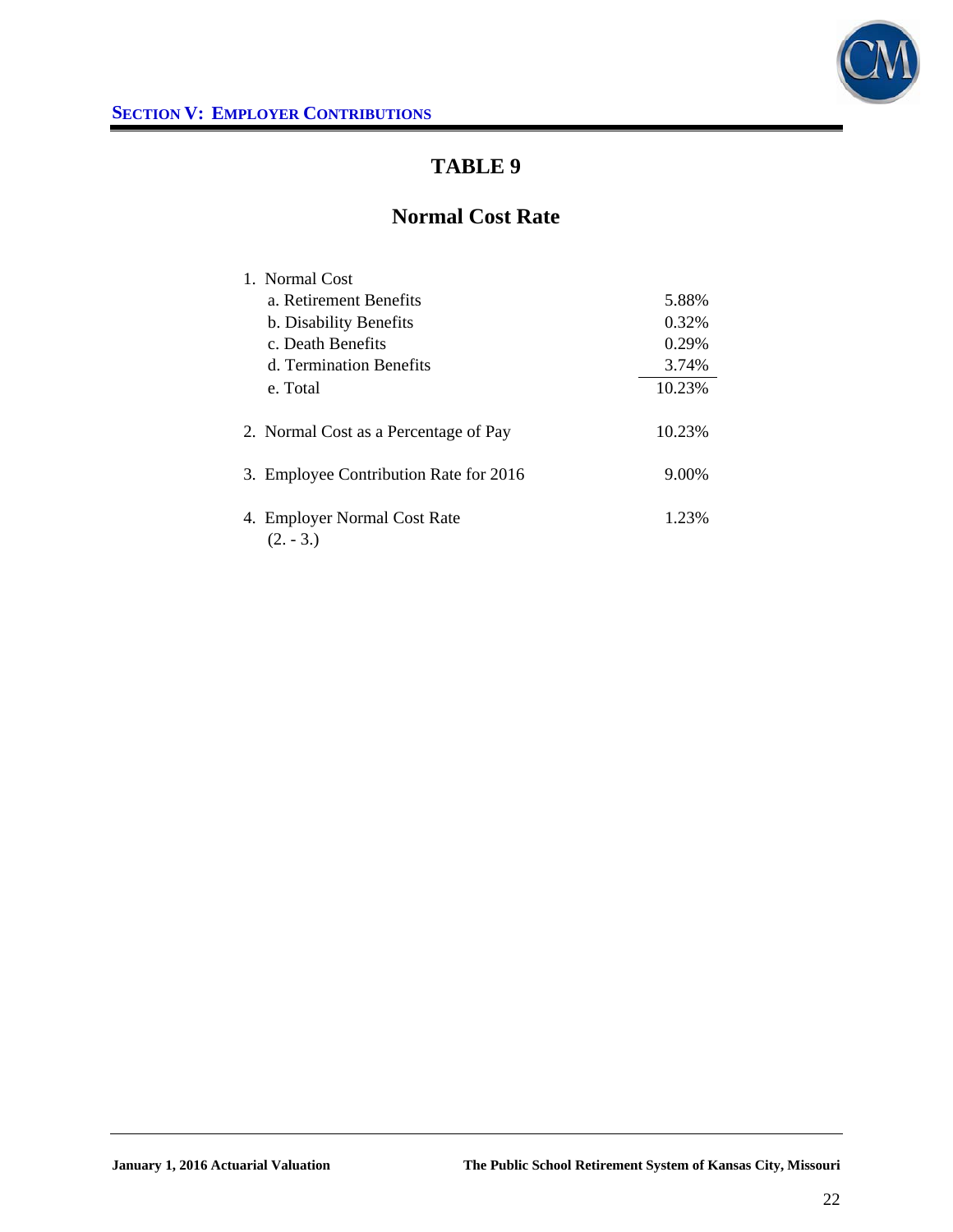## SECTION V: EMPLOYER CONTRIBUTIONS

# TABLE 9

## Normal Cost Rate

| | |
|---|---|
| 1. Normal Cost | |
| a. Retirement Benefits | 5.88% |
| b. Disability Benefits | 0.32% |
| c. Death Benefits | 0.29% |
| d. Termination Benefits | 3.74% |
| e. Total | 10.23% |
| 2. Normal Cost as a Percentage of Pay | 10.23% |
| 3. Employee Contribution Rate for 2016 | 9.00% |
| 4. Employer Normal Cost Rate (2. - 3.) | 1.23% |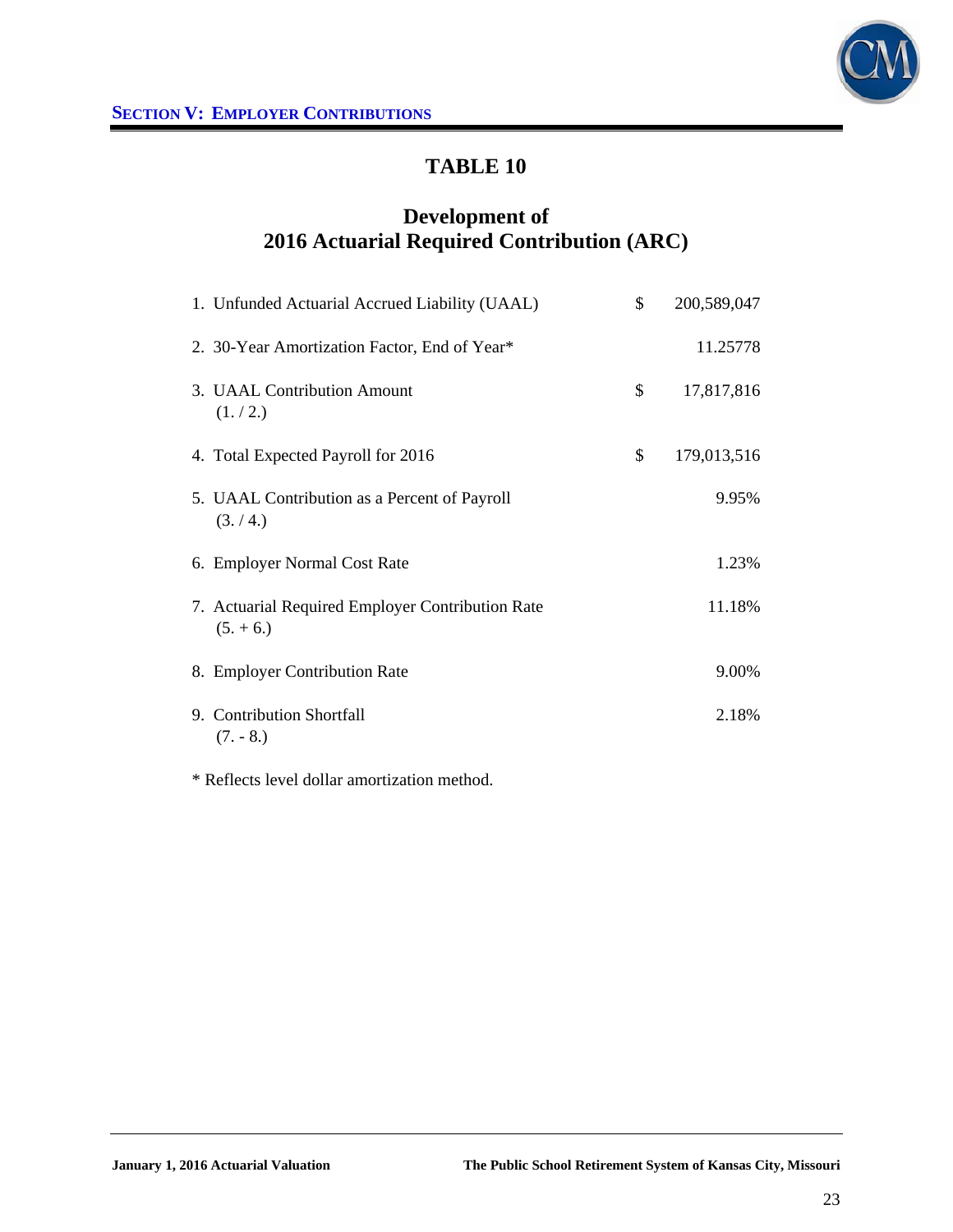## SECTION V: EMPLOYER CONTRIBUTIONS

# TABLE 10

## Development of 2016 Actuarial Required Contribution (ARC)

| | | |
|---|---|---|
| 1. Unfunded Actuarial Accrued Liability (UAAL) | $ | 200,589,047 |
| 2. 30-Year Amortization Factor, End of Year* | | 11.25778 |
| 3. UAAL Contribution Amount (1. / 2.) | $ | 17,817,816 |
| 4. Total Expected Payroll for 2016 | $ | 179,013,516 |
| 5. UAAL Contribution as a Percent of Payroll (3. / 4.) | | 9.95% |
| 6. Employer Normal Cost Rate | | 1.23% |
| 7. Actuarial Required Employer Contribution Rate (5. + 6.) | | 11.18% |
| 8. Employer Contribution Rate | | 9.00% |
| 9. Contribution Shortfall (7. - 8.) | | 2.18% |

* Reflects level dollar amortization method.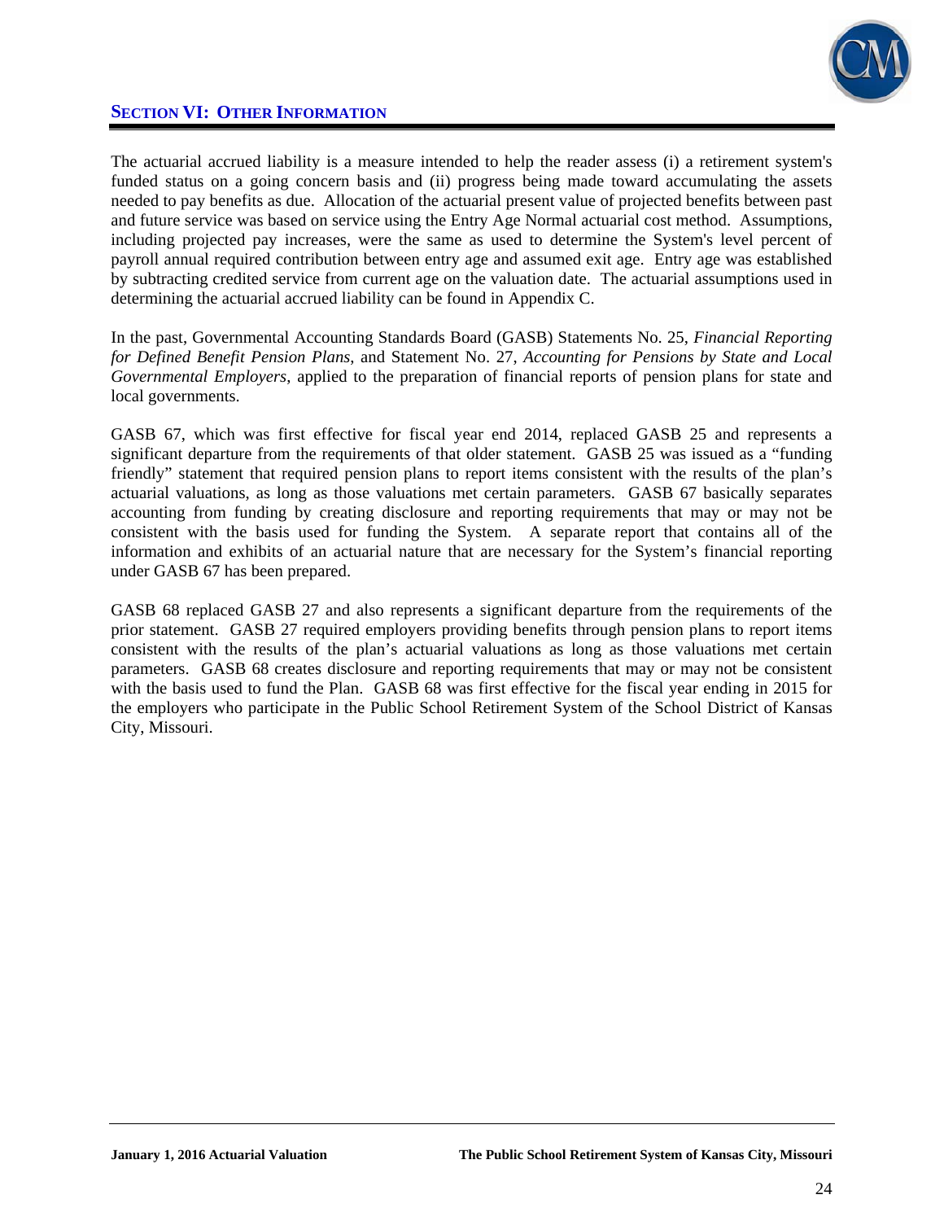## Section VI: Other Information

The actuarial accrued liability is a measure intended to help the reader assess (i) a retirement system's funded status on a going concern basis and (ii) progress being made toward accumulating the assets needed to pay benefits as due. Allocation of the actuarial present value of projected benefits between past and future service was based on service using the Entry Age Normal actuarial cost method. Assumptions, including projected pay increases, were the same as used to determine the System's level percent of payroll annual required contribution between entry age and assumed exit age. Entry age was established by subtracting credited service from current age on the valuation date. The actuarial assumptions used in determining the actuarial accrued liability can be found in Appendix C.

In the past, Governmental Accounting Standards Board (GASB) Statements No. 25, *Financial Reporting for Defined Benefit Pension Plans*, and Statement No. 27, *Accounting for Pensions by State and Local Governmental Employers*, applied to the preparation of financial reports of pension plans for state and local governments.

GASB 67, which was first effective for fiscal year end 2014, replaced GASB 25 and represents a significant departure from the requirements of that older statement. GASB 25 was issued as a "funding friendly" statement that required pension plans to report items consistent with the results of the plan's actuarial valuations, as long as those valuations met certain parameters. GASB 67 basically separates accounting from funding by creating disclosure and reporting requirements that may or may not be consistent with the basis used for funding the System. A separate report that contains all of the information and exhibits of an actuarial nature that are necessary for the System's financial reporting under GASB 67 has been prepared.

GASB 68 replaced GASB 27 and also represents a significant departure from the requirements of the prior statement. GASB 27 required employers providing benefits through pension plans to report items consistent with the results of the plan's actuarial valuations as long as those valuations met certain parameters. GASB 68 creates disclosure and reporting requirements that may or may not be consistent with the basis used to fund the Plan. GASB 68 was first effective for the fiscal year ending in 2015 for the employers who participate in the Public School Retirement System of the School District of Kansas City, Missouri.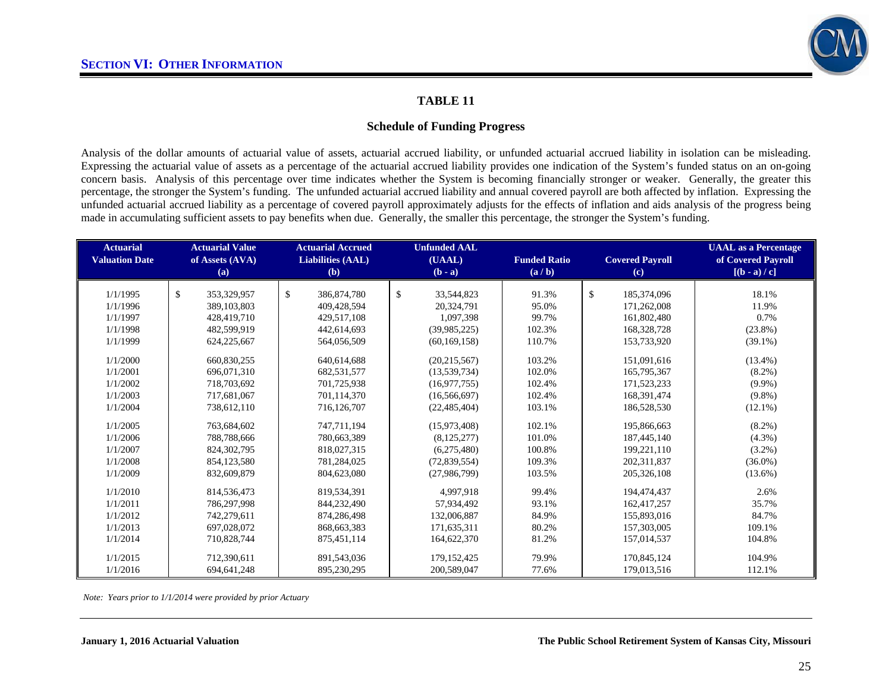## SECTION VI: OTHER INFORMATION

### TABLE 11

**Schedule of Funding Progress**

Analysis of the dollar amounts of actuarial value of assets, actuarial accrued liability, or unfunded actuarial accrued liability in isolation can be misleading. Expressing the actuarial value of assets as a percentage of the actuarial accrued liability provides one indication of the System's funded status on an on-going concern basis. Analysis of this percentage over time indicates whether the System is becoming financially stronger or weaker. Generally, the greater this percentage, the stronger the System's funding. The unfunded actuarial accrued liability and annual covered payroll are both affected by inflation. Expressing the unfunded actuarial accrued liability as a percentage of covered payroll approximately adjusts for the effects of inflation and aids analysis of the progress being made in accumulating sufficient assets to pay benefits when due. Generally, the smaller this percentage, the stronger the System's funding.

| Actuarial Valuation Date | Actuarial Value of Assets (AVA) (a) | Actuarial Accrued Liabilities (AAL) (b) | Unfunded AAL (UAAL) (b - a) | Funded Ratio (a / b) | Covered Payroll (c) | UAAL as a Percentage of Covered Payroll [(b - a) / c] |
|---|---|---|---|---|---|---|
| 1/1/1995 | $ 353,329,957 | $ 386,874,780 | $ 33,544,823 | 91.3% | $ 185,374,096 | 18.1% |
| 1/1/1996 | 389,103,803 | 409,428,594 | 20,324,791 | 95.0% | 171,262,008 | 11.9% |
| 1/1/1997 | 428,419,710 | 429,517,108 | 1,097,398 | 99.7% | 161,802,480 | 0.7% |
| 1/1/1998 | 482,599,919 | 442,614,693 | (39,985,225) | 102.3% | 168,328,728 | (23.8%) |
| 1/1/1999 | 624,225,667 | 564,056,509 | (60,169,158) | 110.7% | 153,733,920 | (39.1%) |
| 1/1/2000 | 660,830,255 | 640,614,688 | (20,215,567) | 103.2% | 151,091,616 | (13.4%) |
| 1/1/2001 | 696,071,310 | 682,531,577 | (13,539,734) | 102.0% | 165,795,367 | (8.2%) |
| 1/1/2002 | 718,703,692 | 701,725,938 | (16,977,755) | 102.4% | 171,523,233 | (9.9%) |
| 1/1/2003 | 717,681,067 | 701,114,370 | (16,566,697) | 102.4% | 168,391,474 | (9.8%) |
| 1/1/2004 | 738,612,110 | 716,126,707 | (22,485,404) | 103.1% | 186,528,530 | (12.1%) |
| 1/1/2005 | 763,684,602 | 747,711,194 | (15,973,408) | 102.1% | 195,866,663 | (8.2%) |
| 1/1/2006 | 788,788,666 | 780,663,389 | (8,125,277) | 101.0% | 187,445,140 | (4.3%) |
| 1/1/2007 | 824,302,795 | 818,027,315 | (6,275,480) | 100.8% | 199,221,110 | (3.2%) |
| 1/1/2008 | 854,123,580 | 781,284,025 | (72,839,554) | 109.3% | 202,311,837 | (36.0%) |
| 1/1/2009 | 832,609,879 | 804,623,080 | (27,986,799) | 103.5% | 205,326,108 | (13.6%) |
| 1/1/2010 | 814,536,473 | 819,534,391 | 4,997,918 | 99.4% | 194,474,437 | 2.6% |
| 1/1/2011 | 786,297,998 | 844,232,490 | 57,934,492 | 93.1% | 162,417,257 | 35.7% |
| 1/1/2012 | 742,279,611 | 874,286,498 | 132,006,887 | 84.9% | 155,893,016 | 84.7% |
| 1/1/2013 | 697,028,072 | 868,663,383 | 171,635,311 | 80.2% | 157,303,005 | 109.1% |
| 1/1/2014 | 710,828,744 | 875,451,114 | 164,622,370 | 81.2% | 157,014,537 | 104.8% |
| 1/1/2015 | 712,390,611 | 891,543,036 | 179,152,425 | 79.9% | 170,845,124 | 104.9% |
| 1/1/2016 | 694,641,248 | 895,230,295 | 200,589,047 | 77.6% | 179,013,516 | 112.1% |

*Note: Years prior to 1/1/2014 were provided by prior Actuary*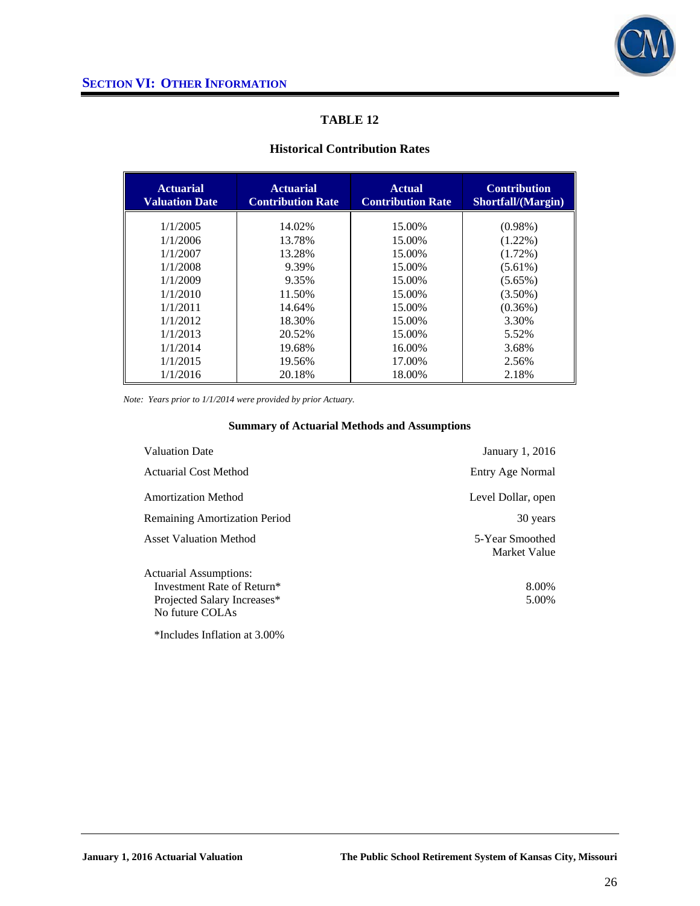## Section VI: Other Information

### TABLE 12

#### Historical Contribution Rates

| Actuarial Valuation Date | Actuarial Contribution Rate | Actual Contribution Rate | Contribution Shortfall/(Margin) |
|---|---|---|---|
| 1/1/2005 | 14.02% | 15.00% | (0.98%) |
| 1/1/2006 | 13.78% | 15.00% | (1.22%) |
| 1/1/2007 | 13.28% | 15.00% | (1.72%) |
| 1/1/2008 | 9.39% | 15.00% | (5.61%) |
| 1/1/2009 | 9.35% | 15.00% | (5.65%) |
| 1/1/2010 | 11.50% | 15.00% | (3.50%) |
| 1/1/2011 | 14.64% | 15.00% | (0.36%) |
| 1/1/2012 | 18.30% | 15.00% | 3.30% |
| 1/1/2013 | 20.52% | 15.00% | 5.52% |
| 1/1/2014 | 19.68% | 16.00% | 3.68% |
| 1/1/2015 | 19.56% | 17.00% | 2.56% |
| 1/1/2016 | 20.18% | 18.00% | 2.18% |

*Note: Years prior to 1/1/2014 were provided by prior Actuary.*

#### Summary of Actuarial Methods and Assumptions

| | |
|---|---|
| Valuation Date | January 1, 2016 |
| Actuarial Cost Method | Entry Age Normal |
| Amortization Method | Level Dollar, open |
| Remaining Amortization Period | 30 years |
| Asset Valuation Method | 5-Year Smoothed Market Value |

Actuarial Assumptions:

| | |
|---|---|
| Investment Rate of Return* | 8.00% |
| Projected Salary Increases* | 5.00% |
| No future COLAs | |

*Includes Inflation at 3.00%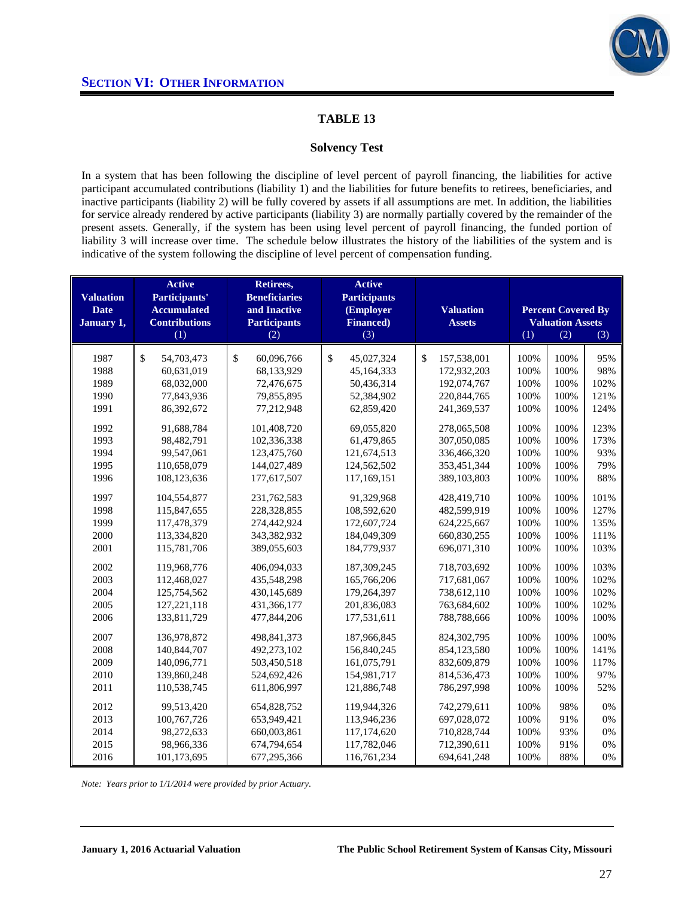## SECTION VI: OTHER INFORMATION

### TABLE 13

#### Solvency Test

In a system that has been following the discipline of level percent of payroll financing, the liabilities for active participant accumulated contributions (liability 1) and the liabilities for future benefits to retirees, beneficiaries, and inactive participants (liability 2) will be fully covered by assets if all assumptions are met. In addition, the liabilities for service already rendered by active participants (liability 3) are normally partially covered by the remainder of the present assets. Generally, if the system has been using level percent of payroll financing, the funded portion of liability 3 will increase over time. The schedule below illustrates the history of the liabilities of the system and is indicative of the system following the discipline of level percent of compensation funding.

| Valuation Date January 1, | Active Participants' Accumulated Contributions (1) | Retirees, Beneficiaries and Inactive Participants (2) | Active Participants (Employer Financed) (3) | Valuation Assets | Percent Covered By Valuation Assets (1) | (2) | (3) |
|---|---|---|---|---|---|---|---|
| 1987 | $ 54,703,473 | $ 60,096,766 | $ 45,027,324 | $ 157,538,001 | 100% | 100% | 95% |
| 1988 | 60,631,019 | 68,133,929 | 45,164,333 | 172,932,203 | 100% | 100% | 98% |
| 1989 | 68,032,000 | 72,476,675 | 50,436,314 | 192,074,767 | 100% | 100% | 102% |
| 1990 | 77,843,936 | 79,855,895 | 52,384,902 | 220,844,765 | 100% | 100% | 121% |
| 1991 | 86,392,672 | 77,212,948 | 62,859,420 | 241,369,537 | 100% | 100% | 124% |
| 1992 | 91,688,784 | 101,408,720 | 69,055,820 | 278,065,508 | 100% | 100% | 123% |
| 1993 | 98,482,791 | 102,336,338 | 61,479,865 | 307,050,085 | 100% | 100% | 173% |
| 1994 | 99,547,061 | 123,475,760 | 121,674,513 | 336,466,320 | 100% | 100% | 93% |
| 1995 | 110,658,079 | 144,027,489 | 124,562,502 | 353,451,344 | 100% | 100% | 79% |
| 1996 | 108,123,636 | 177,617,507 | 117,169,151 | 389,103,803 | 100% | 100% | 88% |
| 1997 | 104,554,877 | 231,762,583 | 91,329,968 | 428,419,710 | 100% | 100% | 101% |
| 1998 | 115,847,655 | 228,328,855 | 108,592,620 | 482,599,919 | 100% | 100% | 127% |
| 1999 | 117,478,379 | 274,442,924 | 172,607,724 | 624,225,667 | 100% | 100% | 135% |
| 2000 | 113,334,820 | 343,382,932 | 184,049,309 | 660,830,255 | 100% | 100% | 111% |
| 2001 | 115,781,706 | 389,055,603 | 184,779,937 | 696,071,310 | 100% | 100% | 103% |
| 2002 | 119,968,776 | 406,094,033 | 187,309,245 | 718,703,692 | 100% | 100% | 103% |
| 2003 | 112,468,027 | 435,548,298 | 165,766,206 | 717,681,067 | 100% | 100% | 102% |
| 2004 | 125,754,562 | 430,145,689 | 179,264,397 | 738,612,110 | 100% | 100% | 102% |
| 2005 | 127,221,118 | 431,366,177 | 201,836,083 | 763,684,602 | 100% | 100% | 102% |
| 2006 | 133,811,729 | 477,844,206 | 177,531,611 | 788,788,666 | 100% | 100% | 100% |
| 2007 | 136,978,872 | 498,841,373 | 187,966,845 | 824,302,795 | 100% | 100% | 100% |
| 2008 | 140,844,707 | 492,273,102 | 156,840,245 | 854,123,580 | 100% | 100% | 141% |
| 2009 | 140,096,771 | 503,450,518 | 161,075,791 | 832,609,879 | 100% | 100% | 117% |
| 2010 | 139,860,248 | 524,692,426 | 154,981,717 | 814,536,473 | 100% | 100% | 97% |
| 2011 | 110,538,745 | 611,806,997 | 121,886,748 | 786,297,998 | 100% | 100% | 52% |
| 2012 | 99,513,420 | 654,828,752 | 119,944,326 | 742,279,611 | 100% | 98% | 0% |
| 2013 | 100,767,726 | 653,949,421 | 113,946,236 | 697,028,072 | 100% | 91% | 0% |
| 2014 | 98,272,633 | 660,003,861 | 117,174,620 | 710,828,744 | 100% | 93% | 0% |
| 2015 | 98,966,336 | 674,794,654 | 117,782,046 | 712,390,611 | 100% | 91% | 0% |
| 2016 | 101,173,695 | 677,295,366 | 116,761,234 | 694,641,248 | 100% | 88% | 0% |

*Note: Years prior to 1/1/2014 were provided by prior Actuary.*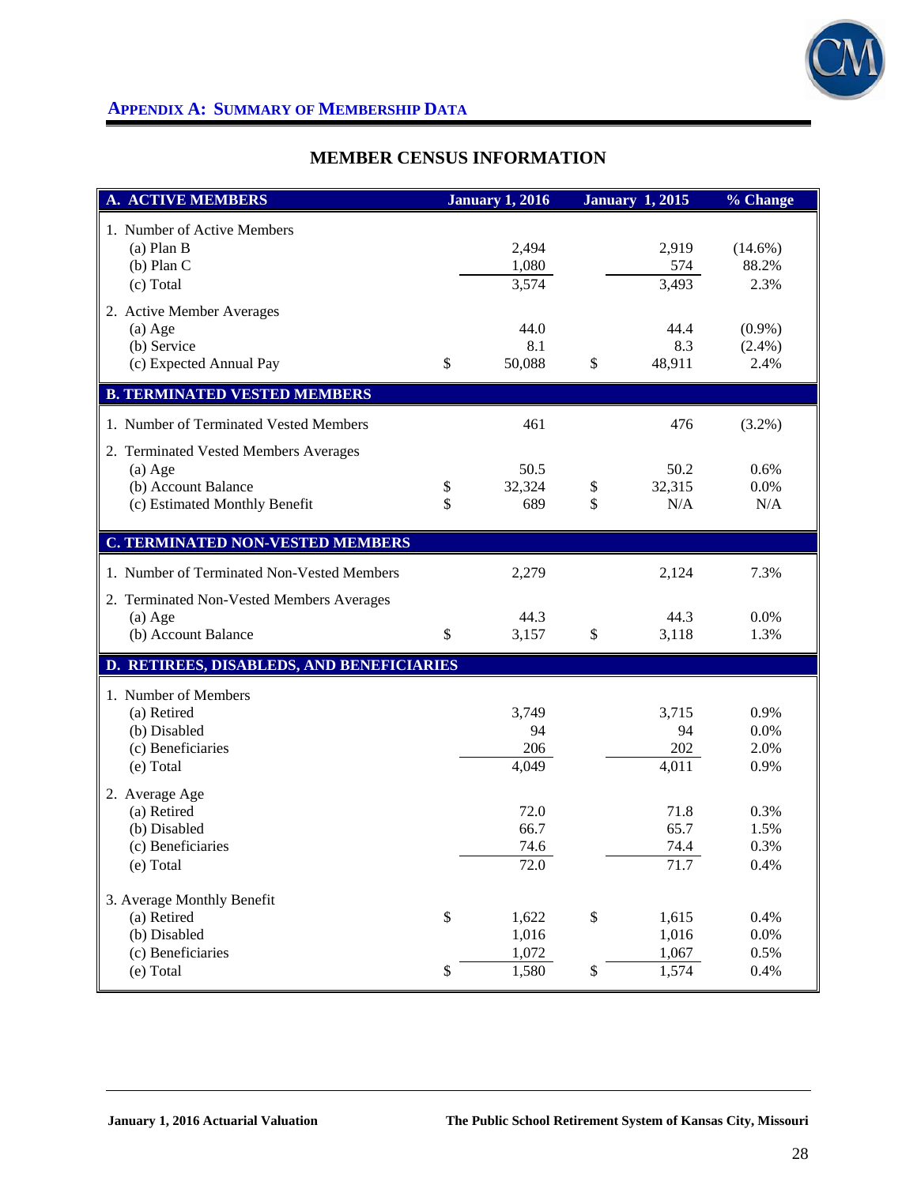## APPENDIX A: SUMMARY OF MEMBERSHIP DATA

### MEMBER CENSUS INFORMATION

| A. ACTIVE MEMBERS | January 1, 2016 | January 1, 2015 | % Change |
|---|---|---|---|
| 1. Number of Active Members | | | |
| (a) Plan B | 2,494 | 2,919 | (14.6%) |
| (b) Plan C | 1,080 | 574 | 88.2% |
| (c) Total | 3,574 | 3,493 | 2.3% |
| 2. Active Member Averages | | | |
| (a) Age | 44.0 | 44.4 | (0.9%) |
| (b) Service | 8.1 | 8.3 | (2.4%) |
| (c) Expected Annual Pay | $ 50,088 | $ 48,911 | 2.4% |
| **B. TERMINATED VESTED MEMBERS** | | | |
| 1. Number of Terminated Vested Members | 461 | 476 | (3.2%) |
| 2. Terminated Vested Members Averages | | | |
| (a) Age | 50.5 | 50.2 | 0.6% |
| (b) Account Balance | $ 32,324 | $ 32,315 | 0.0% |
| (c) Estimated Monthly Benefit | $ 689 | $ N/A | N/A |
| **C. TERMINATED NON-VESTED MEMBERS** | | | |
| 1. Number of Terminated Non-Vested Members | 2,279 | 2,124 | 7.3% |
| 2. Terminated Non-Vested Members Averages | | | |
| (a) Age | 44.3 | 44.3 | 0.0% |
| (b) Account Balance | $ 3,157 | $ 3,118 | 1.3% |
| **D. RETIREES, DISABLEDS, AND BENEFICIARIES** | | | |
| 1. Number of Members | | | |
| (a) Retired | 3,749 | 3,715 | 0.9% |
| (b) Disabled | 94 | 94 | 0.0% |
| (c) Beneficiaries | 206 | 202 | 2.0% |
| (e) Total | 4,049 | 4,011 | 0.9% |
| 2. Average Age | | | |
| (a) Retired | 72.0 | 71.8 | 0.3% |
| (b) Disabled | 66.7 | 65.7 | 1.5% |
| (c) Beneficiaries | 74.6 | 74.4 | 0.3% |
| (e) Total | 72.0 | 71.7 | 0.4% |
| 3. Average Monthly Benefit | | | |
| (a) Retired | $ 1,622 | $ 1,615 | 0.4% |
| (b) Disabled | 1,016 | 1,016 | 0.0% |
| (c) Beneficiaries | 1,072 | 1,067 | 0.5% |
| (e) Total | $ 1,580 | $ 1,574 | 0.4% |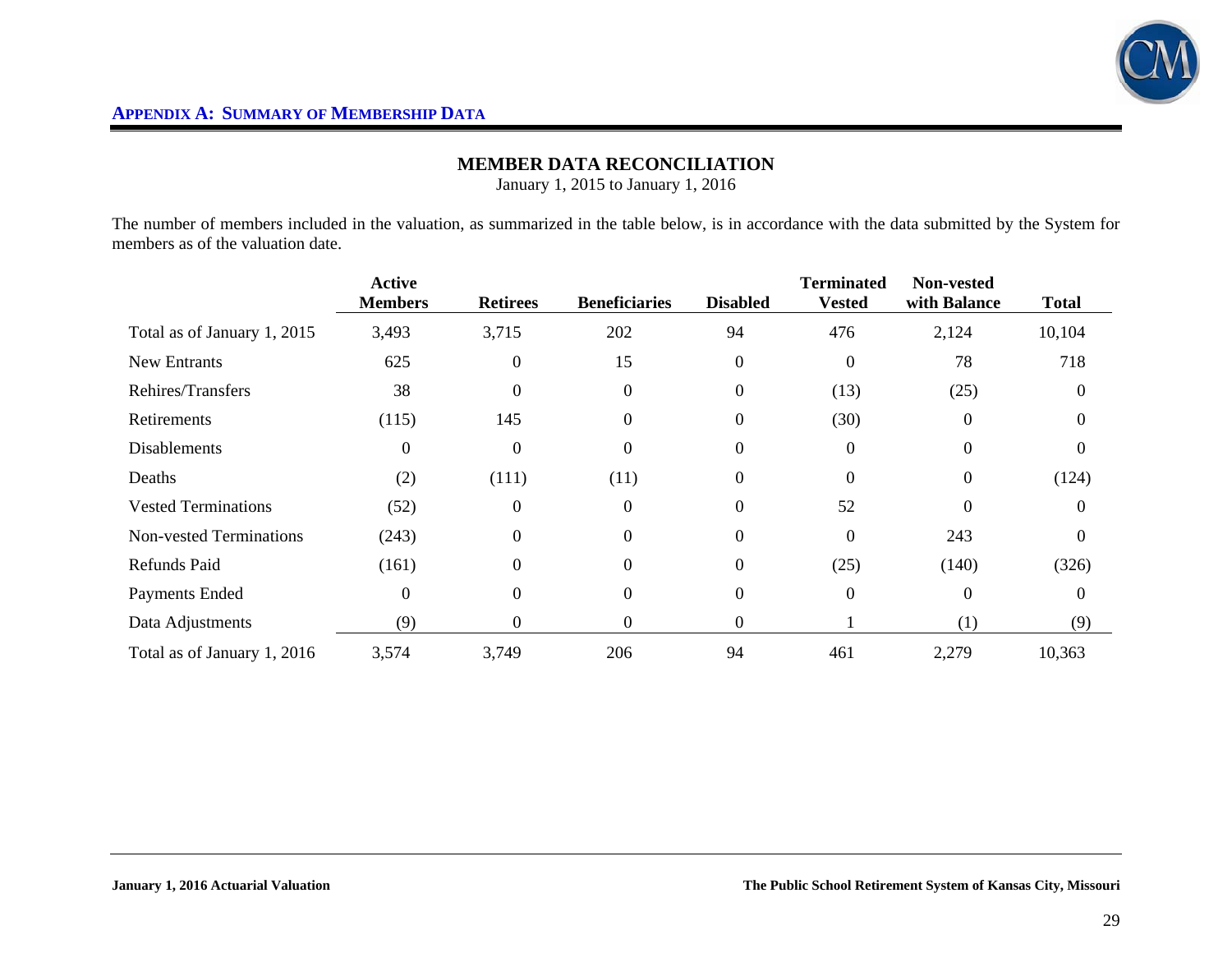**APPENDIX A: SUMMARY OF MEMBERSHIP DATA**

## MEMBER DATA RECONCILIATION

January 1, 2015 to January 1, 2016

The number of members included in the valuation, as summarized in the table below, is in accordance with the data submitted by the System for members as of the valuation date.

| | Active Members | Retirees | Beneficiaries | Disabled | Terminated Vested | Non-vested with Balance | Total |
|---|---|---|---|---|---|---|---|
| Total as of January 1, 2015 | 3,493 | 3,715 | 202 | 94 | 476 | 2,124 | 10,104 |
| New Entrants | 625 | 0 | 15 | 0 | 0 | 78 | 718 |
| Rehires/Transfers | 38 | 0 | 0 | 0 | (13) | (25) | 0 |
| Retirements | (115) | 145 | 0 | 0 | (30) | 0 | 0 |
| Disablements | 0 | 0 | 0 | 0 | 0 | 0 | 0 |
| Deaths | (2) | (111) | (11) | 0 | 0 | 0 | (124) |
| Vested Terminations | (52) | 0 | 0 | 0 | 52 | 0 | 0 |
| Non-vested Terminations | (243) | 0 | 0 | 0 | 0 | 243 | 0 |
| Refunds Paid | (161) | 0 | 0 | 0 | (25) | (140) | (326) |
| Payments Ended | 0 | 0 | 0 | 0 | 0 | 0 | 0 |
| Data Adjustments | (9) | 0 | 0 | 0 | 1 | (1) | (9) |
| Total as of January 1, 2016 | 3,574 | 3,749 | 206 | 94 | 461 | 2,279 | 10,363 |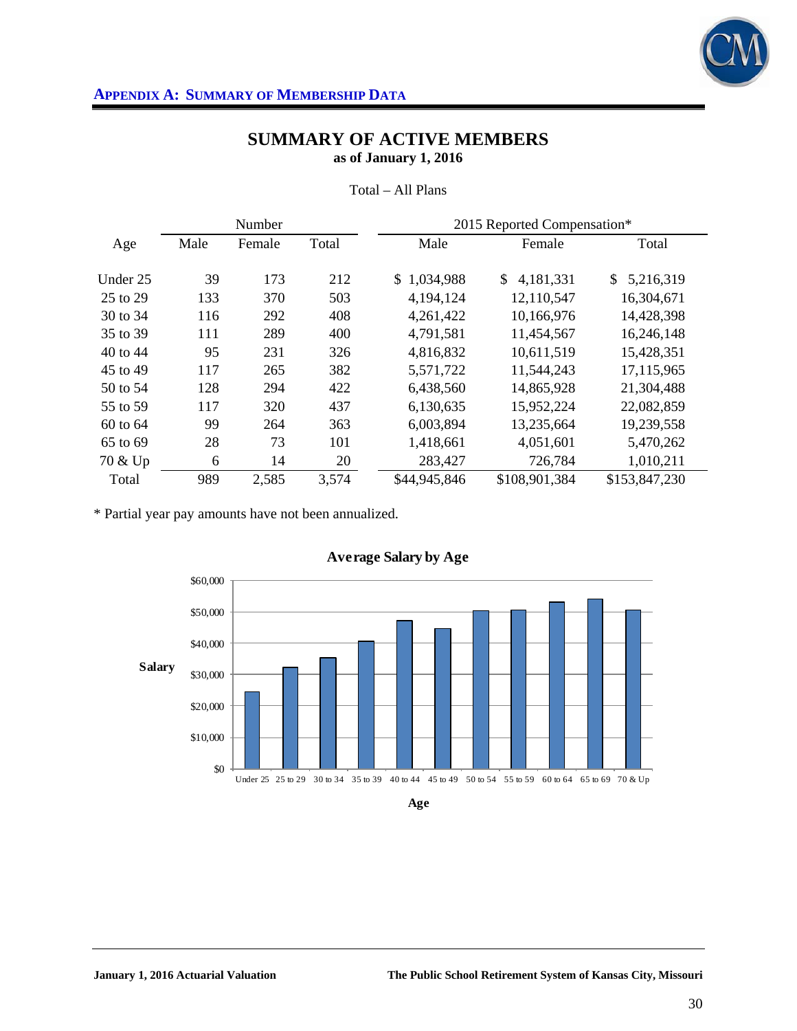## Appendix A: Summary of Membership Data

# SUMMARY OF ACTIVE MEMBERS
**as of January 1, 2016**

Total – All Plans

| Age | Number | | | 2015 Reported Compensation* | | |
|---|---|---|---|---|---|---|
| | Male | Female | Total | Male | Female | Total |
| Under 25 | 39 | 173 | 212 | $ 1,034,988 | $ 4,181,331 | $ 5,216,319 |
| 25 to 29 | 133 | 370 | 503 | 4,194,124 | 12,110,547 | 16,304,671 |
| 30 to 34 | 116 | 292 | 408 | 4,261,422 | 10,166,976 | 14,428,398 |
| 35 to 39 | 111 | 289 | 400 | 4,791,581 | 11,454,567 | 16,246,148 |
| 40 to 44 | 95 | 231 | 326 | 4,816,832 | 10,611,519 | 15,428,351 |
| 45 to 49 | 117 | 265 | 382 | 5,571,722 | 11,544,243 | 17,115,965 |
| 50 to 54 | 128 | 294 | 422 | 6,438,560 | 14,865,928 | 21,304,488 |
| 55 to 59 | 117 | 320 | 437 | 6,130,635 | 15,952,224 | 22,082,859 |
| 60 to 64 | 99 | 264 | 363 | 6,003,894 | 13,235,664 | 19,239,558 |
| 65 to 69 | 28 | 73 | 101 | 1,418,661 | 4,051,601 | 5,470,262 |
| 70 & Up | 6 | 14 | 20 | 283,427 | 726,784 | 1,010,211 |
| Total | 989 | 2,585 | 3,574 | $44,945,846 | $108,901,384 | $153,847,230 |

* Partial year pay amounts have not been annualized.

**Average Salary by Age**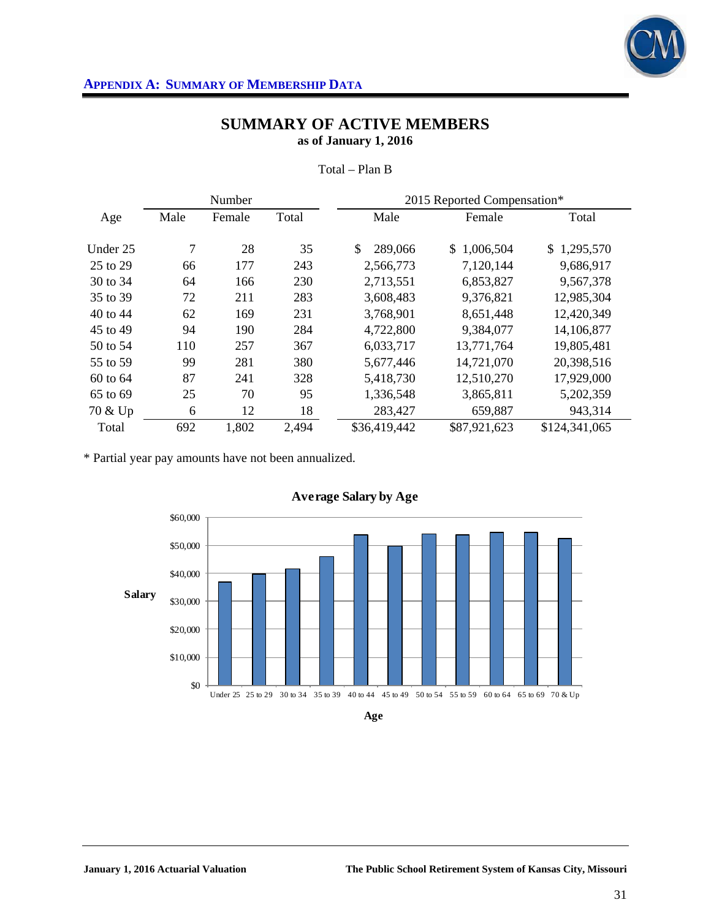## APPENDIX A: SUMMARY OF MEMBERSHIP DATA

# SUMMARY OF ACTIVE MEMBERS

**as of January 1, 2016**

Total – Plan B

| Age | Number | | | 2015 Reported Compensation* | | |
|---|---|---|---|---|---|---|
| | Male | Female | Total | Male | Female | Total |
| Under 25 | 7 | 28 | 35 | $ 289,066 | $ 1,006,504 | $ 1,295,570 |
| 25 to 29 | 66 | 177 | 243 | 2,566,773 | 7,120,144 | 9,686,917 |
| 30 to 34 | 64 | 166 | 230 | 2,713,551 | 6,853,827 | 9,567,378 |
| 35 to 39 | 72 | 211 | 283 | 3,608,483 | 9,376,821 | 12,985,304 |
| 40 to 44 | 62 | 169 | 231 | 3,768,901 | 8,651,448 | 12,420,349 |
| 45 to 49 | 94 | 190 | 284 | 4,722,800 | 9,384,077 | 14,106,877 |
| 50 to 54 | 110 | 257 | 367 | 6,033,717 | 13,771,764 | 19,805,481 |
| 55 to 59 | 99 | 281 | 380 | 5,677,446 | 14,721,070 | 20,398,516 |
| 60 to 64 | 87 | 241 | 328 | 5,418,730 | 12,510,270 | 17,929,000 |
| 65 to 69 | 25 | 70 | 95 | 1,336,548 | 3,865,811 | 5,202,359 |
| 70 & Up | 6 | 12 | 18 | 283,427 | 659,887 | 943,314 |
| Total | 692 | 1,802 | 2,494 | $36,419,442 | $87,921,623 | $124,341,065 |

\* Partial year pay amounts have not been annualized.

**Average Salary by Age**

| Age | Salary (approx.) |
|---|---|
| Under 25 | $37,000 |
| 25 to 29 | $40,000 |
| 30 to 34 | $41,600 |
| 35 to 39 | $45,900 |
| 40 to 44 | $53,800 |
| 45 to 49 | $49,700 |
| 50 to 54 | $54,000 |
| 55 to 59 | $53,700 |
| 60 to 64 | $54,700 |
| 65 to 69 | $54,800 |
| 70 & Up | $52,400 |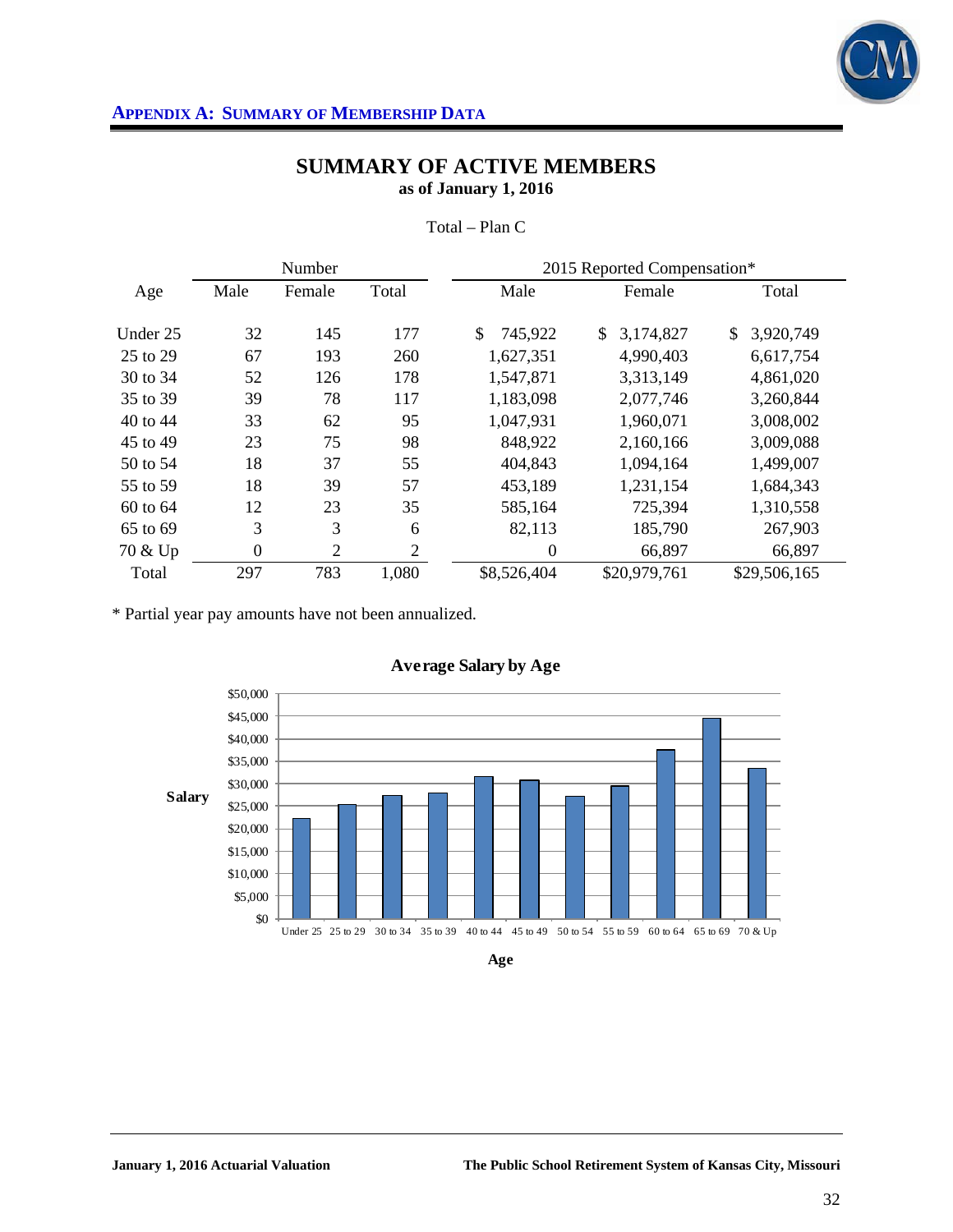## APPENDIX A: SUMMARY OF MEMBERSHIP DATA

# SUMMARY OF ACTIVE MEMBERS

**as of January 1, 2016**

Total – Plan C

| Age | Number | | | 2015 Reported Compensation* | | |
|---|---|---|---|---|---|---|
| | Male | Female | Total | Male | Female | Total |
| Under 25 | 32 | 145 | 177 | $ 745,922 | $ 3,174,827 | $ 3,920,749 |
| 25 to 29 | 67 | 193 | 260 | 1,627,351 | 4,990,403 | 6,617,754 |
| 30 to 34 | 52 | 126 | 178 | 1,547,871 | 3,313,149 | 4,861,020 |
| 35 to 39 | 39 | 78 | 117 | 1,183,098 | 2,077,746 | 3,260,844 |
| 40 to 44 | 33 | 62 | 95 | 1,047,931 | 1,960,071 | 3,008,002 |
| 45 to 49 | 23 | 75 | 98 | 848,922 | 2,160,166 | 3,009,088 |
| 50 to 54 | 18 | 37 | 55 | 404,843 | 1,094,164 | 1,499,007 |
| 55 to 59 | 18 | 39 | 57 | 453,189 | 1,231,154 | 1,684,343 |
| 60 to 64 | 12 | 23 | 35 | 585,164 | 725,394 | 1,310,558 |
| 65 to 69 | 3 | 3 | 6 | 82,113 | 185,790 | 267,903 |
| 70 & Up | 0 | 2 | 2 | 0 | 66,897 | 66,897 |
| Total | 297 | 783 | 1,080 | $8,526,404 | $20,979,761 | $29,506,165 |

* Partial year pay amounts have not been annualized.

**Average Salary by Age**

| Age | Approximate Average Salary |
|---|---|
| Under 25 | $22,000 |
| 25 to 29 | $25,000 |
| 30 to 34 | $27,000 |
| 35 to 39 | $28,000 |
| 40 to 44 | $32,000 |
| 45 to 49 | $31,000 |
| 50 to 54 | $27,000 |
| 55 to 59 | $30,000 |
| 60 to 64 | $37,000 |
| 65 to 69 | $45,000 |
| 70 & Up | $33,000 |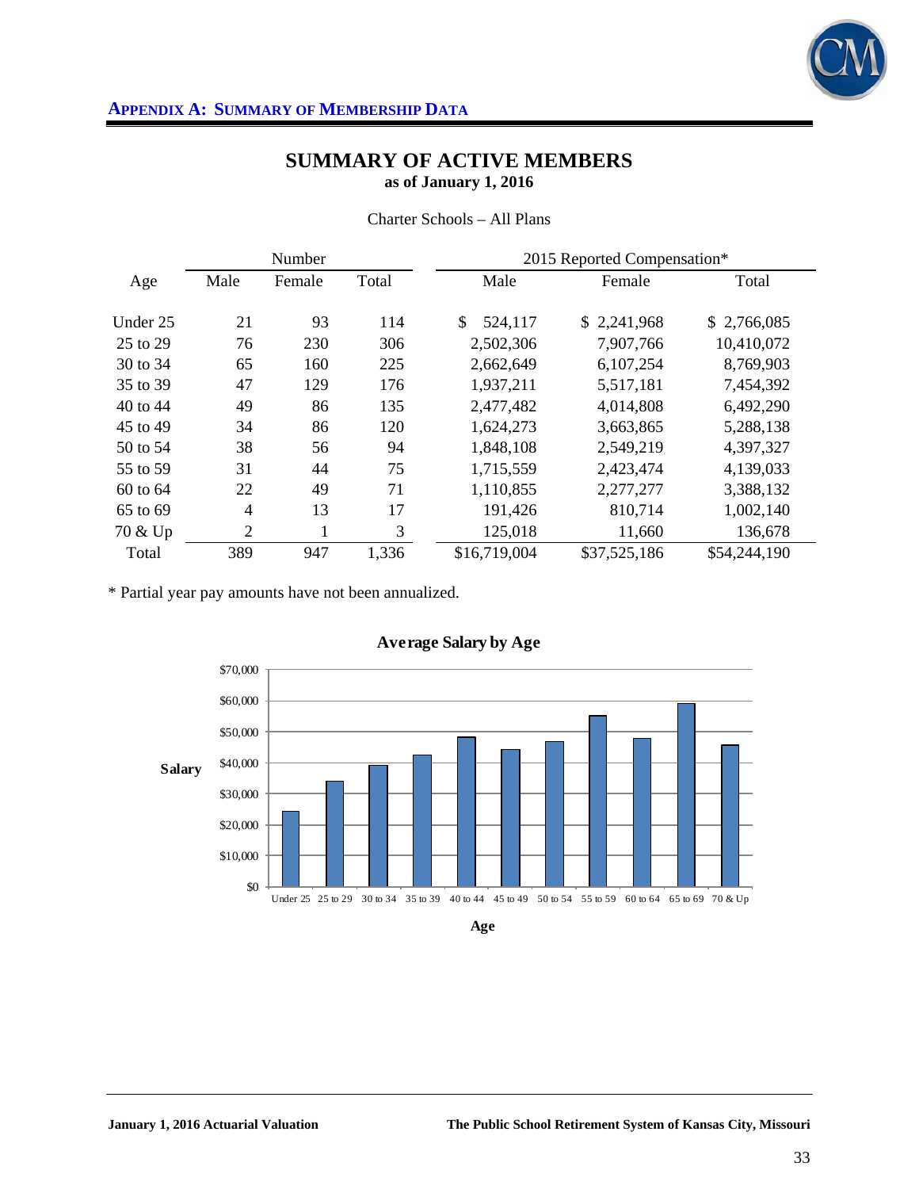## Appendix A: Summary of Membership Data

# SUMMARY OF ACTIVE MEMBERS

**as of January 1, 2016**

Charter Schools – All Plans

| Age | Number | | | 2015 Reported Compensation* | | |
|---|---|---|---|---|---|---|
| | Male | Female | Total | Male | Female | Total |
| Under 25 | 21 | 93 | 114 | $ 524,117 | $ 2,241,968 | $ 2,766,085 |
| 25 to 29 | 76 | 230 | 306 | 2,502,306 | 7,907,766 | 10,410,072 |
| 30 to 34 | 65 | 160 | 225 | 2,662,649 | 6,107,254 | 8,769,903 |
| 35 to 39 | 47 | 129 | 176 | 1,937,211 | 5,517,181 | 7,454,392 |
| 40 to 44 | 49 | 86 | 135 | 2,477,482 | 4,014,808 | 6,492,290 |
| 45 to 49 | 34 | 86 | 120 | 1,624,273 | 3,663,865 | 5,288,138 |
| 50 to 54 | 38 | 56 | 94 | 1,848,108 | 2,549,219 | 4,397,327 |
| 55 to 59 | 31 | 44 | 75 | 1,715,559 | 2,423,474 | 4,139,033 |
| 60 to 64 | 22 | 49 | 71 | 1,110,855 | 2,277,277 | 3,388,132 |
| 65 to 69 | 4 | 13 | 17 | 191,426 | 810,714 | 1,002,140 |
| 70 & Up | 2 | 1 | 3 | 125,018 | 11,660 | 136,678 |
| Total | 389 | 947 | 1,336 | $16,719,004 | $37,525,186 | $54,244,190 |

* Partial year pay amounts have not been annualized.

**Average Salary by Age**

| Age | Under 25 | 25 to 29 | 30 to 34 | 35 to 39 | 40 to 44 | 45 to 49 | 50 to 54 | 55 to 59 | 60 to 64 | 65 to 69 | 70 & Up |
|---|---|---|---|---|---|---|---|---|---|---|---|
| Salary | ~$24,000 | ~$34,000 | ~$39,000 | ~$42,000 | ~$48,000 | ~$44,000 | ~$47,000 | ~$55,000 | ~$48,000 | ~$59,000 | ~$46,000 |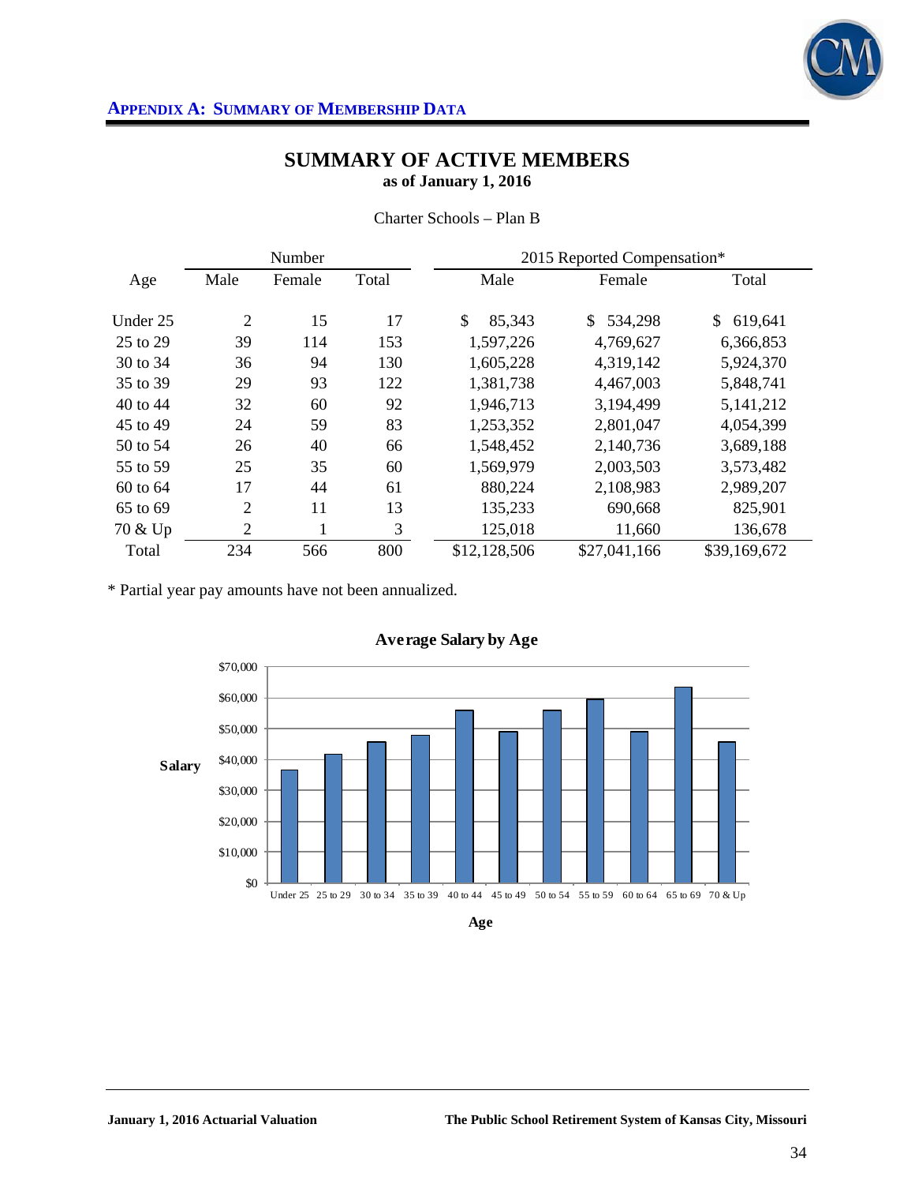## APPENDIX A: SUMMARY OF MEMBERSHIP DATA

# SUMMARY OF ACTIVE MEMBERS
**as of January 1, 2016**

Charter Schools – Plan B

| | Number | | | 2015 Reported Compensation* | | |
|---|---|---|---|---|---|---|
| Age | Male | Female | Total | Male | Female | Total |
| Under 25 | 2 | 15 | 17 | $ 85,343 | $ 534,298 | $ 619,641 |
| 25 to 29 | 39 | 114 | 153 | 1,597,226 | 4,769,627 | 6,366,853 |
| 30 to 34 | 36 | 94 | 130 | 1,605,228 | 4,319,142 | 5,924,370 |
| 35 to 39 | 29 | 93 | 122 | 1,381,738 | 4,467,003 | 5,848,741 |
| 40 to 44 | 32 | 60 | 92 | 1,946,713 | 3,194,499 | 5,141,212 |
| 45 to 49 | 24 | 59 | 83 | 1,253,352 | 2,801,047 | 4,054,399 |
| 50 to 54 | 26 | 40 | 66 | 1,548,452 | 2,140,736 | 3,689,188 |
| 55 to 59 | 25 | 35 | 60 | 1,569,979 | 2,003,503 | 3,573,482 |
| 60 to 64 | 17 | 44 | 61 | 880,224 | 2,108,983 | 2,989,207 |
| 65 to 69 | 2 | 11 | 13 | 135,233 | 690,668 | 825,901 |
| 70 & Up | 2 | 1 | 3 | 125,018 | 11,660 | 136,678 |
| Total | 234 | 566 | 800 | $12,128,506 | $27,041,166 | $39,169,672 |

* Partial year pay amounts have not been annualized.

**Average Salary by Age**

Salary: $0, $10,000, $20,000, $30,000, $40,000, $50,000, $60,000, $70,000

Age: Under 25, 25 to 29, 30 to 34, 35 to 39, 40 to 44, 45 to 49, 50 to 54, 55 to 59, 60 to 64, 65 to 69, 70 & Up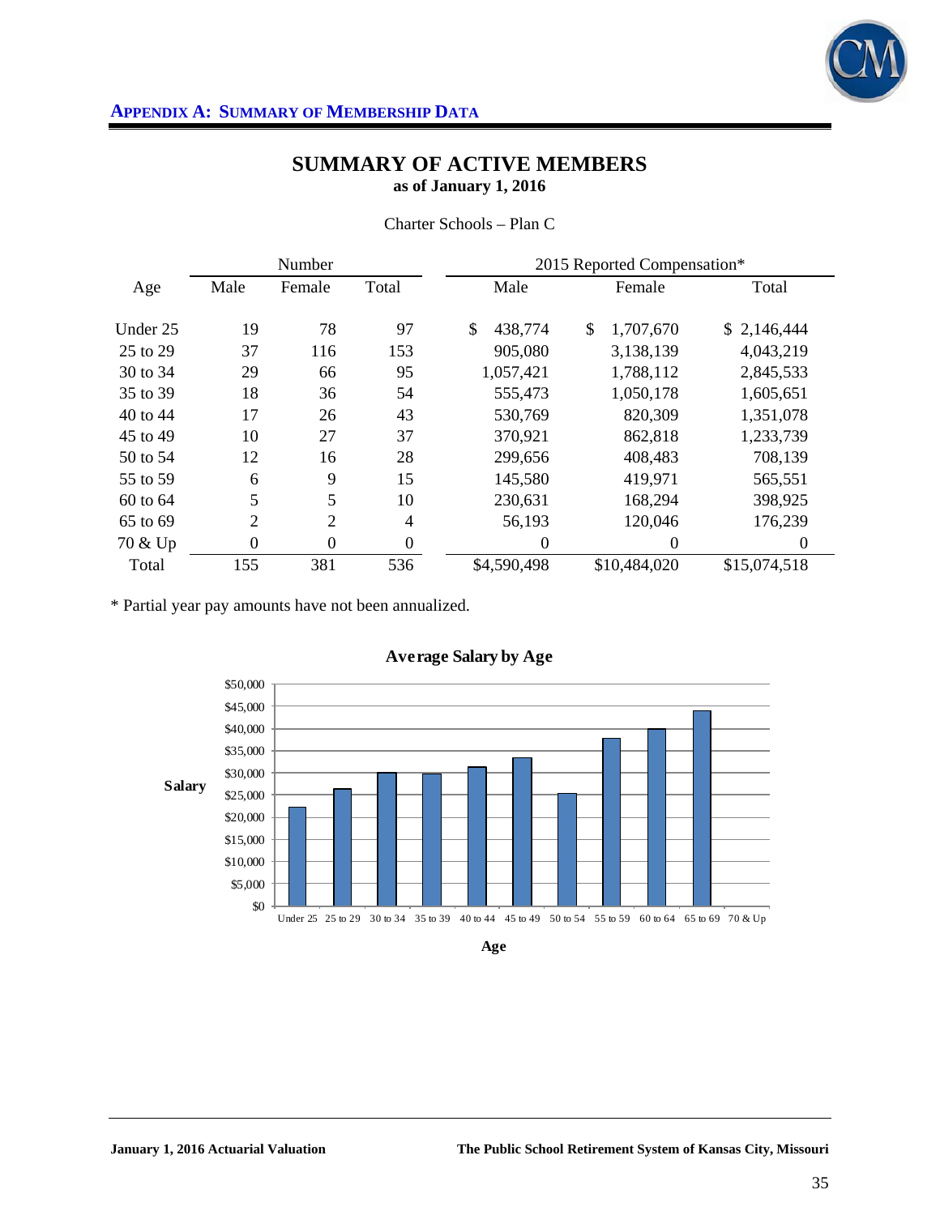## APPENDIX A: SUMMARY OF MEMBERSHIP DATA

# SUMMARY OF ACTIVE MEMBERS

**as of January 1, 2016**

Charter Schools – Plan C

| Age | Number | | | 2015 Reported Compensation* | | |
|---|---|---|---|---|---|---|
| | Male | Female | Total | Male | Female | Total |
| Under 25 | 19 | 78 | 97 | $ 438,774 | $ 1,707,670 | $ 2,146,444 |
| 25 to 29 | 37 | 116 | 153 | 905,080 | 3,138,139 | 4,043,219 |
| 30 to 34 | 29 | 66 | 95 | 1,057,421 | 1,788,112 | 2,845,533 |
| 35 to 39 | 18 | 36 | 54 | 555,473 | 1,050,178 | 1,605,651 |
| 40 to 44 | 17 | 26 | 43 | 530,769 | 820,309 | 1,351,078 |
| 45 to 49 | 10 | 27 | 37 | 370,921 | 862,818 | 1,233,739 |
| 50 to 54 | 12 | 16 | 28 | 299,656 | 408,483 | 708,139 |
| 55 to 59 | 6 | 9 | 15 | 145,580 | 419,971 | 565,551 |
| 60 to 64 | 5 | 5 | 10 | 230,631 | 168,294 | 398,925 |
| 65 to 69 | 2 | 2 | 4 | 56,193 | 120,046 | 176,239 |
| 70 & Up | 0 | 0 | 0 | 0 | 0 | 0 |
| Total | 155 | 381 | 536 | $4,590,498 | $10,484,020 | $15,074,518 |

\* Partial year pay amounts have not been annualized.

**Average Salary by Age**

| Age | Salary |
|---|---|
| Under 25 | ~$22,000 |
| 25 to 29 | ~$26,400 |
| 30 to 34 | ~$30,000 |
| 35 to 39 | ~$29,700 |
| 40 to 44 | ~$31,400 |
| 45 to 49 | ~$33,300 |
| 50 to 54 | ~$25,300 |
| 55 to 59 | ~$37,700 |
| 60 to 64 | ~$39,900 |
| 65 to 69 | ~$44,100 |
| 70 & Up | $0 |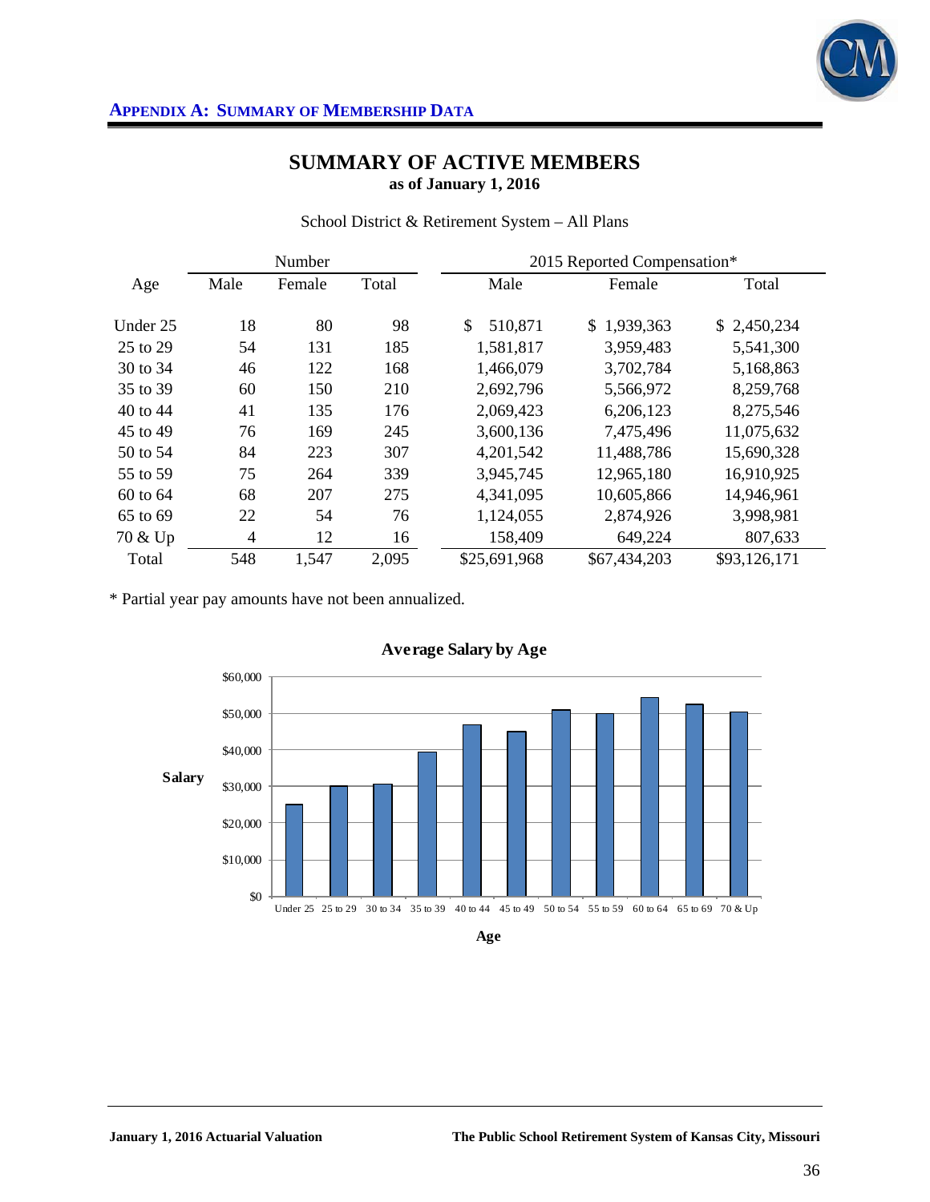## APPENDIX A: SUMMARY OF MEMBERSHIP DATA

# SUMMARY OF ACTIVE MEMBERS

**as of January 1, 2016**

School District & Retirement System – All Plans

| Age | Number | | | 2015 Reported Compensation* | | |
|---|---|---|---|---|---|---|
| | Male | Female | Total | Male | Female | Total |
| Under 25 | 18 | 80 | 98 | $ 510,871 | $ 1,939,363 | $ 2,450,234 |
| 25 to 29 | 54 | 131 | 185 | 1,581,817 | 3,959,483 | 5,541,300 |
| 30 to 34 | 46 | 122 | 168 | 1,466,079 | 3,702,784 | 5,168,863 |
| 35 to 39 | 60 | 150 | 210 | 2,692,796 | 5,566,972 | 8,259,768 |
| 40 to 44 | 41 | 135 | 176 | 2,069,423 | 6,206,123 | 8,275,546 |
| 45 to 49 | 76 | 169 | 245 | 3,600,136 | 7,475,496 | 11,075,632 |
| 50 to 54 | 84 | 223 | 307 | 4,201,542 | 11,488,786 | 15,690,328 |
| 55 to 59 | 75 | 264 | 339 | 3,945,745 | 12,965,180 | 16,910,925 |
| 60 to 64 | 68 | 207 | 275 | 4,341,095 | 10,605,866 | 14,946,961 |
| 65 to 69 | 22 | 54 | 76 | 1,124,055 | 2,874,926 | 3,998,981 |
| 70 & Up | 4 | 12 | 16 | 158,409 | 649,224 | 807,633 |
| Total | 548 | 1,547 | 2,095 | $25,691,968 | $67,434,203 | $93,126,171 |

\* Partial year pay amounts have not been annualized.

**Average Salary by Age**

| Age | Under 25 | 25 to 29 | 30 to 34 | 35 to 39 | 40 to 44 | 45 to 49 | 50 to 54 | 55 to 59 | 60 to 64 | 65 to 69 | 70 & Up |
|---|---|---|---|---|---|---|---|---|---|---|---|
| Salary (approx.) | $25,000 | $30,000 | $30,800 | $39,300 | $47,000 | $45,200 | $51,100 | $49,900 | $54,400 | $52,600 | $50,500 |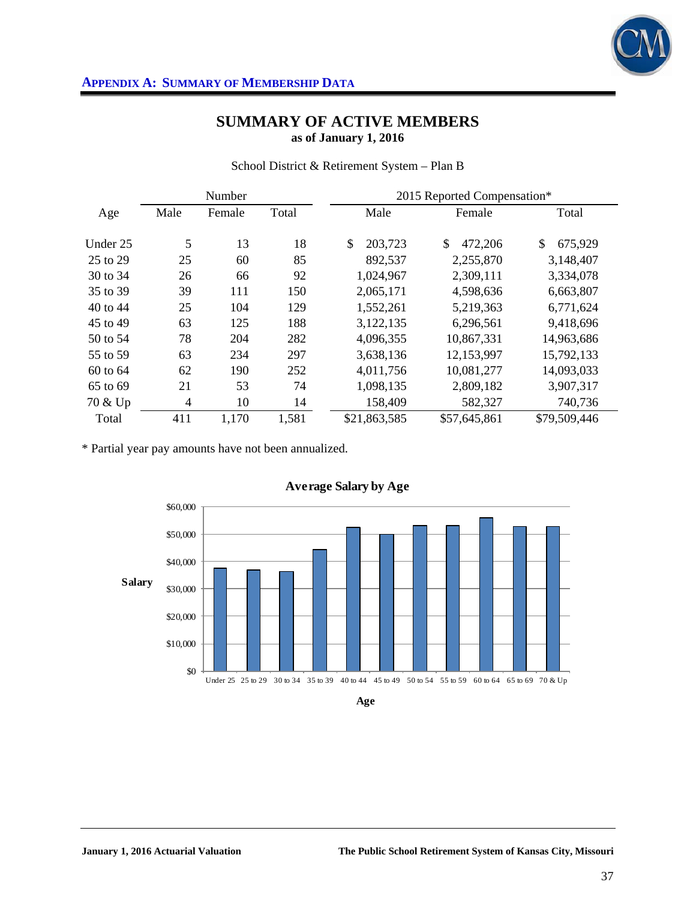## APPENDIX A: SUMMARY OF MEMBERSHIP DATA

# SUMMARY OF ACTIVE MEMBERS

**as of January 1, 2016**

School District & Retirement System – Plan B

| Age | Number | | | 2015 Reported Compensation* | | |
|---|---|---|---|---|---|---|
| | Male | Female | Total | Male | Female | Total |
| Under 25 | 5 | 13 | 18 | $ 203,723 | $ 472,206 | $ 675,929 |
| 25 to 29 | 25 | 60 | 85 | 892,537 | 2,255,870 | 3,148,407 |
| 30 to 34 | 26 | 66 | 92 | 1,024,967 | 2,309,111 | 3,334,078 |
| 35 to 39 | 39 | 111 | 150 | 2,065,171 | 4,598,636 | 6,663,807 |
| 40 to 44 | 25 | 104 | 129 | 1,552,261 | 5,219,363 | 6,771,624 |
| 45 to 49 | 63 | 125 | 188 | 3,122,135 | 6,296,561 | 9,418,696 |
| 50 to 54 | 78 | 204 | 282 | 4,096,355 | 10,867,331 | 14,963,686 |
| 55 to 59 | 63 | 234 | 297 | 3,638,136 | 12,153,997 | 15,792,133 |
| 60 to 64 | 62 | 190 | 252 | 4,011,756 | 10,081,277 | 14,093,033 |
| 65 to 69 | 21 | 53 | 74 | 1,098,135 | 2,809,182 | 3,907,317 |
| 70 & Up | 4 | 10 | 14 | 158,409 | 582,327 | 740,736 |
| Total | 411 | 1,170 | 1,581 | $21,863,585 | $57,645,861 | $79,509,446 |

\* Partial year pay amounts have not been annualized.

**Average Salary by Age**

| Age | Under 25 | 25 to 29 | 30 to 34 | 35 to 39 | 40 to 44 | 45 to 49 | 50 to 54 | 55 to 59 | 60 to 64 | 65 to 69 | 70 & Up |
|---|---|---|---|---|---|---|---|---|---|---|---|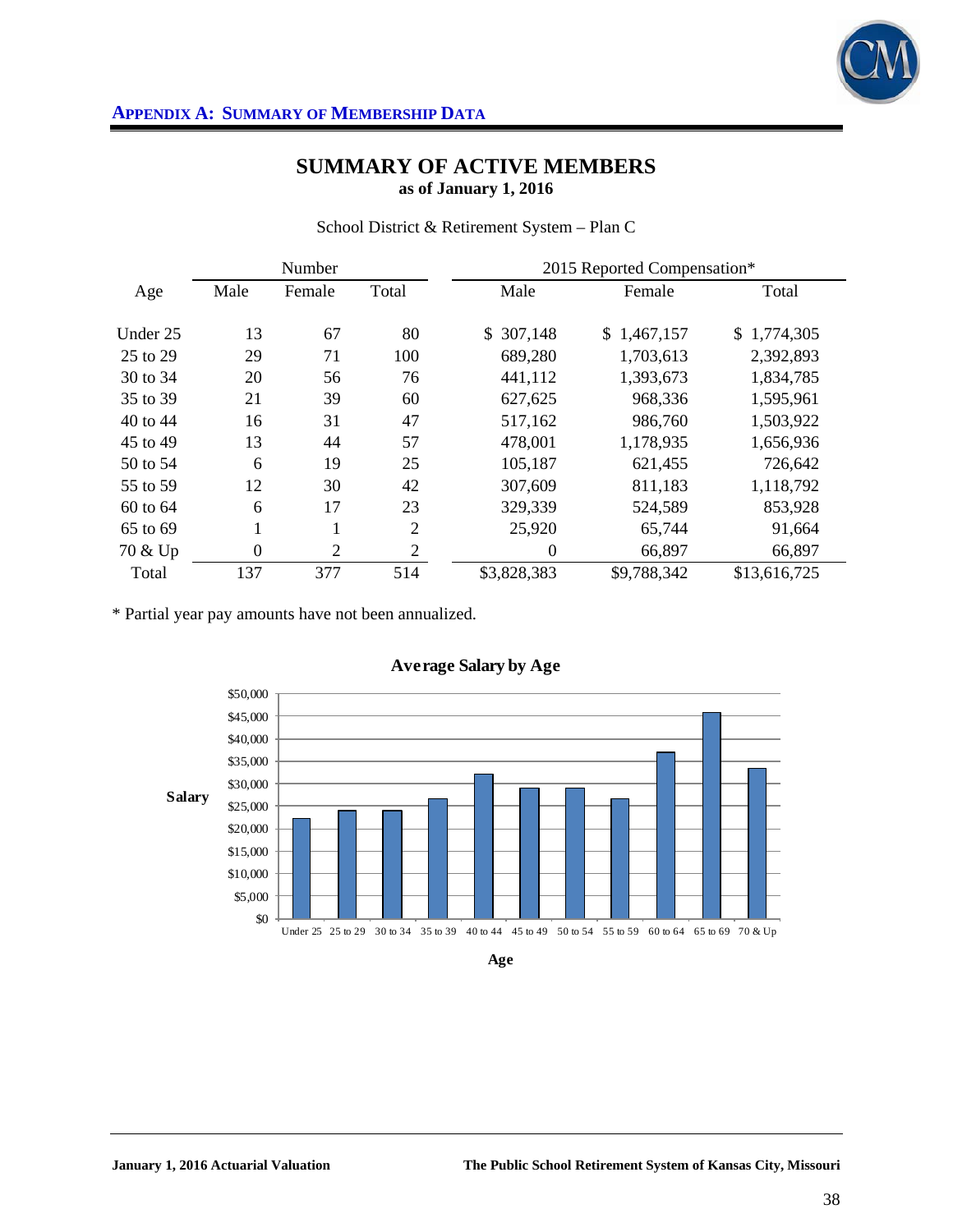## APPENDIX A: SUMMARY OF MEMBERSHIP DATA

# SUMMARY OF ACTIVE MEMBERS

**as of January 1, 2016**

School District & Retirement System – Plan C

| Age | Number | | | 2015 Reported Compensation* | | |
|---|---|---|---|---|---|---|
| | Male | Female | Total | Male | Female | Total |
| Under 25 | 13 | 67 | 80 | $ 307,148 | $ 1,467,157 | $ 1,774,305 |
| 25 to 29 | 29 | 71 | 100 | 689,280 | 1,703,613 | 2,392,893 |
| 30 to 34 | 20 | 56 | 76 | 441,112 | 1,393,673 | 1,834,785 |
| 35 to 39 | 21 | 39 | 60 | 627,625 | 968,336 | 1,595,961 |
| 40 to 44 | 16 | 31 | 47 | 517,162 | 986,760 | 1,503,922 |
| 45 to 49 | 13 | 44 | 57 | 478,001 | 1,178,935 | 1,656,936 |
| 50 to 54 | 6 | 19 | 25 | 105,187 | 621,455 | 726,642 |
| 55 to 59 | 12 | 30 | 42 | 307,609 | 811,183 | 1,118,792 |
| 60 to 64 | 6 | 17 | 23 | 329,339 | 524,589 | 853,928 |
| 65 to 69 | 1 | 1 | 2 | 25,920 | 65,744 | 91,664 |
| 70 & Up | 0 | 2 | 2 | 0 | 66,897 | 66,897 |
| Total | 137 | 377 | 514 | $3,828,383 | $9,788,342 | $13,616,725 |

* Partial year pay amounts have not been annualized.

**Average Salary by Age**

| Age | Salary |
|---|---|
| Under 25 | ~$22,000 |
| 25 to 29 | ~$24,000 |
| 30 to 34 | ~$24,000 |
| 35 to 39 | ~$26,500 |
| 40 to 44 | ~$32,000 |
| 45 to 49 | ~$29,000 |
| 50 to 54 | ~$29,000 |
| 55 to 59 | ~$26,500 |
| 60 to 64 | ~$37,000 |
| 65 to 69 | ~$45,800 |
| 70 & Up | ~$33,500 |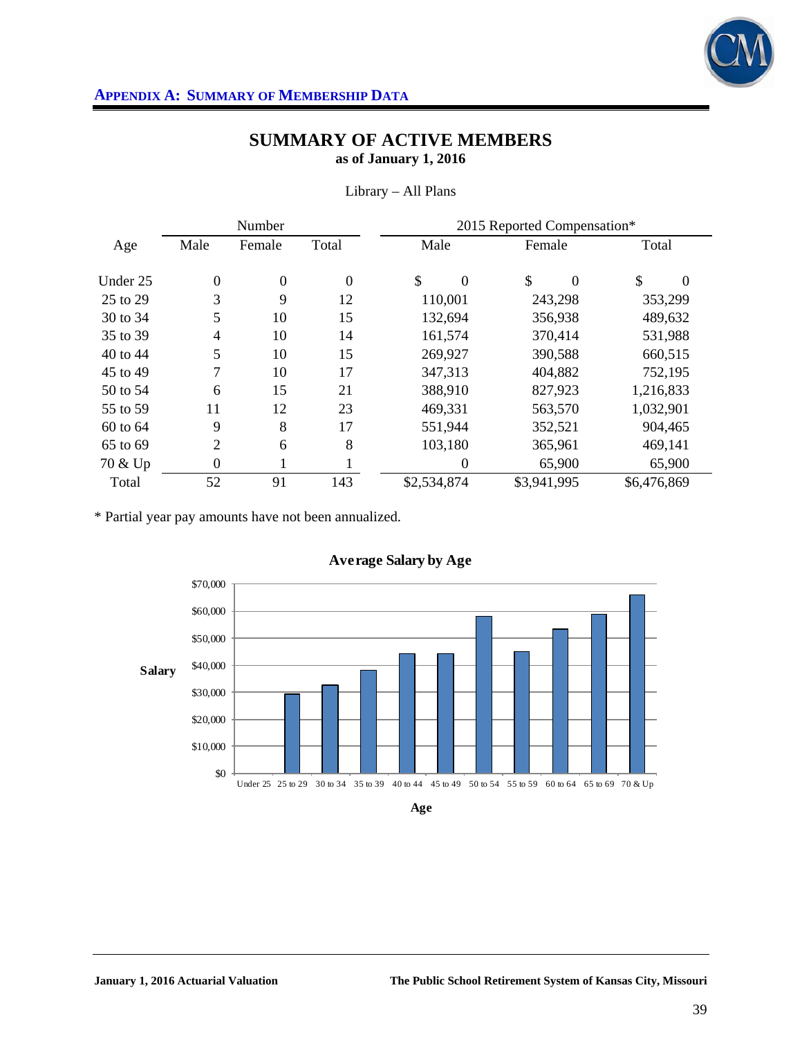## APPENDIX A: SUMMARY OF MEMBERSHIP DATA

# SUMMARY OF ACTIVE MEMBERS
**as of January 1, 2016**

Library – All Plans

| Age | Number | | | 2015 Reported Compensation* | | |
|---|---|---|---|---|---|---|
| | Male | Female | Total | Male | Female | Total |
| Under 25 | 0 | 0 | 0 | $ 0 | $ 0 | $ 0 |
| 25 to 29 | 3 | 9 | 12 | 110,001 | 243,298 | 353,299 |
| 30 to 34 | 5 | 10 | 15 | 132,694 | 356,938 | 489,632 |
| 35 to 39 | 4 | 10 | 14 | 161,574 | 370,414 | 531,988 |
| 40 to 44 | 5 | 10 | 15 | 269,927 | 390,588 | 660,515 |
| 45 to 49 | 7 | 10 | 17 | 347,313 | 404,882 | 752,195 |
| 50 to 54 | 6 | 15 | 21 | 388,910 | 827,923 | 1,216,833 |
| 55 to 59 | 11 | 12 | 23 | 469,331 | 563,570 | 1,032,901 |
| 60 to 64 | 9 | 8 | 17 | 551,944 | 352,521 | 904,465 |
| 65 to 69 | 2 | 6 | 8 | 103,180 | 365,961 | 469,141 |
| 70 & Up | 0 | 1 | 1 | 0 | 65,900 | 65,900 |
| Total | 52 | 91 | 143 | $2,534,874 | $3,941,995 | $6,476,869 |

\* Partial year pay amounts have not been annualized.

**Average Salary by Age**

| Age | Under 25 | 25 to 29 | 30 to 34 | 35 to 39 | 40 to 44 | 45 to 49 | 50 to 54 | 55 to 59 | 60 to 64 | 65 to 69 | 70 & Up |
|---|---|---|---|---|---|---|---|---|---|---|---|
| Salary | $0 | ~$29,400 | ~$32,600 | ~$38,000 | ~$44,000 | ~$44,200 | ~$57,900 | ~$44,900 | ~$53,200 | ~$58,600 | ~$65,900 |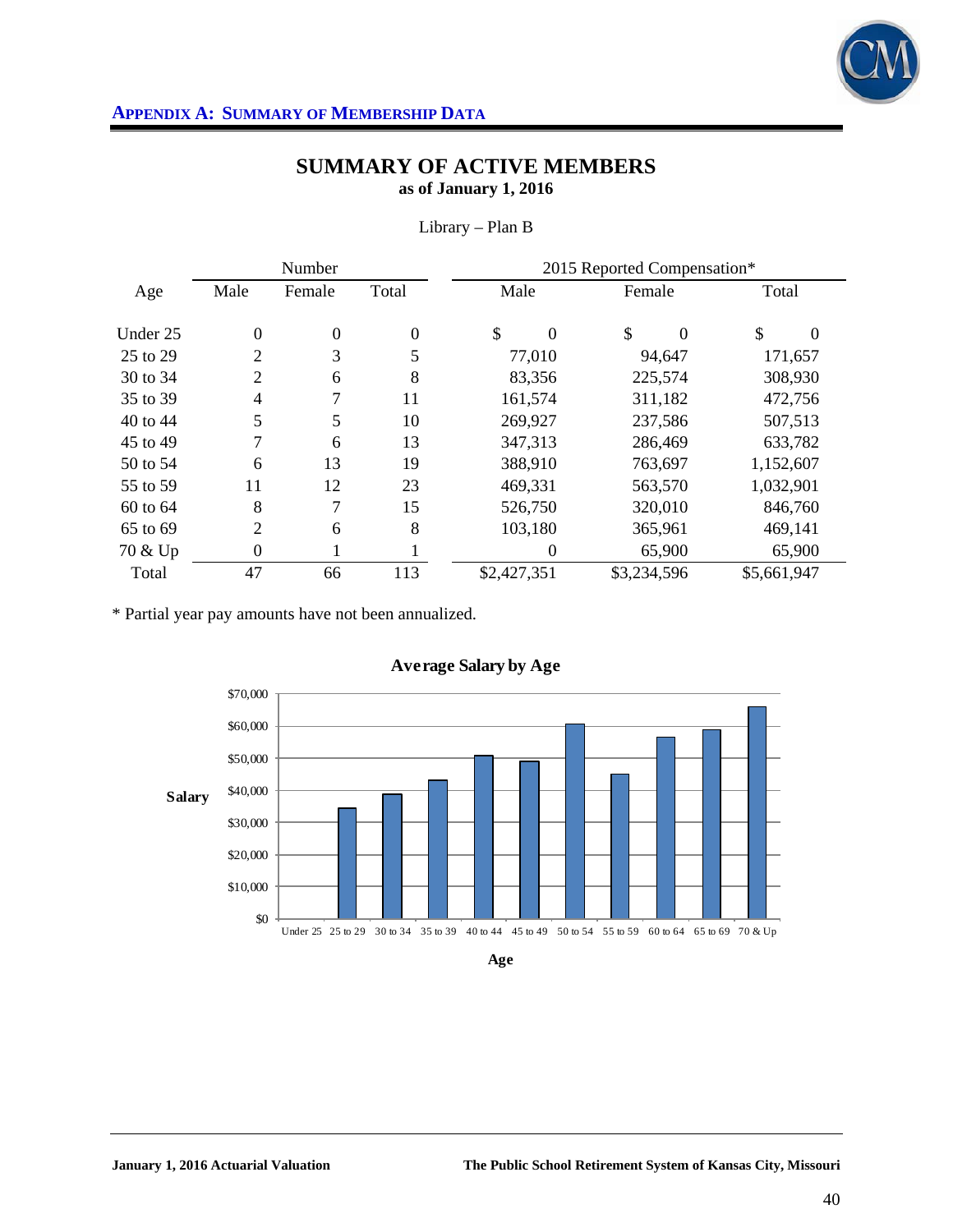## APPENDIX A: SUMMARY OF MEMBERSHIP DATA

# SUMMARY OF ACTIVE MEMBERS
**as of January 1, 2016**

Library – Plan B

| Age | Number | | | 2015 Reported Compensation* | | |
|---|---|---|---|---|---|---|
| | Male | Female | Total | Male | Female | Total |
| Under 25 | 0 | 0 | 0 | $ 0 | $ 0 | $ 0 |
| 25 to 29 | 2 | 3 | 5 | 77,010 | 94,647 | 171,657 |
| 30 to 34 | 2 | 6 | 8 | 83,356 | 225,574 | 308,930 |
| 35 to 39 | 4 | 7 | 11 | 161,574 | 311,182 | 472,756 |
| 40 to 44 | 5 | 5 | 10 | 269,927 | 237,586 | 507,513 |
| 45 to 49 | 7 | 6 | 13 | 347,313 | 286,469 | 633,782 |
| 50 to 54 | 6 | 13 | 19 | 388,910 | 763,697 | 1,152,607 |
| 55 to 59 | 11 | 12 | 23 | 469,331 | 563,570 | 1,032,901 |
| 60 to 64 | 8 | 7 | 15 | 526,750 | 320,010 | 846,760 |
| 65 to 69 | 2 | 6 | 8 | 103,180 | 365,961 | 469,141 |
| 70 & Up | 0 | 1 | 1 | 0 | 65,900 | 65,900 |
| Total | 47 | 66 | 113 | $2,427,351 | $3,234,596 | $5,661,947 |

* Partial year pay amounts have not been annualized.

**Average Salary by Age**

| Age | Under 25 | 25 to 29 | 30 to 34 | 35 to 39 | 40 to 44 | 45 to 49 | 50 to 54 | 55 to 59 | 60 to 64 | 65 to 69 | 70 & Up |
|---|---|---|---|---|---|---|---|---|---|---|---|
| Salary | $0 | ~$34,000 | ~$39,000 | ~$43,000 | ~$51,000 | ~$49,000 | ~$61,000 | ~$45,000 | ~$56,000 | ~$59,000 | ~$66,000 |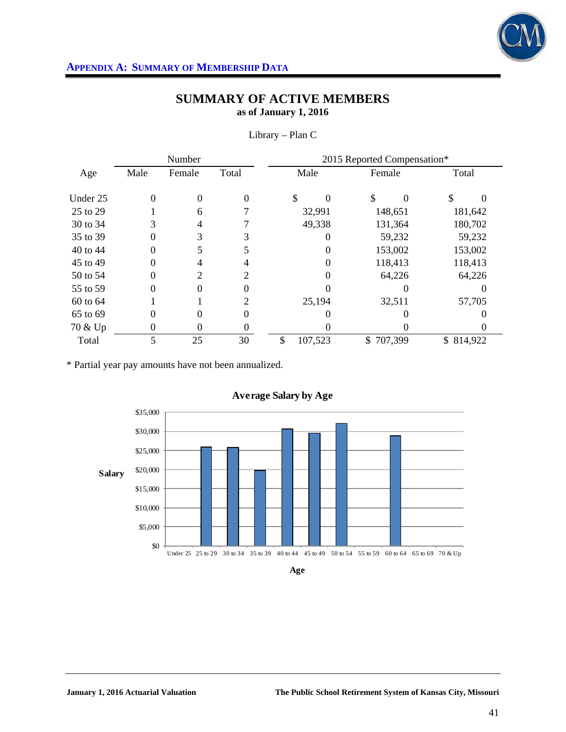## Appendix A: Summary of Membership Data

# SUMMARY OF ACTIVE MEMBERS

**as of January 1, 2016**

Library – Plan C

| Age | Number | | | 2015 Reported Compensation* | | |
|---|---|---|---|---|---|---|
| | Male | Female | Total | Male | Female | Total |
| Under 25 | 0 | 0 | 0 | $ 0 | $ 0 | $ 0 |
| 25 to 29 | 1 | 6 | 7 | 32,991 | 148,651 | 181,642 |
| 30 to 34 | 3 | 4 | 7 | 49,338 | 131,364 | 180,702 |
| 35 to 39 | 0 | 3 | 3 | 0 | 59,232 | 59,232 |
| 40 to 44 | 0 | 5 | 5 | 0 | 153,002 | 153,002 |
| 45 to 49 | 0 | 4 | 4 | 0 | 118,413 | 118,413 |
| 50 to 54 | 0 | 2 | 2 | 0 | 64,226 | 64,226 |
| 55 to 59 | 0 | 0 | 0 | 0 | 0 | 0 |
| 60 to 64 | 1 | 1 | 2 | 25,194 | 32,511 | 57,705 |
| 65 to 69 | 0 | 0 | 0 | 0 | 0 | 0 |
| 70 & Up | 0 | 0 | 0 | 0 | 0 | 0 |
| Total | 5 | 25 | 30 | $ 107,523 | $ 707,399 | $ 814,922 |

* Partial year pay amounts have not been annualized.

**Average Salary by Age**

| Age | Under 25 | 25 to 29 | 30 to 34 | 35 to 39 | 40 to 44 | 45 to 49 | 50 to 54 | 55 to 59 | 60 to 64 | 65 to 69 | 70 & Up |
|---|---|---|---|---|---|---|---|---|---|---|---|
| Salary | $0 | ~$25,900 | ~$25,800 | ~$19,700 | ~$30,600 | ~$29,600 | ~$32,100 | $0 | ~$28,900 | $0 | $0 |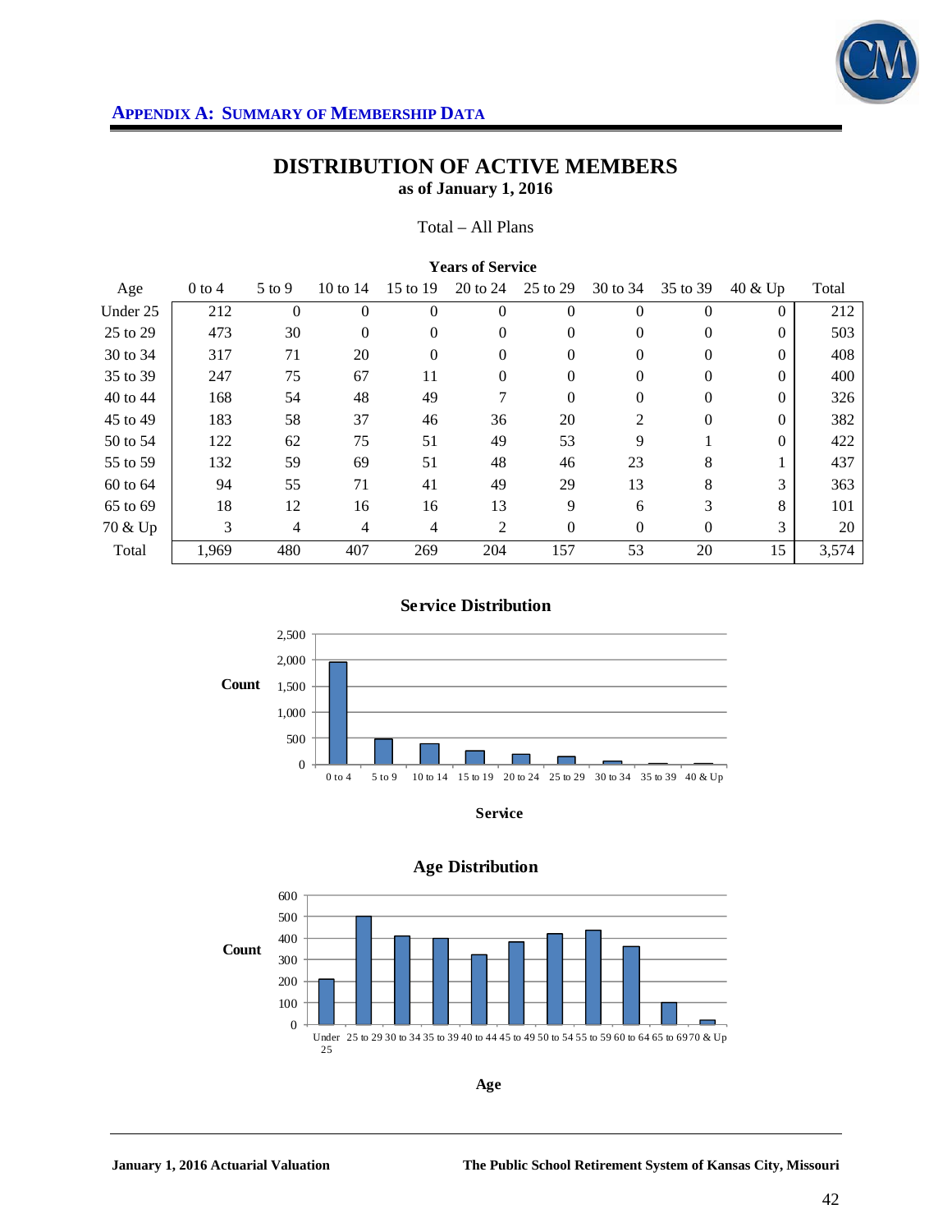## APPENDIX A: SUMMARY OF MEMBERSHIP DATA

# DISTRIBUTION OF ACTIVE MEMBERS
**as of January 1, 2016**

Total – All Plans

| | **Years of Service** | | | | | | | | | |
|---|---|---|---|---|---|---|---|---|---|---|
| Age | 0 to 4 | 5 to 9 | 10 to 14 | 15 to 19 | 20 to 24 | 25 to 29 | 30 to 34 | 35 to 39 | 40 & Up | Total |
| Under 25 | 212 | 0 | 0 | 0 | 0 | 0 | 0 | 0 | 0 | 212 |
| 25 to 29 | 473 | 30 | 0 | 0 | 0 | 0 | 0 | 0 | 0 | 503 |
| 30 to 34 | 317 | 71 | 20 | 0 | 0 | 0 | 0 | 0 | 0 | 408 |
| 35 to 39 | 247 | 75 | 67 | 11 | 0 | 0 | 0 | 0 | 0 | 400 |
| 40 to 44 | 168 | 54 | 48 | 49 | 7 | 0 | 0 | 0 | 0 | 326 |
| 45 to 49 | 183 | 58 | 37 | 46 | 36 | 20 | 2 | 0 | 0 | 382 |
| 50 to 54 | 122 | 62 | 75 | 51 | 49 | 53 | 9 | 1 | 0 | 422 |
| 55 to 59 | 132 | 59 | 69 | 51 | 48 | 46 | 23 | 8 | 1 | 437 |
| 60 to 64 | 94 | 55 | 71 | 41 | 49 | 29 | 13 | 8 | 3 | 363 |
| 65 to 69 | 18 | 12 | 16 | 16 | 13 | 9 | 6 | 3 | 8 | 101 |
| 70 & Up | 3 | 4 | 4 | 4 | 2 | 0 | 0 | 0 | 3 | 20 |
| Total | 1,969 | 480 | 407 | 269 | 204 | 157 | 53 | 20 | 15 | 3,574 |

**Service Distribution**

| Service | 0 to 4 | 5 to 9 | 10 to 14 | 15 to 19 | 20 to 24 | 25 to 29 | 30 to 34 | 35 to 39 | 40 & Up |
|---|---|---|---|---|---|---|---|---|---|
| Count | 1,969 | 480 | 407 | 269 | 204 | 157 | 53 | 20 | 15 |

**Age Distribution**

| Age | Under 25 | 25 to 29 | 30 to 34 | 35 to 39 | 40 to 44 | 45 to 49 | 50 to 54 | 55 to 59 | 60 to 64 | 65 to 69 | 70 & Up |
|---|---|---|---|---|---|---|---|---|---|---|---|
| Count | 212 | 503 | 408 | 400 | 326 | 382 | 422 | 437 | 363 | 101 | 20 |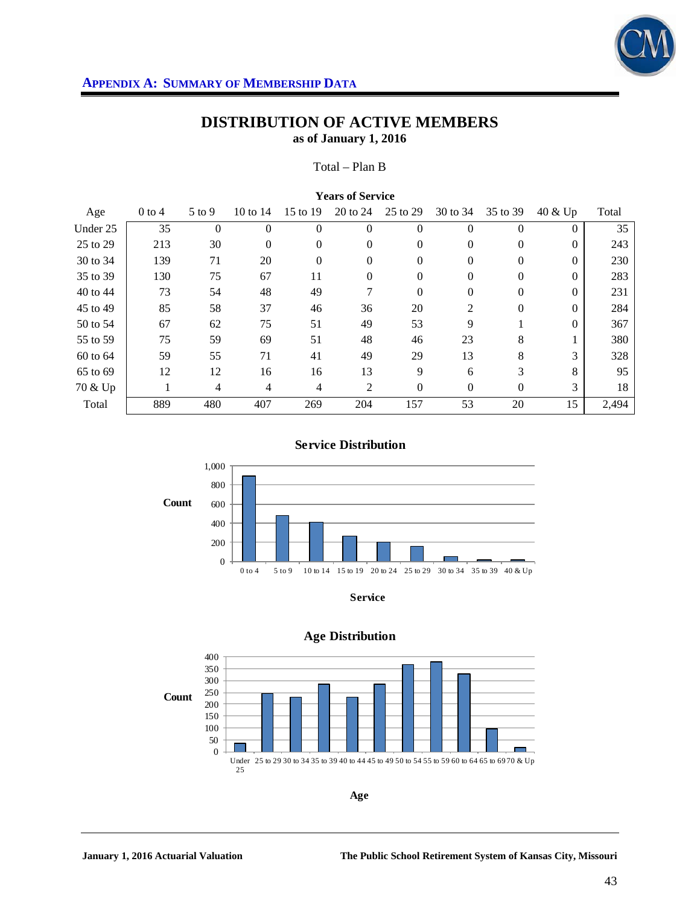## APPENDIX A: SUMMARY OF MEMBERSHIP DATA

# DISTRIBUTION OF ACTIVE MEMBERS
**as of January 1, 2016**

Total – Plan B

| | Years of Service | | | | | | | | | |
|---|---|---|---|---|---|---|---|---|---|---|
| Age | 0 to 4 | 5 to 9 | 10 to 14 | 15 to 19 | 20 to 24 | 25 to 29 | 30 to 34 | 35 to 39 | 40 & Up | Total |
| Under 25 | 35 | 0 | 0 | 0 | 0 | 0 | 0 | 0 | 0 | 35 |
| 25 to 29 | 213 | 30 | 0 | 0 | 0 | 0 | 0 | 0 | 0 | 243 |
| 30 to 34 | 139 | 71 | 20 | 0 | 0 | 0 | 0 | 0 | 0 | 230 |
| 35 to 39 | 130 | 75 | 67 | 11 | 0 | 0 | 0 | 0 | 0 | 283 |
| 40 to 44 | 73 | 54 | 48 | 49 | 7 | 0 | 0 | 0 | 0 | 231 |
| 45 to 49 | 85 | 58 | 37 | 46 | 36 | 20 | 2 | 0 | 0 | 284 |
| 50 to 54 | 67 | 62 | 75 | 51 | 49 | 53 | 9 | 1 | 0 | 367 |
| 55 to 59 | 75 | 59 | 69 | 51 | 48 | 46 | 23 | 8 | 1 | 380 |
| 60 to 64 | 59 | 55 | 71 | 41 | 49 | 29 | 13 | 8 | 3 | 328 |
| 65 to 69 | 12 | 12 | 16 | 16 | 13 | 9 | 6 | 3 | 8 | 95 |
| 70 & Up | 1 | 4 | 4 | 4 | 2 | 0 | 0 | 0 | 3 | 18 |
| Total | 889 | 480 | 407 | 269 | 204 | 157 | 53 | 20 | 15 | 2,494 |

**Service Distribution**

**Age Distribution**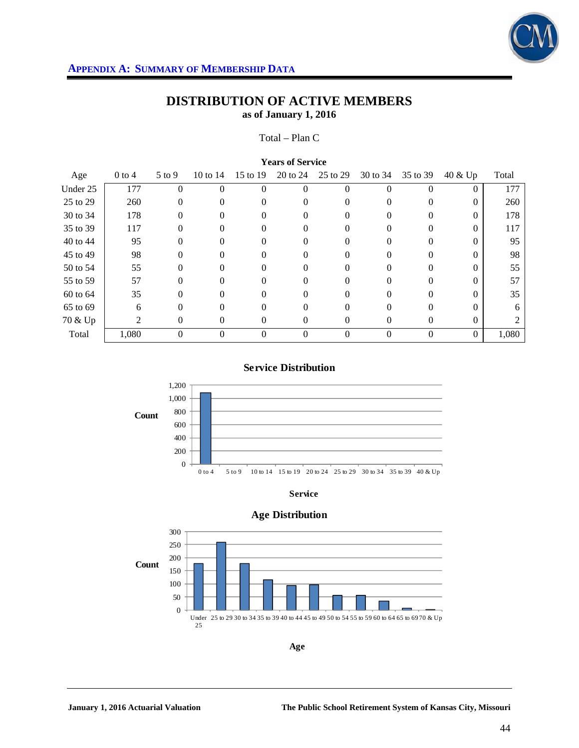## APPENDIX A: SUMMARY OF MEMBERSHIP DATA

# DISTRIBUTION OF ACTIVE MEMBERS

**as of January 1, 2016**

Total – Plan C

| | **Years of Service** | | | | | | | | | |
|---|---|---|---|---|---|---|---|---|---|---|
| Age | 0 to 4 | 5 to 9 | 10 to 14 | 15 to 19 | 20 to 24 | 25 to 29 | 30 to 34 | 35 to 39 | 40 & Up | Total |
| Under 25 | 177 | 0 | 0 | 0 | 0 | 0 | 0 | 0 | 0 | 177 |
| 25 to 29 | 260 | 0 | 0 | 0 | 0 | 0 | 0 | 0 | 0 | 260 |
| 30 to 34 | 178 | 0 | 0 | 0 | 0 | 0 | 0 | 0 | 0 | 178 |
| 35 to 39 | 117 | 0 | 0 | 0 | 0 | 0 | 0 | 0 | 0 | 117 |
| 40 to 44 | 95 | 0 | 0 | 0 | 0 | 0 | 0 | 0 | 0 | 95 |
| 45 to 49 | 98 | 0 | 0 | 0 | 0 | 0 | 0 | 0 | 0 | 98 |
| 50 to 54 | 55 | 0 | 0 | 0 | 0 | 0 | 0 | 0 | 0 | 55 |
| 55 to 59 | 57 | 0 | 0 | 0 | 0 | 0 | 0 | 0 | 0 | 57 |
| 60 to 64 | 35 | 0 | 0 | 0 | 0 | 0 | 0 | 0 | 0 | 35 |
| 65 to 69 | 6 | 0 | 0 | 0 | 0 | 0 | 0 | 0 | 0 | 6 |
| 70 & Up | 2 | 0 | 0 | 0 | 0 | 0 | 0 | 0 | 0 | 2 |
| Total | 1,080 | 0 | 0 | 0 | 0 | 0 | 0 | 0 | 0 | 1,080 |

**Service Distribution**

**Age Distribution**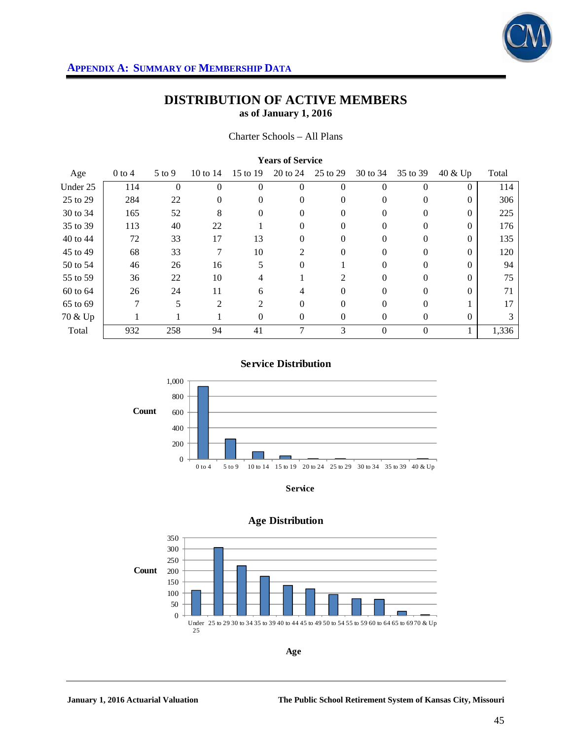## APPENDIX A: SUMMARY OF MEMBERSHIP DATA

# DISTRIBUTION OF ACTIVE MEMBERS

**as of January 1, 2016**

Charter Schools – All Plans

| | Years of Service | | | | | | | | | |
|---|---|---|---|---|---|---|---|---|---|---|
| Age | 0 to 4 | 5 to 9 | 10 to 14 | 15 to 19 | 20 to 24 | 25 to 29 | 30 to 34 | 35 to 39 | 40 & Up | Total |
| Under 25 | 114 | 0 | 0 | 0 | 0 | 0 | 0 | 0 | 0 | 114 |
| 25 to 29 | 284 | 22 | 0 | 0 | 0 | 0 | 0 | 0 | 0 | 306 |
| 30 to 34 | 165 | 52 | 8 | 0 | 0 | 0 | 0 | 0 | 0 | 225 |
| 35 to 39 | 113 | 40 | 22 | 1 | 0 | 0 | 0 | 0 | 0 | 176 |
| 40 to 44 | 72 | 33 | 17 | 13 | 0 | 0 | 0 | 0 | 0 | 135 |
| 45 to 49 | 68 | 33 | 7 | 10 | 2 | 0 | 0 | 0 | 0 | 120 |
| 50 to 54 | 46 | 26 | 16 | 5 | 0 | 1 | 0 | 0 | 0 | 94 |
| 55 to 59 | 36 | 22 | 10 | 4 | 1 | 2 | 0 | 0 | 0 | 75 |
| 60 to 64 | 26 | 24 | 11 | 6 | 4 | 0 | 0 | 0 | 0 | 71 |
| 65 to 69 | 7 | 5 | 2 | 2 | 0 | 0 | 0 | 0 | 1 | 17 |
| 70 & Up | 1 | 1 | 1 | 0 | 0 | 0 | 0 | 0 | 0 | 3 |
| Total | 932 | 258 | 94 | 41 | 7 | 3 | 0 | 0 | 1 | 1,336 |

**Service Distribution**

(Bar chart: Count by Service — 0 to 4, 5 to 9, 10 to 14, 15 to 19, 20 to 24, 25 to 29, 30 to 34, 35 to 39, 40 & Up)

**Age Distribution**

(Bar chart: Count by Age — Under 25, 25 to 29, 30 to 34, 35 to 39, 40 to 44, 45 to 49, 50 to 54, 55 to 59, 60 to 64, 65 to 69, 70 & Up)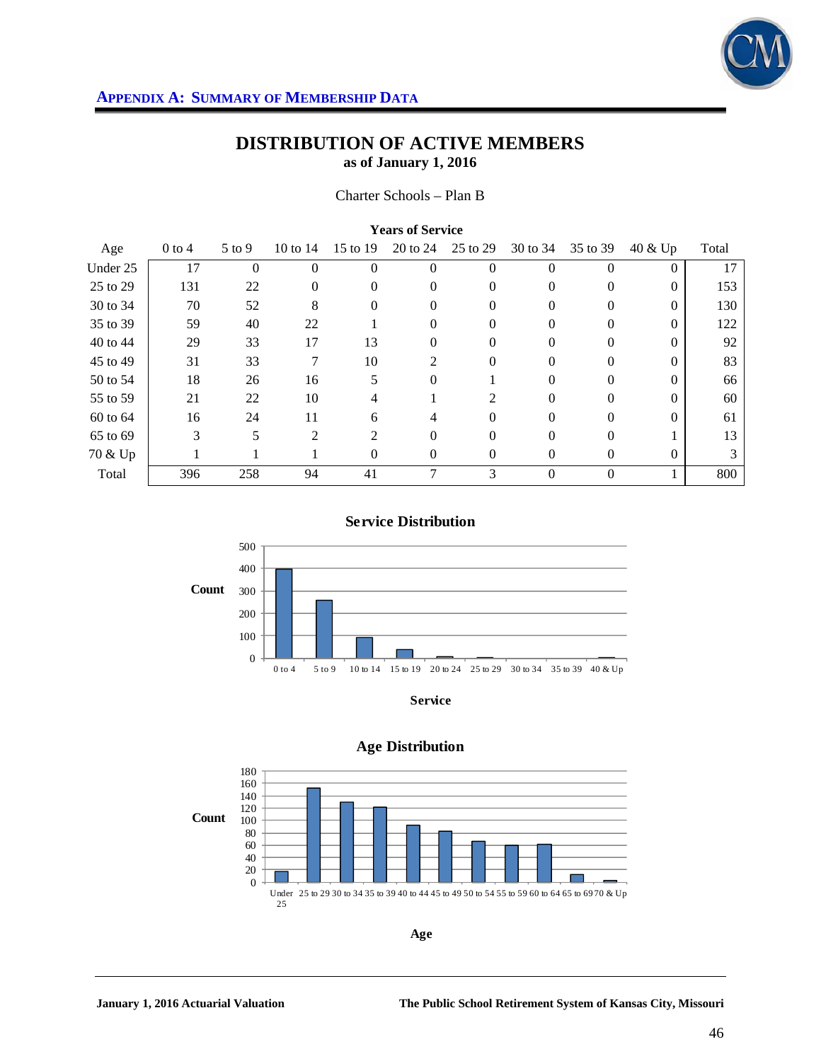## Appendix A: Summary of Membership Data

# DISTRIBUTION OF ACTIVE MEMBERS
**as of January 1, 2016**

Charter Schools – Plan B

| | Years of Service | | | | | | | | | |
|---|---|---|---|---|---|---|---|---|---|---|
| Age | 0 to 4 | 5 to 9 | 10 to 14 | 15 to 19 | 20 to 24 | 25 to 29 | 30 to 34 | 35 to 39 | 40 & Up | Total |
| Under 25 | 17 | 0 | 0 | 0 | 0 | 0 | 0 | 0 | 0 | 17 |
| 25 to 29 | 131 | 22 | 0 | 0 | 0 | 0 | 0 | 0 | 0 | 153 |
| 30 to 34 | 70 | 52 | 8 | 0 | 0 | 0 | 0 | 0 | 0 | 130 |
| 35 to 39 | 59 | 40 | 22 | 1 | 0 | 0 | 0 | 0 | 0 | 122 |
| 40 to 44 | 29 | 33 | 17 | 13 | 0 | 0 | 0 | 0 | 0 | 92 |
| 45 to 49 | 31 | 33 | 7 | 10 | 2 | 0 | 0 | 0 | 0 | 83 |
| 50 to 54 | 18 | 26 | 16 | 5 | 0 | 1 | 0 | 0 | 0 | 66 |
| 55 to 59 | 21 | 22 | 10 | 4 | 1 | 2 | 0 | 0 | 0 | 60 |
| 60 to 64 | 16 | 24 | 11 | 6 | 4 | 0 | 0 | 0 | 0 | 61 |
| 65 to 69 | 3 | 5 | 2 | 2 | 0 | 0 | 0 | 0 | 1 | 13 |
| 70 & Up | 1 | 1 | 1 | 0 | 0 | 0 | 0 | 0 | 0 | 3 |
| Total | 396 | 258 | 94 | 41 | 7 | 3 | 0 | 0 | 1 | 800 |

**Service Distribution**

**Age Distribution**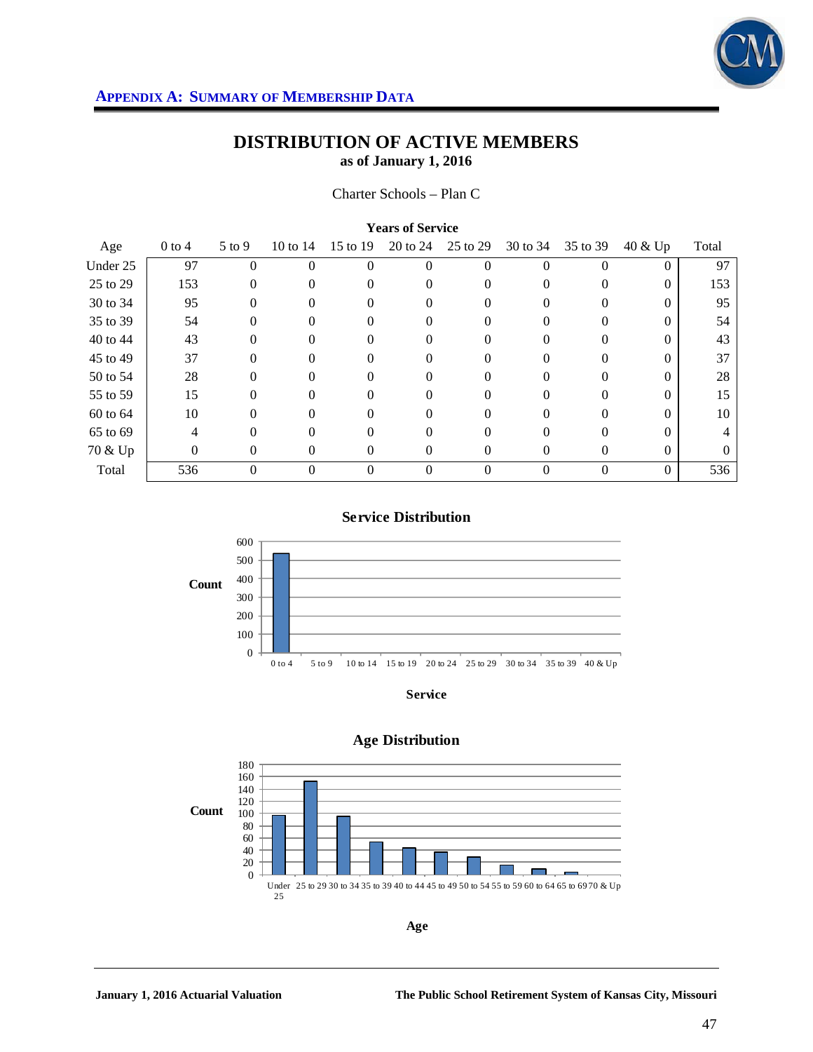**APPENDIX A: SUMMARY OF MEMBERSHIP DATA**

## DISTRIBUTION OF ACTIVE MEMBERS
### as of January 1, 2016

Charter Schools – Plan C

| Age | Years of Service | | | | | | | | | Total |
|---|---|---|---|---|---|---|---|---|---|---|
| | 0 to 4 | 5 to 9 | 10 to 14 | 15 to 19 | 20 to 24 | 25 to 29 | 30 to 34 | 35 to 39 | 40 & Up | |
| Under 25 | 97 | 0 | 0 | 0 | 0 | 0 | 0 | 0 | 0 | 97 |
| 25 to 29 | 153 | 0 | 0 | 0 | 0 | 0 | 0 | 0 | 0 | 153 |
| 30 to 34 | 95 | 0 | 0 | 0 | 0 | 0 | 0 | 0 | 0 | 95 |
| 35 to 39 | 54 | 0 | 0 | 0 | 0 | 0 | 0 | 0 | 0 | 54 |
| 40 to 44 | 43 | 0 | 0 | 0 | 0 | 0 | 0 | 0 | 0 | 43 |
| 45 to 49 | 37 | 0 | 0 | 0 | 0 | 0 | 0 | 0 | 0 | 37 |
| 50 to 54 | 28 | 0 | 0 | 0 | 0 | 0 | 0 | 0 | 0 | 28 |
| 55 to 59 | 15 | 0 | 0 | 0 | 0 | 0 | 0 | 0 | 0 | 15 |
| 60 to 64 | 10 | 0 | 0 | 0 | 0 | 0 | 0 | 0 | 0 | 10 |
| 65 to 69 | 4 | 0 | 0 | 0 | 0 | 0 | 0 | 0 | 0 | 4 |
| 70 & Up | 0 | 0 | 0 | 0 | 0 | 0 | 0 | 0 | 0 | 0 |
| Total | 536 | 0 | 0 | 0 | 0 | 0 | 0 | 0 | 0 | 536 |

**Service Distribution**

**Age Distribution**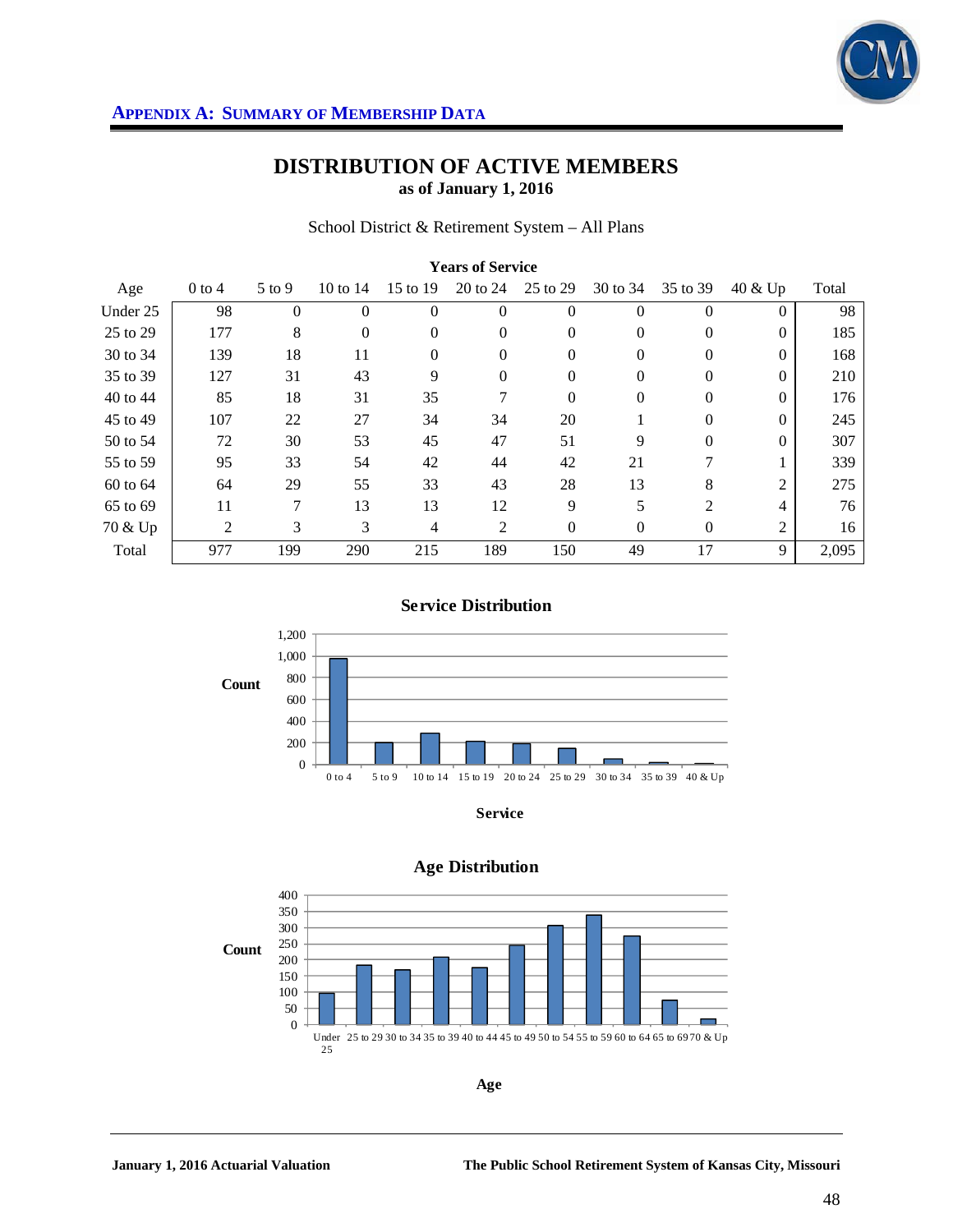**APPENDIX A: SUMMARY OF MEMBERSHIP DATA**

# DISTRIBUTION OF ACTIVE MEMBERS

**as of January 1, 2016**

School District & Retirement System – All Plans

| | Years of Service | | | | | | | | | |
|---|---|---|---|---|---|---|---|---|---|---|
| Age | 0 to 4 | 5 to 9 | 10 to 14 | 15 to 19 | 20 to 24 | 25 to 29 | 30 to 34 | 35 to 39 | 40 & Up | Total |
| Under 25 | 98 | 0 | 0 | 0 | 0 | 0 | 0 | 0 | 0 | 98 |
| 25 to 29 | 177 | 8 | 0 | 0 | 0 | 0 | 0 | 0 | 0 | 185 |
| 30 to 34 | 139 | 18 | 11 | 0 | 0 | 0 | 0 | 0 | 0 | 168 |
| 35 to 39 | 127 | 31 | 43 | 9 | 0 | 0 | 0 | 0 | 0 | 210 |
| 40 to 44 | 85 | 18 | 31 | 35 | 7 | 0 | 0 | 0 | 0 | 176 |
| 45 to 49 | 107 | 22 | 27 | 34 | 34 | 20 | 1 | 0 | 0 | 245 |
| 50 to 54 | 72 | 30 | 53 | 45 | 47 | 51 | 9 | 0 | 0 | 307 |
| 55 to 59 | 95 | 33 | 54 | 42 | 44 | 42 | 21 | 7 | 1 | 339 |
| 60 to 64 | 64 | 29 | 55 | 33 | 43 | 28 | 13 | 8 | 2 | 275 |
| 65 to 69 | 11 | 7 | 13 | 13 | 12 | 9 | 5 | 2 | 4 | 76 |
| 70 & Up | 2 | 3 | 3 | 4 | 2 | 0 | 0 | 0 | 2 | 16 |
| Total | 977 | 199 | 290 | 215 | 189 | 150 | 49 | 17 | 9 | 2,095 |

**Service Distribution**

| Service | Count |
|---|---|
| 0 to 4 | 977 |
| 5 to 9 | 199 |
| 10 to 14 | 290 |
| 15 to 19 | 215 |
| 20 to 24 | 189 |
| 25 to 29 | 150 |
| 30 to 34 | 49 |
| 35 to 39 | 17 |
| 40 & Up | 9 |

**Age Distribution**

| Age | Count |
|---|---|
| Under 25 | 98 |
| 25 to 29 | 185 |
| 30 to 34 | 168 |
| 35 to 39 | 210 |
| 40 to 44 | 176 |
| 45 to 49 | 245 |
| 50 to 54 | 307 |
| 55 to 59 | 339 |
| 60 to 64 | 275 |
| 65 to 69 | 76 |
| 70 & Up | 16 |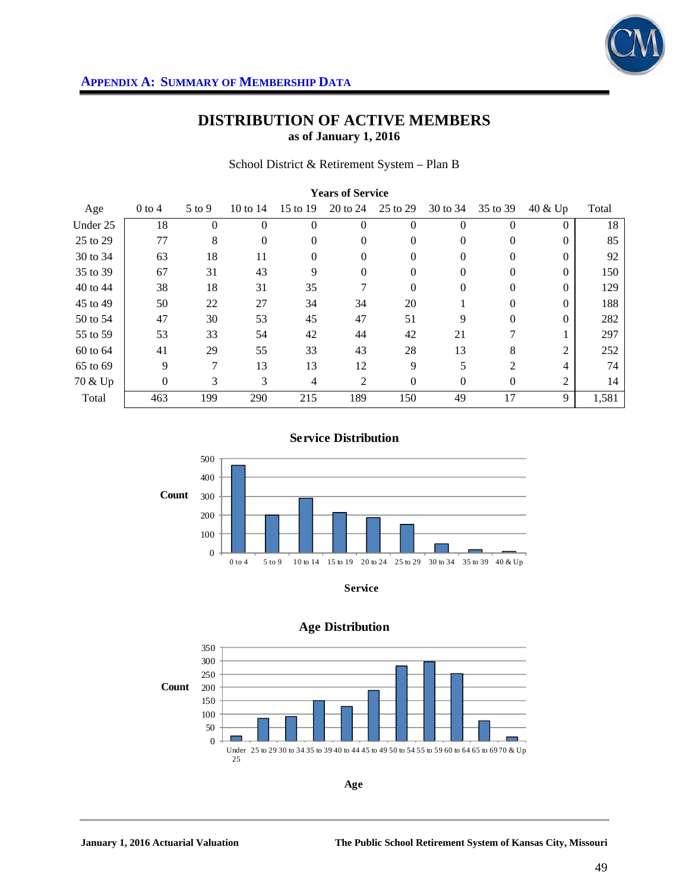## APPENDIX A: SUMMARY OF MEMBERSHIP DATA

# DISTRIBUTION OF ACTIVE MEMBERS

**as of January 1, 2016**

School District & Retirement System – Plan B

| | Years of Service | | | | | | | | | |
|---|---|---|---|---|---|---|---|---|---|---|
| Age | 0 to 4 | 5 to 9 | 10 to 14 | 15 to 19 | 20 to 24 | 25 to 29 | 30 to 34 | 35 to 39 | 40 & Up | Total |
| Under 25 | 18 | 0 | 0 | 0 | 0 | 0 | 0 | 0 | 0 | 18 |
| 25 to 29 | 77 | 8 | 0 | 0 | 0 | 0 | 0 | 0 | 0 | 85 |
| 30 to 34 | 63 | 18 | 11 | 0 | 0 | 0 | 0 | 0 | 0 | 92 |
| 35 to 39 | 67 | 31 | 43 | 9 | 0 | 0 | 0 | 0 | 0 | 150 |
| 40 to 44 | 38 | 18 | 31 | 35 | 7 | 0 | 0 | 0 | 0 | 129 |
| 45 to 49 | 50 | 22 | 27 | 34 | 34 | 20 | 1 | 0 | 0 | 188 |
| 50 to 54 | 47 | 30 | 53 | 45 | 47 | 51 | 9 | 0 | 0 | 282 |
| 55 to 59 | 53 | 33 | 54 | 42 | 44 | 42 | 21 | 7 | 1 | 297 |
| 60 to 64 | 41 | 29 | 55 | 33 | 43 | 28 | 13 | 8 | 2 | 252 |
| 65 to 69 | 9 | 7 | 13 | 13 | 12 | 9 | 5 | 2 | 4 | 74 |
| 70 & Up | 0 | 3 | 3 | 4 | 2 | 0 | 0 | 0 | 2 | 14 |
| Total | 463 | 199 | 290 | 215 | 189 | 150 | 49 | 17 | 9 | 1,581 |

**Service Distribution**

**Age Distribution**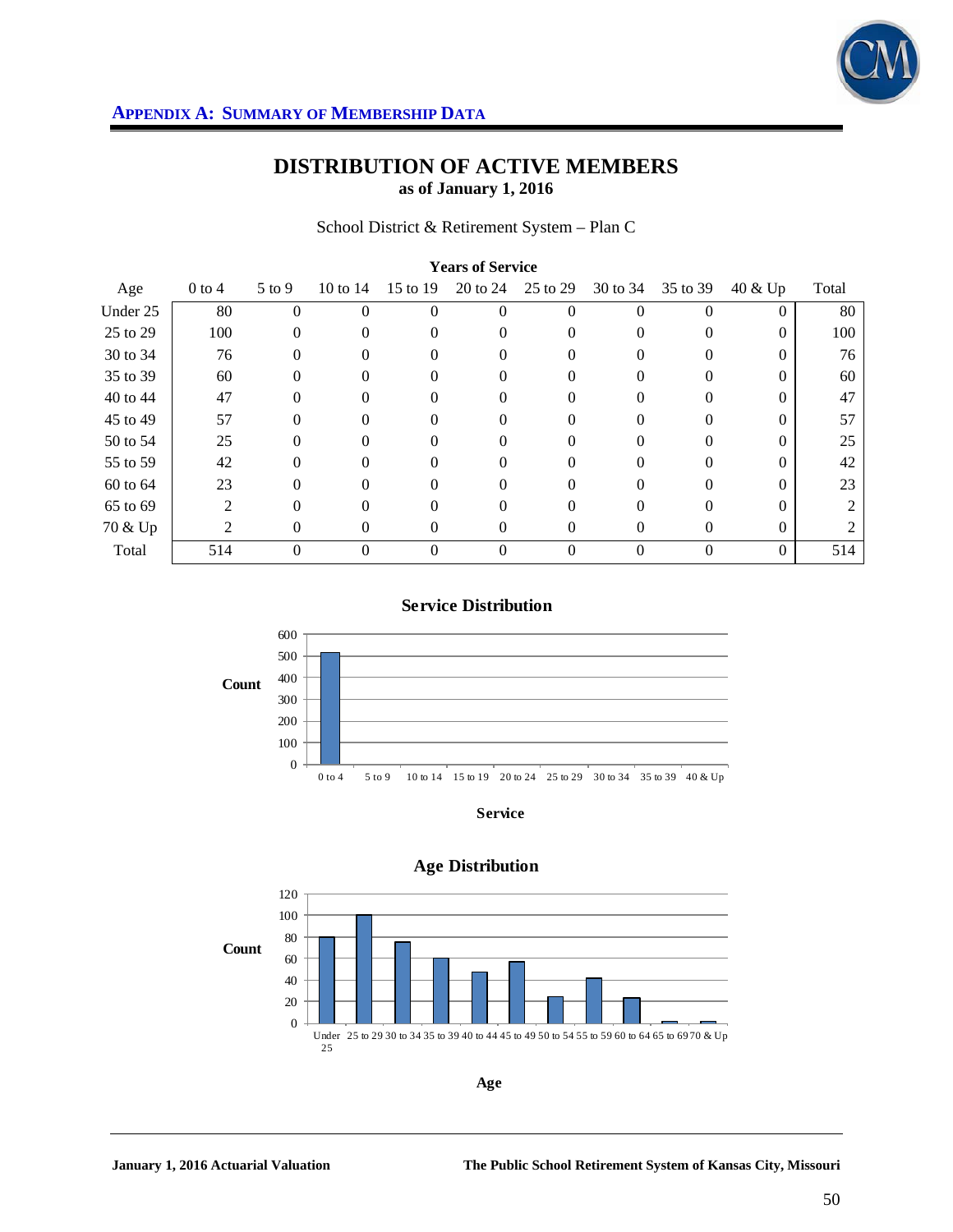## Appendix A: Summary of Membership Data

# DISTRIBUTION OF ACTIVE MEMBERS
**as of January 1, 2016**

School District & Retirement System – Plan C

| | Years of Service | | | | | | | | | |
|---|---|---|---|---|---|---|---|---|---|---|
| Age | 0 to 4 | 5 to 9 | 10 to 14 | 15 to 19 | 20 to 24 | 25 to 29 | 30 to 34 | 35 to 39 | 40 & Up | Total |
| Under 25 | 80 | 0 | 0 | 0 | 0 | 0 | 0 | 0 | 0 | 80 |
| 25 to 29 | 100 | 0 | 0 | 0 | 0 | 0 | 0 | 0 | 0 | 100 |
| 30 to 34 | 76 | 0 | 0 | 0 | 0 | 0 | 0 | 0 | 0 | 76 |
| 35 to 39 | 60 | 0 | 0 | 0 | 0 | 0 | 0 | 0 | 0 | 60 |
| 40 to 44 | 47 | 0 | 0 | 0 | 0 | 0 | 0 | 0 | 0 | 47 |
| 45 to 49 | 57 | 0 | 0 | 0 | 0 | 0 | 0 | 0 | 0 | 57 |
| 50 to 54 | 25 | 0 | 0 | 0 | 0 | 0 | 0 | 0 | 0 | 25 |
| 55 to 59 | 42 | 0 | 0 | 0 | 0 | 0 | 0 | 0 | 0 | 42 |
| 60 to 64 | 23 | 0 | 0 | 0 | 0 | 0 | 0 | 0 | 0 | 23 |
| 65 to 69 | 2 | 0 | 0 | 0 | 0 | 0 | 0 | 0 | 0 | 2 |
| 70 & Up | 2 | 0 | 0 | 0 | 0 | 0 | 0 | 0 | 0 | 2 |
| Total | 514 | 0 | 0 | 0 | 0 | 0 | 0 | 0 | 0 | 514 |

**Service Distribution**

| Service | 0 to 4 | 5 to 9 | 10 to 14 | 15 to 19 | 20 to 24 | 25 to 29 | 30 to 34 | 35 to 39 | 40 & Up |
|---|---|---|---|---|---|---|---|---|---|
| Count | 514 | 0 | 0 | 0 | 0 | 0 | 0 | 0 | 0 |

**Age Distribution**

| Age | Under 25 | 25 to 29 | 30 to 34 | 35 to 39 | 40 to 44 | 45 to 49 | 50 to 54 | 55 to 59 | 60 to 64 | 65 to 69 | 70 & Up |
|---|---|---|---|---|---|---|---|---|---|---|---|
| Count | 80 | 100 | 76 | 60 | 47 | 57 | 25 | 42 | 23 | 2 | 2 |

January 1, 2016 Actuarial Valuation — The Public School Retirement System of Kansas City, Missouri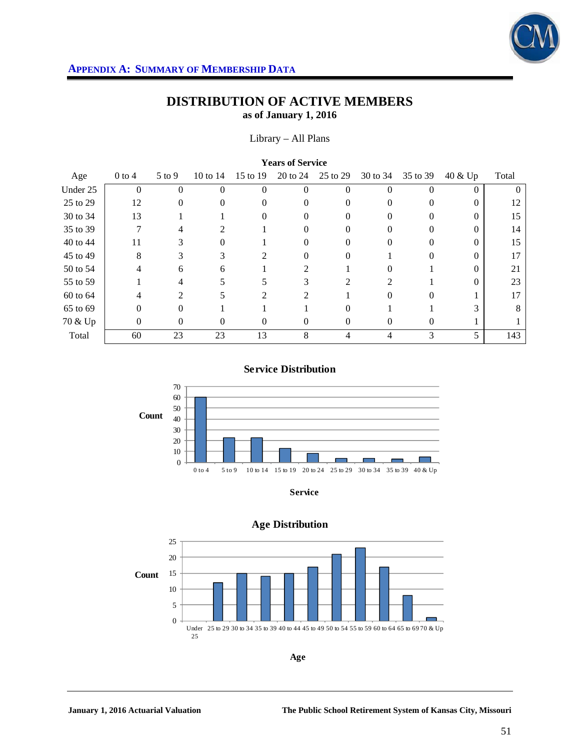# APPENDIX A: SUMMARY OF MEMBERSHIP DATA

## DISTRIBUTION OF ACTIVE MEMBERS
**as of January 1, 2016**

Library – All Plans

| | Years of Service | | | | | | | | | |
|---|---|---|---|---|---|---|---|---|---|---|
| Age | 0 to 4 | 5 to 9 | 10 to 14 | 15 to 19 | 20 to 24 | 25 to 29 | 30 to 34 | 35 to 39 | 40 & Up | Total |
| Under 25 | 0 | 0 | 0 | 0 | 0 | 0 | 0 | 0 | 0 | 0 |
| 25 to 29 | 12 | 0 | 0 | 0 | 0 | 0 | 0 | 0 | 0 | 12 |
| 30 to 34 | 13 | 1 | 1 | 0 | 0 | 0 | 0 | 0 | 0 | 15 |
| 35 to 39 | 7 | 4 | 2 | 1 | 0 | 0 | 0 | 0 | 0 | 14 |
| 40 to 44 | 11 | 3 | 0 | 1 | 0 | 0 | 0 | 0 | 0 | 15 |
| 45 to 49 | 8 | 3 | 3 | 2 | 0 | 0 | 1 | 0 | 0 | 17 |
| 50 to 54 | 4 | 6 | 6 | 1 | 2 | 1 | 0 | 1 | 0 | 21 |
| 55 to 59 | 1 | 4 | 5 | 5 | 3 | 2 | 2 | 1 | 0 | 23 |
| 60 to 64 | 4 | 2 | 5 | 2 | 2 | 1 | 0 | 0 | 1 | 17 |
| 65 to 69 | 0 | 0 | 1 | 1 | 1 | 0 | 1 | 1 | 3 | 8 |
| 70 & Up | 0 | 0 | 0 | 0 | 0 | 0 | 0 | 0 | 1 | 1 |
| Total | 60 | 23 | 23 | 13 | 8 | 4 | 4 | 3 | 5 | 143 |

**Service Distribution**

| Service | 0 to 4 | 5 to 9 | 10 to 14 | 15 to 19 | 20 to 24 | 25 to 29 | 30 to 34 | 35 to 39 | 40 & Up |
|---|---|---|---|---|---|---|---|---|---|
| Count | 60 | 23 | 23 | 13 | 8 | 4 | 4 | 3 | 5 |

**Age Distribution**

| Age | Under 25 | 25 to 29 | 30 to 34 | 35 to 39 | 40 to 44 | 45 to 49 | 50 to 54 | 55 to 59 | 60 to 64 | 65 to 69 | 70 & Up |
|---|---|---|---|---|---|---|---|---|---|---|---|
| Count | 0 | 12 | 15 | 14 | 15 | 17 | 21 | 23 | 17 | 8 | 1 |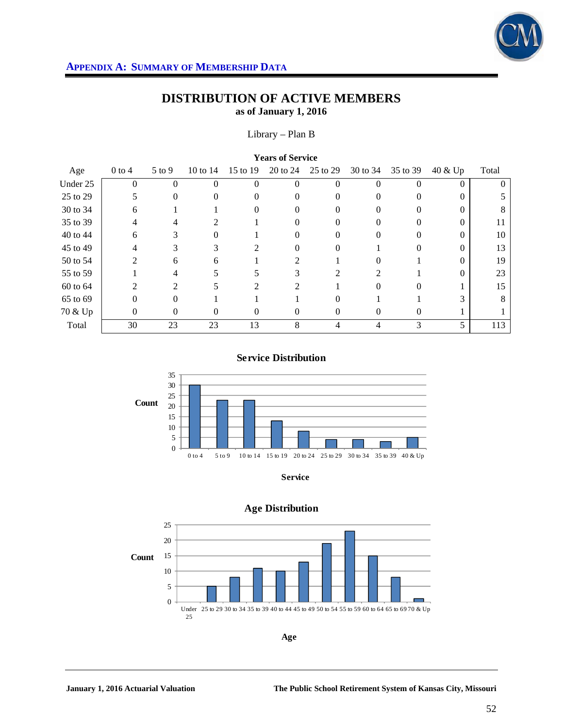## APPENDIX A: SUMMARY OF MEMBERSHIP DATA

# DISTRIBUTION OF ACTIVE MEMBERS

**as of January 1, 2016**

Library – Plan B

| | **Years of Service** | | | | | | | | | |
|---|---|---|---|---|---|---|---|---|---|---|
| Age | 0 to 4 | 5 to 9 | 10 to 14 | 15 to 19 | 20 to 24 | 25 to 29 | 30 to 34 | 35 to 39 | 40 & Up | Total |
| Under 25 | 0 | 0 | 0 | 0 | 0 | 0 | 0 | 0 | 0 | 0 |
| 25 to 29 | 5 | 0 | 0 | 0 | 0 | 0 | 0 | 0 | 0 | 5 |
| 30 to 34 | 6 | 1 | 1 | 0 | 0 | 0 | 0 | 0 | 0 | 8 |
| 35 to 39 | 4 | 4 | 2 | 1 | 0 | 0 | 0 | 0 | 0 | 11 |
| 40 to 44 | 6 | 3 | 0 | 1 | 0 | 0 | 0 | 0 | 0 | 10 |
| 45 to 49 | 4 | 3 | 3 | 2 | 0 | 0 | 1 | 0 | 0 | 13 |
| 50 to 54 | 2 | 6 | 6 | 1 | 2 | 1 | 0 | 1 | 0 | 19 |
| 55 to 59 | 1 | 4 | 5 | 5 | 3 | 2 | 2 | 1 | 0 | 23 |
| 60 to 64 | 2 | 2 | 5 | 2 | 2 | 1 | 0 | 0 | 1 | 15 |
| 65 to 69 | 0 | 0 | 1 | 1 | 1 | 0 | 1 | 1 | 3 | 8 |
| 70 & Up | 0 | 0 | 0 | 0 | 0 | 0 | 0 | 0 | 1 | 1 |
| Total | 30 | 23 | 23 | 13 | 8 | 4 | 4 | 3 | 5 | 113 |

**Service Distribution**

| Service | Count |
|---|---|
| 0 to 4 | 30 |
| 5 to 9 | 23 |
| 10 to 14 | 23 |
| 15 to 19 | 13 |
| 20 to 24 | 8 |
| 25 to 29 | 4 |
| 30 to 34 | 4 |
| 35 to 39 | 3 |
| 40 & Up | 5 |

**Age Distribution**

| Age | Count |
|---|---|
| Under 25 | 0 |
| 25 to 29 | 5 |
| 30 to 34 | 8 |
| 35 to 39 | 11 |
| 40 to 44 | 10 |
| 45 to 49 | 13 |
| 50 to 54 | 19 |
| 55 to 59 | 23 |
| 60 to 64 | 15 |
| 65 to 69 | 8 |
| 70 & Up | 1 |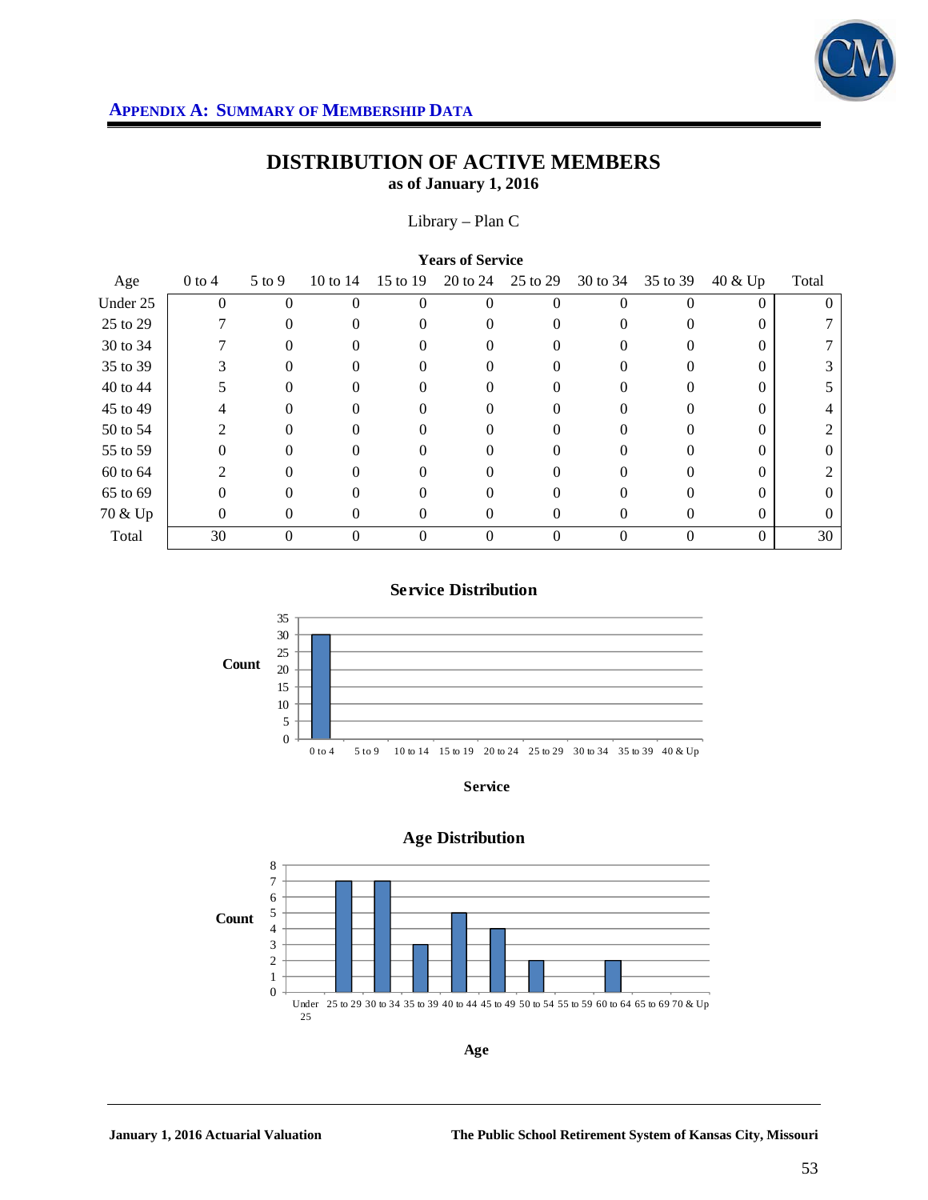## APPENDIX A: SUMMARY OF MEMBERSHIP DATA

# DISTRIBUTION OF ACTIVE MEMBERS
**as of January 1, 2016**

Library – Plan C

| | **Years of Service** | | | | | | | | | |
|---|---|---|---|---|---|---|---|---|---|---|
| Age | 0 to 4 | 5 to 9 | 10 to 14 | 15 to 19 | 20 to 24 | 25 to 29 | 30 to 34 | 35 to 39 | 40 & Up | Total |
| Under 25 | 0 | 0 | 0 | 0 | 0 | 0 | 0 | 0 | 0 | 0 |
| 25 to 29 | 7 | 0 | 0 | 0 | 0 | 0 | 0 | 0 | 0 | 7 |
| 30 to 34 | 7 | 0 | 0 | 0 | 0 | 0 | 0 | 0 | 0 | 7 |
| 35 to 39 | 3 | 0 | 0 | 0 | 0 | 0 | 0 | 0 | 0 | 3 |
| 40 to 44 | 5 | 0 | 0 | 0 | 0 | 0 | 0 | 0 | 0 | 5 |
| 45 to 49 | 4 | 0 | 0 | 0 | 0 | 0 | 0 | 0 | 0 | 4 |
| 50 to 54 | 2 | 0 | 0 | 0 | 0 | 0 | 0 | 0 | 0 | 2 |
| 55 to 59 | 0 | 0 | 0 | 0 | 0 | 0 | 0 | 0 | 0 | 0 |
| 60 to 64 | 2 | 0 | 0 | 0 | 0 | 0 | 0 | 0 | 0 | 2 |
| 65 to 69 | 0 | 0 | 0 | 0 | 0 | 0 | 0 | 0 | 0 | 0 |
| 70 & Up | 0 | 0 | 0 | 0 | 0 | 0 | 0 | 0 | 0 | 0 |
| Total | 30 | 0 | 0 | 0 | 0 | 0 | 0 | 0 | 0 | 30 |

**Service Distribution**

**Age Distribution**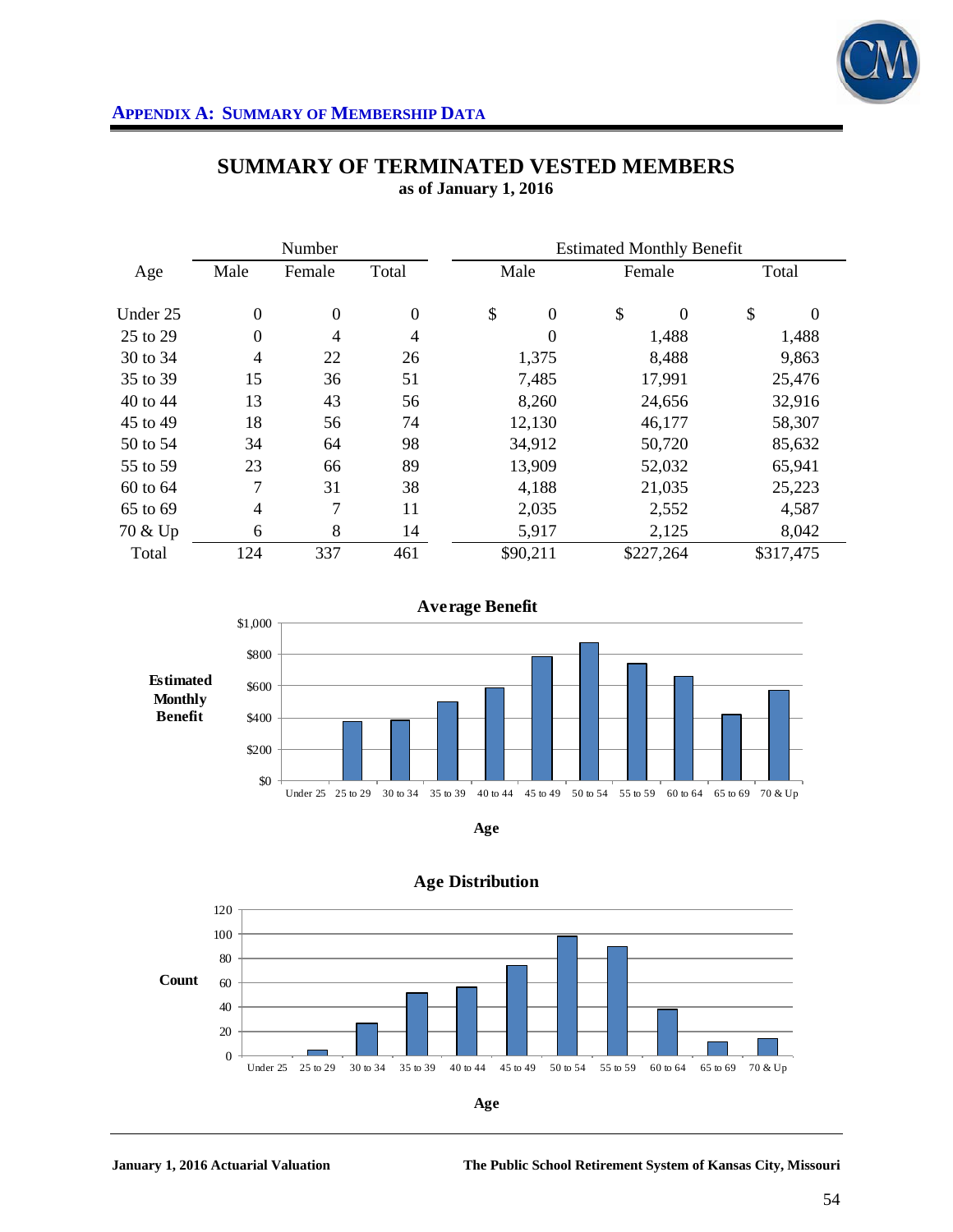## APPENDIX A: SUMMARY OF MEMBERSHIP DATA

# SUMMARY OF TERMINATED VESTED MEMBERS

**as of January 1, 2016**

| Age | Number | | | Estimated Monthly Benefit | | |
|---|---|---|---|---|---|---|
| | Male | Female | Total | Male | Female | Total |
| Under 25 | 0 | 0 | 0 | $ 0 | $ 0 | $ 0 |
| 25 to 29 | 0 | 4 | 4 | 0 | 1,488 | 1,488 |
| 30 to 34 | 4 | 22 | 26 | 1,375 | 8,488 | 9,863 |
| 35 to 39 | 15 | 36 | 51 | 7,485 | 17,991 | 25,476 |
| 40 to 44 | 13 | 43 | 56 | 8,260 | 24,656 | 32,916 |
| 45 to 49 | 18 | 56 | 74 | 12,130 | 46,177 | 58,307 |
| 50 to 54 | 34 | 64 | 98 | 34,912 | 50,720 | 85,632 |
| 55 to 59 | 23 | 66 | 89 | 13,909 | 52,032 | 65,941 |
| 60 to 64 | 7 | 31 | 38 | 4,188 | 21,035 | 25,223 |
| 65 to 69 | 4 | 7 | 11 | 2,035 | 2,552 | 4,587 |
| 70 & Up | 6 | 8 | 14 | 5,917 | 2,125 | 8,042 |
| Total | 124 | 337 | 461 | $90,211 | $227,264 | $317,475 |

**Average Benefit**

**Age Distribution**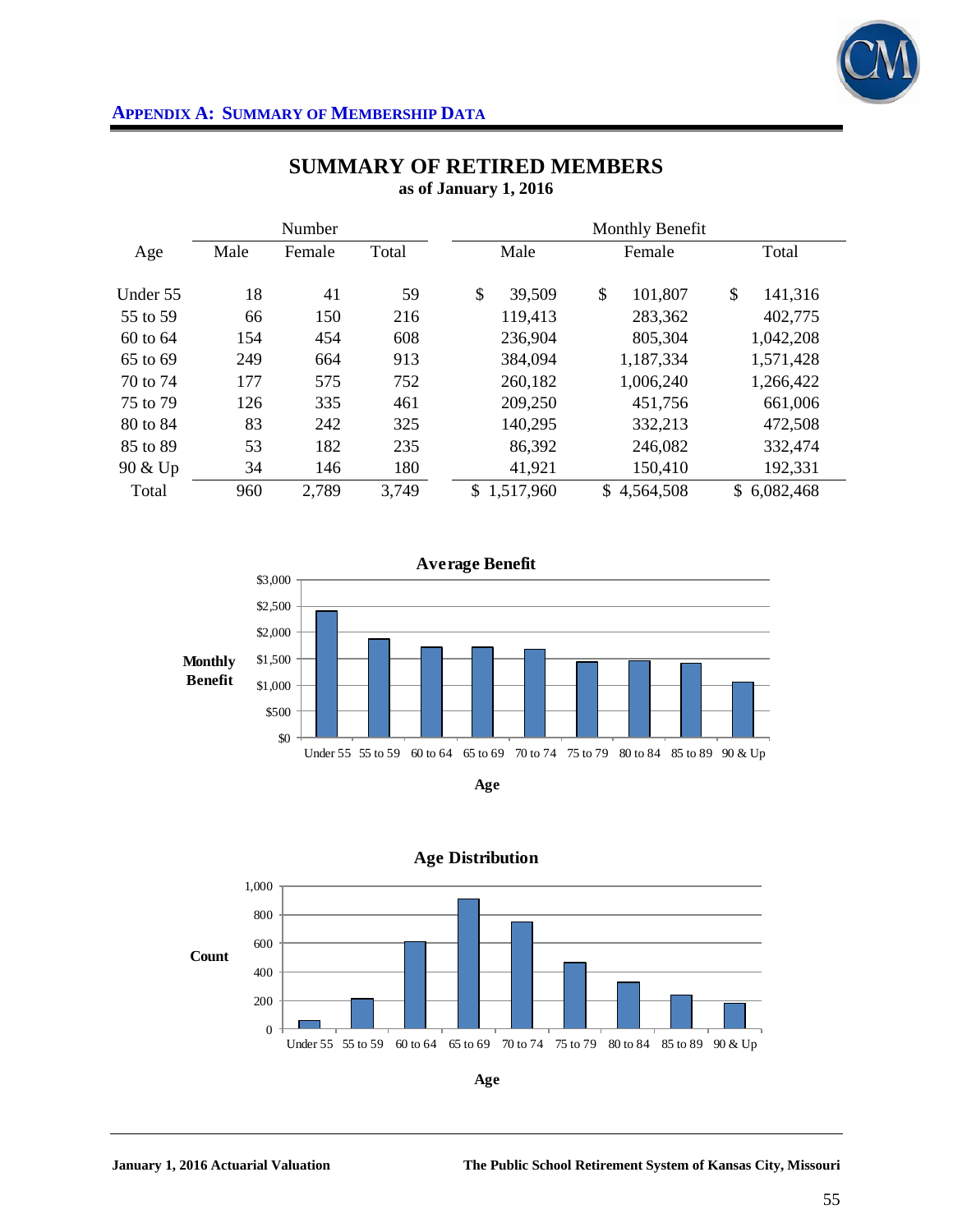## APPENDIX A: SUMMARY OF MEMBERSHIP DATA

# SUMMARY OF RETIRED MEMBERS

**as of January 1, 2016**

| Age | Number | | | Monthly Benefit | | |
|---|---|---|---|---|---|---|
| | Male | Female | Total | Male | Female | Total |
| Under 55 | 18 | 41 | 59 | $ 39,509 | $ 101,807 | $ 141,316 |
| 55 to 59 | 66 | 150 | 216 | 119,413 | 283,362 | 402,775 |
| 60 to 64 | 154 | 454 | 608 | 236,904 | 805,304 | 1,042,208 |
| 65 to 69 | 249 | 664 | 913 | 384,094 | 1,187,334 | 1,571,428 |
| 70 to 74 | 177 | 575 | 752 | 260,182 | 1,006,240 | 1,266,422 |
| 75 to 79 | 126 | 335 | 461 | 209,250 | 451,756 | 661,006 |
| 80 to 84 | 83 | 242 | 325 | 140,295 | 332,213 | 472,508 |
| 85 to 89 | 53 | 182 | 235 | 86,392 | 246,082 | 332,474 |
| 90 & Up | 34 | 146 | 180 | 41,921 | 150,410 | 192,331 |
| Total | 960 | 2,789 | 3,749 | $ 1,517,960 | $ 4,564,508 | $ 6,082,468 |

**Average Benefit**

**Age Distribution**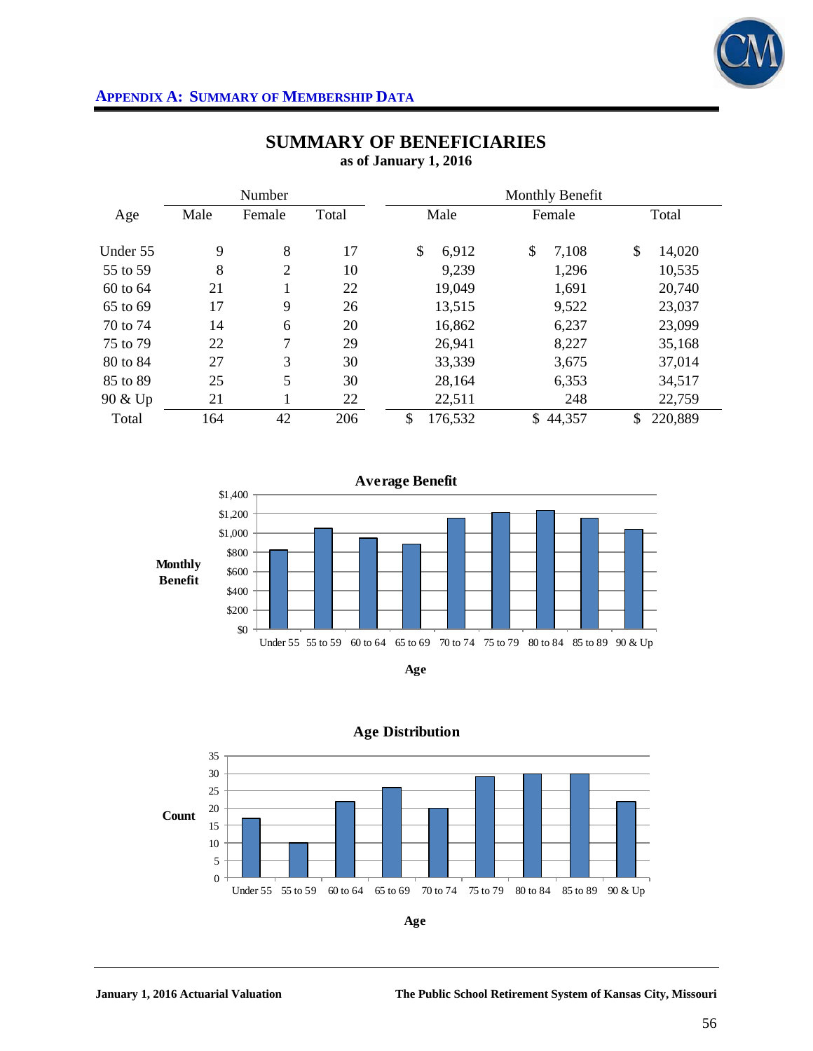## APPENDIX A: SUMMARY OF MEMBERSHIP DATA

# SUMMARY OF BENEFICIARIES

**as of January 1, 2016**

| Age | Number | | | Monthly Benefit | | |
|---|---|---|---|---|---|---|
| | Male | Female | Total | Male | Female | Total |
| Under 55 | 9 | 8 | 17 | $ 6,912 | $ 7,108 | $ 14,020 |
| 55 to 59 | 8 | 2 | 10 | 9,239 | 1,296 | 10,535 |
| 60 to 64 | 21 | 1 | 22 | 19,049 | 1,691 | 20,740 |
| 65 to 69 | 17 | 9 | 26 | 13,515 | 9,522 | 23,037 |
| 70 to 74 | 14 | 6 | 20 | 16,862 | 6,237 | 23,099 |
| 75 to 79 | 22 | 7 | 29 | 26,941 | 8,227 | 35,168 |
| 80 to 84 | 27 | 3 | 30 | 33,339 | 3,675 | 37,014 |
| 85 to 89 | 25 | 5 | 30 | 28,164 | 6,353 | 34,517 |
| 90 & Up | 21 | 1 | 22 | 22,511 | 248 | 22,759 |
| Total | 164 | 42 | 206 | $ 176,532 | $ 44,357 | $ 220,889 |

**Average Benefit**

Monthly Benefit ($0 – $1,400) by Age: Under 55, 55 to 59, 60 to 64, 65 to 69, 70 to 74, 75 to 79, 80 to 84, 85 to 89, 90 & Up

**Age Distribution**

Count (0 – 35) by Age: Under 55, 55 to 59, 60 to 64, 65 to 69, 70 to 74, 75 to 79, 80 to 84, 85 to 89, 90 & Up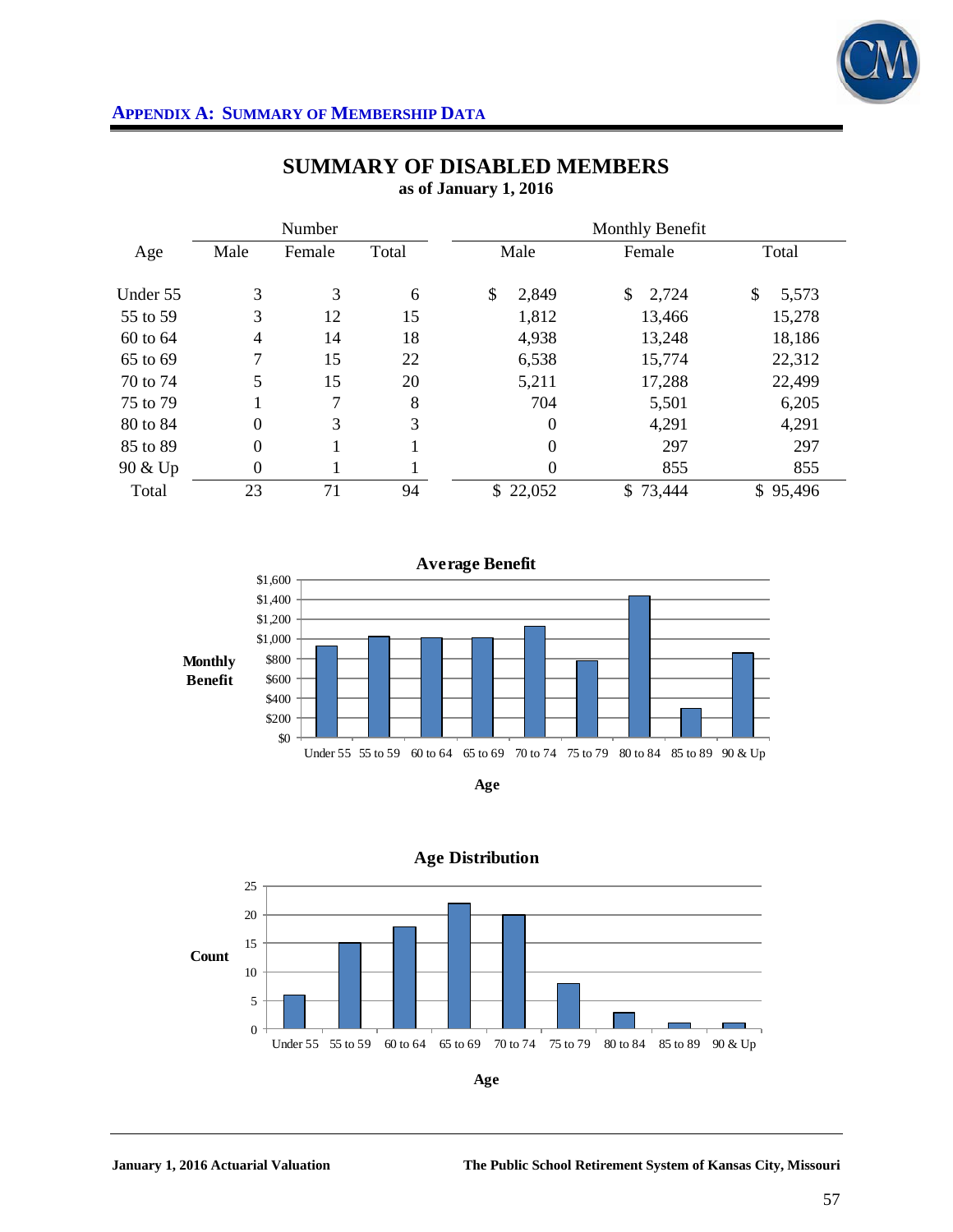## APPENDIX A: SUMMARY OF MEMBERSHIP DATA

# SUMMARY OF DISABLED MEMBERS

**as of January 1, 2016**

| | Number | | | Monthly Benefit | | |
|---|---|---|---|---|---|---|
| Age | Male | Female | Total | Male | Female | Total |
| Under 55 | 3 | 3 | 6 | $ 2,849 | $ 2,724 | $ 5,573 |
| 55 to 59 | 3 | 12 | 15 | 1,812 | 13,466 | 15,278 |
| 60 to 64 | 4 | 14 | 18 | 4,938 | 13,248 | 18,186 |
| 65 to 69 | 7 | 15 | 22 | 6,538 | 15,774 | 22,312 |
| 70 to 74 | 5 | 15 | 20 | 5,211 | 17,288 | 22,499 |
| 75 to 79 | 1 | 7 | 8 | 704 | 5,501 | 6,205 |
| 80 to 84 | 0 | 3 | 3 | 0 | 4,291 | 4,291 |
| 85 to 89 | 0 | 1 | 1 | 0 | 297 | 297 |
| 90 & Up | 0 | 1 | 1 | 0 | 855 | 855 |
| Total | 23 | 71 | 94 | $ 22,052 | $ 73,444 | $ 95,496 |

**Average Benefit**

**Age Distribution**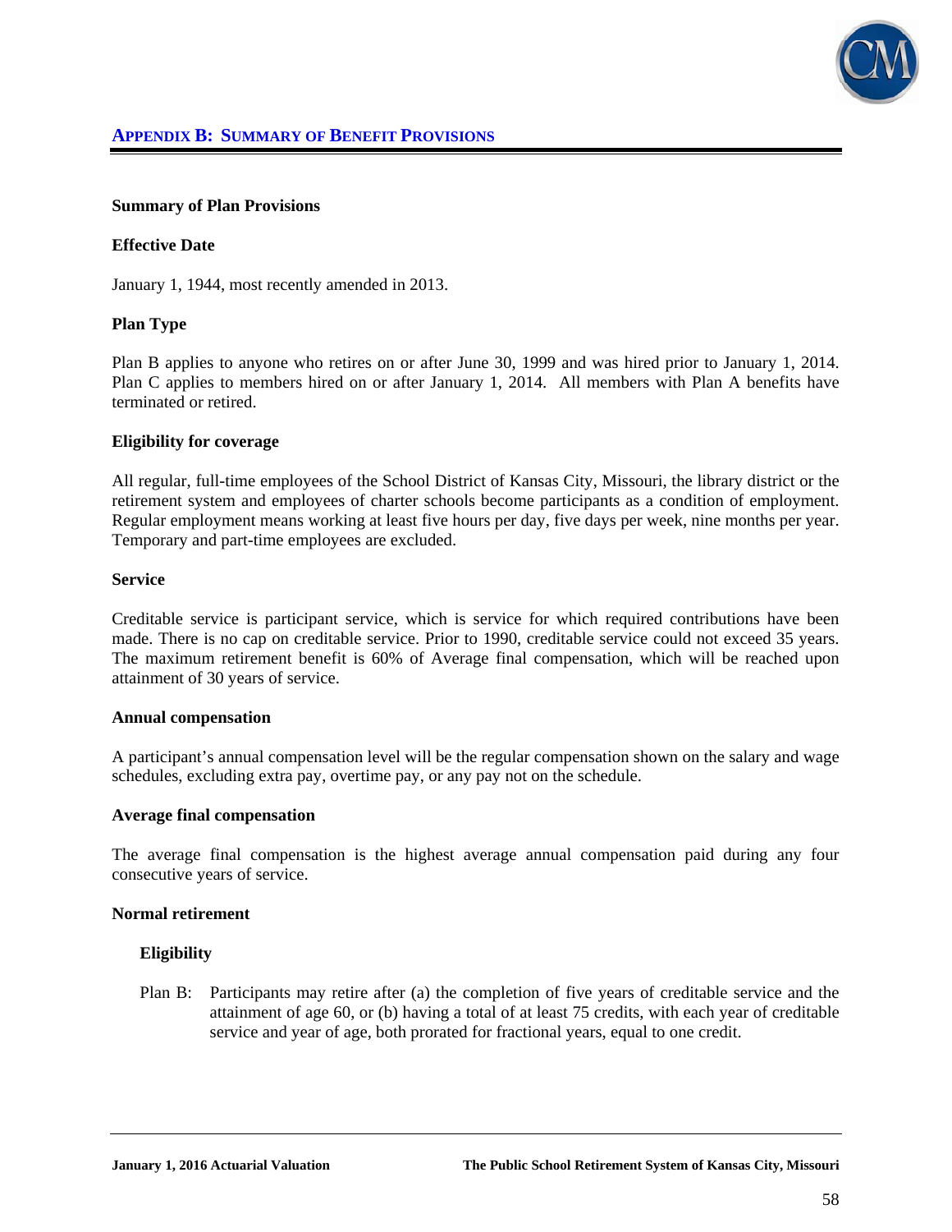## APPENDIX B: SUMMARY OF BENEFIT PROVISIONS

**Summary of Plan Provisions**

**Effective Date**

January 1, 1944, most recently amended in 2013.

**Plan Type**

Plan B applies to anyone who retires on or after June 30, 1999 and was hired prior to January 1, 2014. Plan C applies to members hired on or after January 1, 2014. All members with Plan A benefits have terminated or retired.

**Eligibility for coverage**

All regular, full-time employees of the School District of Kansas City, Missouri, the library district or the retirement system and employees of charter schools become participants as a condition of employment. Regular employment means working at least five hours per day, five days per week, nine months per year. Temporary and part-time employees are excluded.

**Service**

Creditable service is participant service, which is service for which required contributions have been made. There is no cap on creditable service. Prior to 1990, creditable service could not exceed 35 years. The maximum retirement benefit is 60% of Average final compensation, which will be reached upon attainment of 30 years of service.

**Annual compensation**

A participant's annual compensation level will be the regular compensation shown on the salary and wage schedules, excluding extra pay, overtime pay, or any pay not on the schedule.

**Average final compensation**

The average final compensation is the highest average annual compensation paid during any four consecutive years of service.

**Normal retirement**

**Eligibility**

Plan B: Participants may retire after (a) the completion of five years of creditable service and the attainment of age 60, or (b) having a total of at least 75 credits, with each year of creditable service and year of age, both prorated for fractional years, equal to one credit.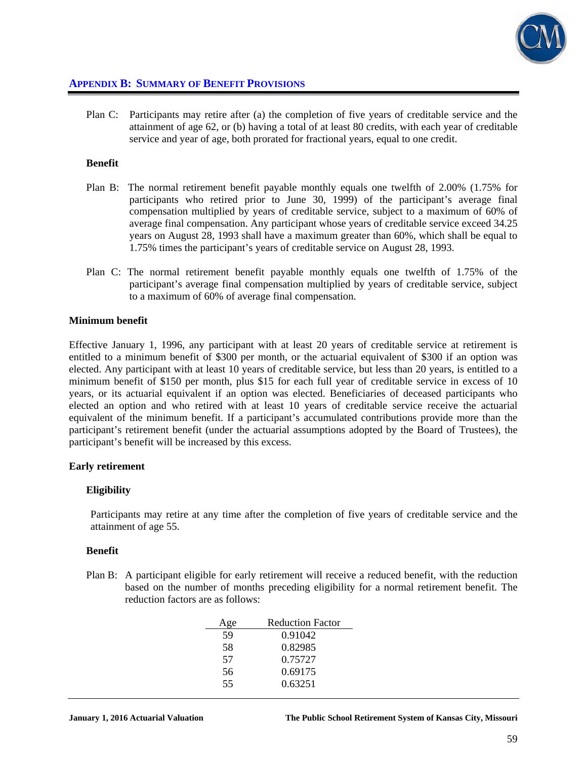## APPENDIX B: SUMMARY OF BENEFIT PROVISIONS

Plan C: Participants may retire after (a) the completion of five years of creditable service and the attainment of age 62, or (b) having a total of at least 80 credits, with each year of creditable service and year of age, both prorated for fractional years, equal to one credit.

**Benefit**

Plan B: The normal retirement benefit payable monthly equals one twelfth of 2.00% (1.75% for participants who retired prior to June 30, 1999) of the participant's average final compensation multiplied by years of creditable service, subject to a maximum of 60% of average final compensation. Any participant whose years of creditable service exceed 34.25 years on August 28, 1993 shall have a maximum greater than 60%, which shall be equal to 1.75% times the participant's years of creditable service on August 28, 1993.

Plan C: The normal retirement benefit payable monthly equals one twelfth of 1.75% of the participant's average final compensation multiplied by years of creditable service, subject to a maximum of 60% of average final compensation.

**Minimum benefit**

Effective January 1, 1996, any participant with at least 20 years of creditable service at retirement is entitled to a minimum benefit of $300 per month, or the actuarial equivalent of $300 if an option was elected. Any participant with at least 10 years of creditable service, but less than 20 years, is entitled to a minimum benefit of $150 per month, plus $15 for each full year of creditable service in excess of 10 years, or its actuarial equivalent if an option was elected. Beneficiaries of deceased participants who elected an option and who retired with at least 10 years of creditable service receive the actuarial equivalent of the minimum benefit. If a participant's accumulated contributions provide more than the participant's retirement benefit (under the actuarial assumptions adopted by the Board of Trustees), the participant's benefit will be increased by this excess.

**Early retirement**

**Eligibility**

Participants may retire at any time after the completion of five years of creditable service and the attainment of age 55.

**Benefit**

Plan B: A participant eligible for early retirement will receive a reduced benefit, with the reduction based on the number of months preceding eligibility for a normal retirement benefit. The reduction factors are as follows:

| Age | Reduction Factor |
|---|---|
| 59 | 0.91042 |
| 58 | 0.82985 |
| 57 | 0.75727 |
| 56 | 0.69175 |
| 55 | 0.63251 |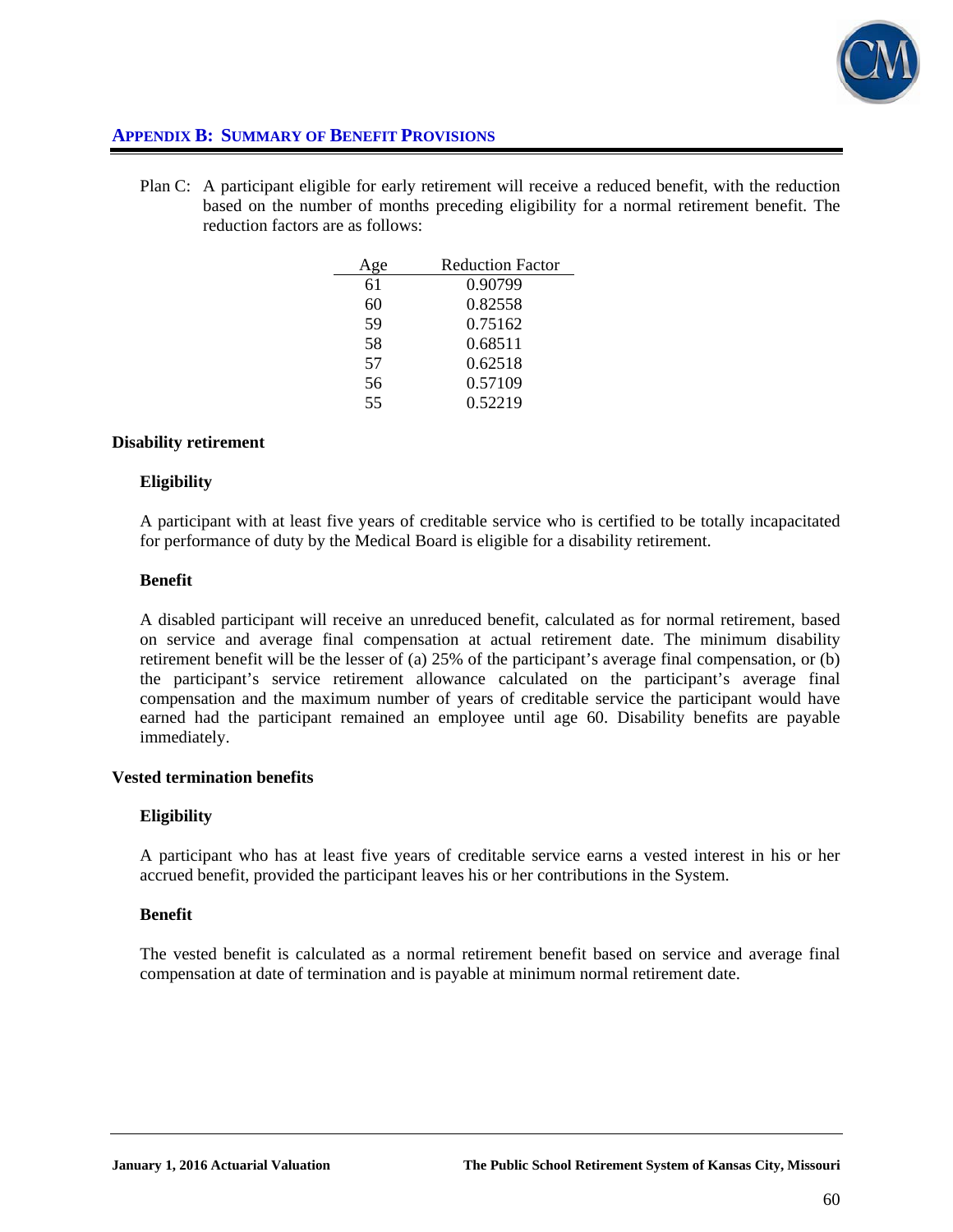## APPENDIX B: SUMMARY OF BENEFIT PROVISIONS

Plan C: A participant eligible for early retirement will receive a reduced benefit, with the reduction based on the number of months preceding eligibility for a normal retirement benefit. The reduction factors are as follows:

| Age | Reduction Factor |
|---|---|
| 61 | 0.90799 |
| 60 | 0.82558 |
| 59 | 0.75162 |
| 58 | 0.68511 |
| 57 | 0.62518 |
| 56 | 0.57109 |
| 55 | 0.52219 |

### Disability retirement

**Eligibility**

A participant with at least five years of creditable service who is certified to be totally incapacitated for performance of duty by the Medical Board is eligible for a disability retirement.

**Benefit**

A disabled participant will receive an unreduced benefit, calculated as for normal retirement, based on service and average final compensation at actual retirement date. The minimum disability retirement benefit will be the lesser of (a) 25% of the participant's average final compensation, or (b) the participant's service retirement allowance calculated on the participant's average final compensation and the maximum number of years of creditable service the participant would have earned had the participant remained an employee until age 60. Disability benefits are payable immediately.

### Vested termination benefits

**Eligibility**

A participant who has at least five years of creditable service earns a vested interest in his or her accrued benefit, provided the participant leaves his or her contributions in the System.

**Benefit**

The vested benefit is calculated as a normal retirement benefit based on service and average final compensation at date of termination and is payable at minimum normal retirement date.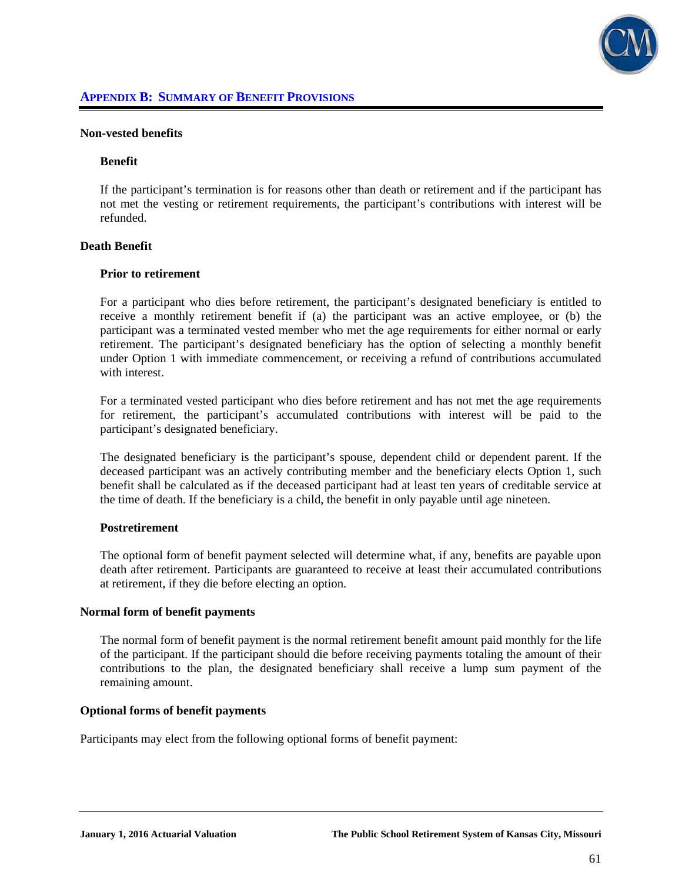## APPENDIX B: SUMMARY OF BENEFIT PROVISIONS

**Non-vested benefits**

**Benefit**

If the participant's termination is for reasons other than death or retirement and if the participant has not met the vesting or retirement requirements, the participant's contributions with interest will be refunded.

**Death Benefit**

**Prior to retirement**

For a participant who dies before retirement, the participant's designated beneficiary is entitled to receive a monthly retirement benefit if (a) the participant was an active employee, or (b) the participant was a terminated vested member who met the age requirements for either normal or early retirement. The participant's designated beneficiary has the option of selecting a monthly benefit under Option 1 with immediate commencement, or receiving a refund of contributions accumulated with interest.

For a terminated vested participant who dies before retirement and has not met the age requirements for retirement, the participant's accumulated contributions with interest will be paid to the participant's designated beneficiary.

The designated beneficiary is the participant's spouse, dependent child or dependent parent. If the deceased participant was an actively contributing member and the beneficiary elects Option 1, such benefit shall be calculated as if the deceased participant had at least ten years of creditable service at the time of death. If the beneficiary is a child, the benefit in only payable until age nineteen.

**Postretirement**

The optional form of benefit payment selected will determine what, if any, benefits are payable upon death after retirement. Participants are guaranteed to receive at least their accumulated contributions at retirement, if they die before electing an option.

**Normal form of benefit payments**

The normal form of benefit payment is the normal retirement benefit amount paid monthly for the life of the participant. If the participant should die before receiving payments totaling the amount of their contributions to the plan, the designated beneficiary shall receive a lump sum payment of the remaining amount.

**Optional forms of benefit payments**

Participants may elect from the following optional forms of benefit payment: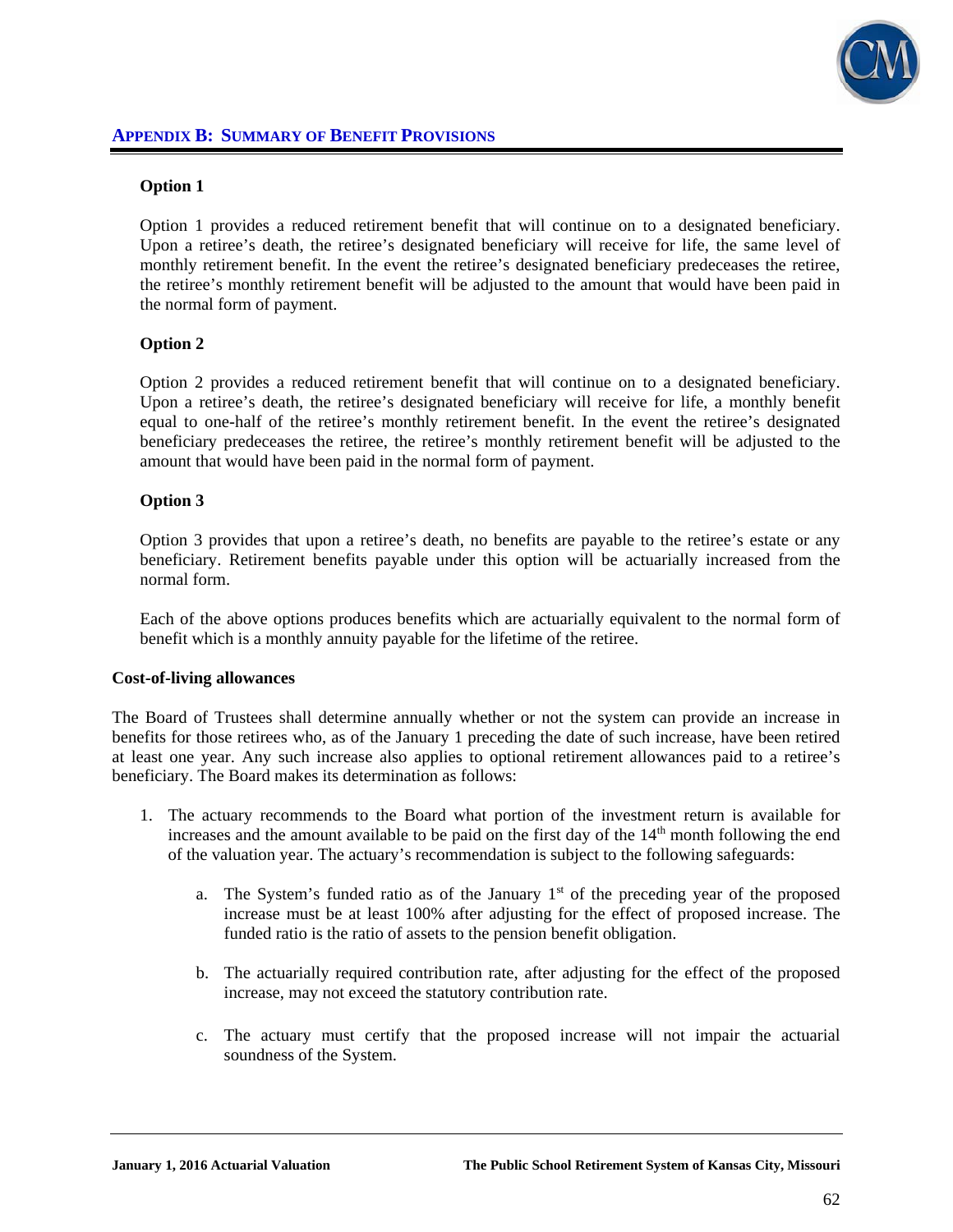## Appendix B: Summary of Benefit Provisions

**Option 1**

Option 1 provides a reduced retirement benefit that will continue on to a designated beneficiary. Upon a retiree's death, the retiree's designated beneficiary will receive for life, the same level of monthly retirement benefit. In the event the retiree's designated beneficiary predeceases the retiree, the retiree's monthly retirement benefit will be adjusted to the amount that would have been paid in the normal form of payment.

**Option 2**

Option 2 provides a reduced retirement benefit that will continue on to a designated beneficiary. Upon a retiree's death, the retiree's designated beneficiary will receive for life, a monthly benefit equal to one-half of the retiree's monthly retirement benefit. In the event the retiree's designated beneficiary predeceases the retiree, the retiree's monthly retirement benefit will be adjusted to the amount that would have been paid in the normal form of payment.

**Option 3**

Option 3 provides that upon a retiree's death, no benefits are payable to the retiree's estate or any beneficiary. Retirement benefits payable under this option will be actuarially increased from the normal form.

Each of the above options produces benefits which are actuarially equivalent to the normal form of benefit which is a monthly annuity payable for the lifetime of the retiree.

**Cost-of-living allowances**

The Board of Trustees shall determine annually whether or not the system can provide an increase in benefits for those retirees who, as of the January 1 preceding the date of such increase, have been retired at least one year. Any such increase also applies to optional retirement allowances paid to a retiree's beneficiary. The Board makes its determination as follows:

1. The actuary recommends to the Board what portion of the investment return is available for increases and the amount available to be paid on the first day of the 14th month following the end of the valuation year. The actuary's recommendation is subject to the following safeguards:

    a. The System's funded ratio as of the January 1st of the preceding year of the proposed increase must be at least 100% after adjusting for the effect of proposed increase. The funded ratio is the ratio of assets to the pension benefit obligation.

    b. The actuarially required contribution rate, after adjusting for the effect of the proposed increase, may not exceed the statutory contribution rate.

    c. The actuary must certify that the proposed increase will not impair the actuarial soundness of the System.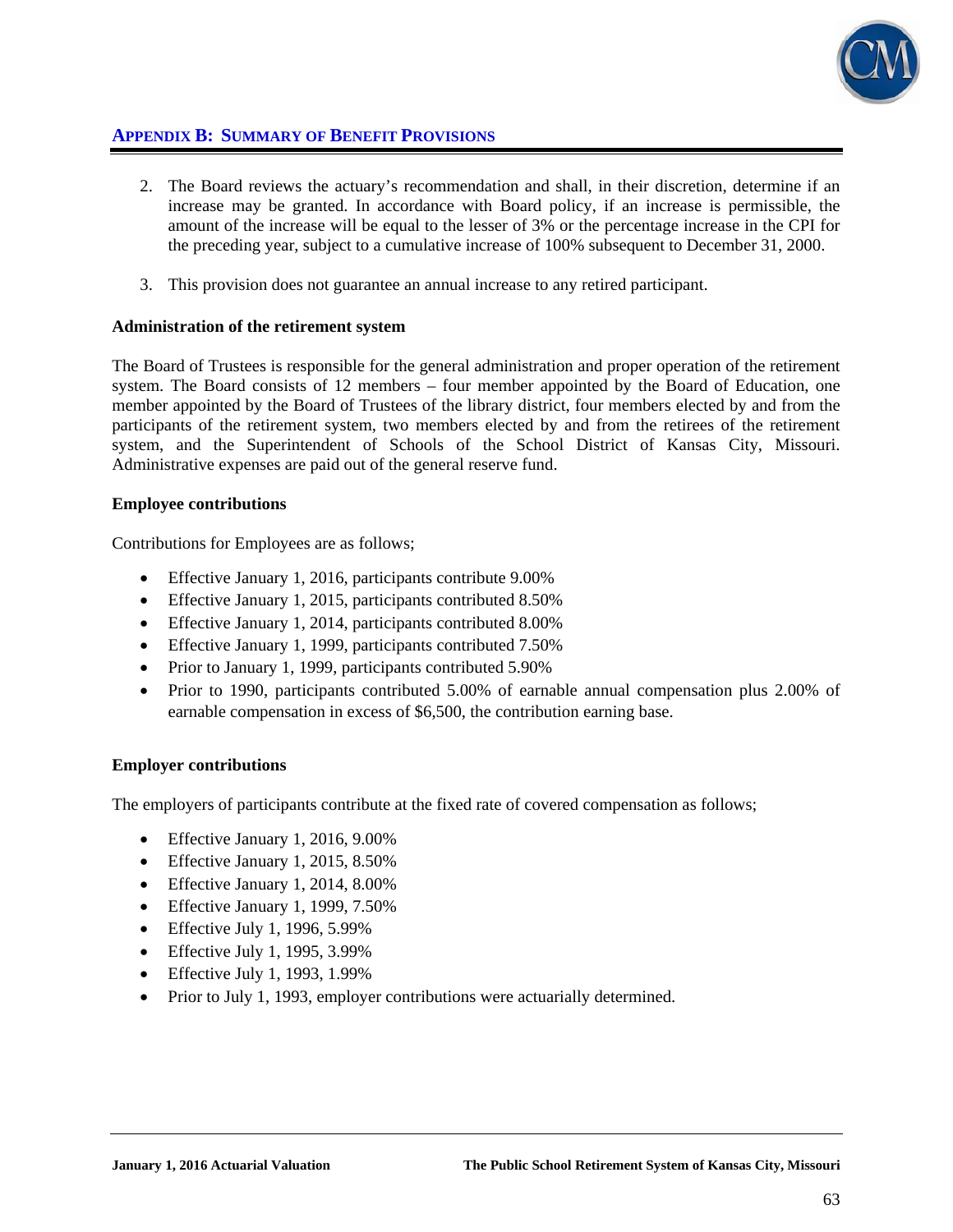## APPENDIX B: SUMMARY OF BENEFIT PROVISIONS

2. The Board reviews the actuary's recommendation and shall, in their discretion, determine if an increase may be granted. In accordance with Board policy, if an increase is permissible, the amount of the increase will be equal to the lesser of 3% or the percentage increase in the CPI for the preceding year, subject to a cumulative increase of 100% subsequent to December 31, 2000.

3. This provision does not guarantee an annual increase to any retired participant.

**Administration of the retirement system**

The Board of Trustees is responsible for the general administration and proper operation of the retirement system. The Board consists of 12 members – four member appointed by the Board of Education, one member appointed by the Board of Trustees of the library district, four members elected by and from the participants of the retirement system, two members elected by and from the retirees of the retirement system, and the Superintendent of Schools of the School District of Kansas City, Missouri. Administrative expenses are paid out of the general reserve fund.

**Employee contributions**

Contributions for Employees are as follows;

- Effective January 1, 2016, participants contribute 9.00%
- Effective January 1, 2015, participants contributed 8.50%
- Effective January 1, 2014, participants contributed 8.00%
- Effective January 1, 1999, participants contributed 7.50%
- Prior to January 1, 1999, participants contributed 5.90%
- Prior to 1990, participants contributed 5.00% of earnable annual compensation plus 2.00% of earnable compensation in excess of $6,500, the contribution earning base.

**Employer contributions**

The employers of participants contribute at the fixed rate of covered compensation as follows;

- Effective January 1, 2016, 9.00%
- Effective January 1, 2015, 8.50%
- Effective January 1, 2014, 8.00%
- Effective January 1, 1999, 7.50%
- Effective July 1, 1996, 5.99%
- Effective July 1, 1995, 3.99%
- Effective July 1, 1993, 1.99%
- Prior to July 1, 1993, employer contributions were actuarially determined.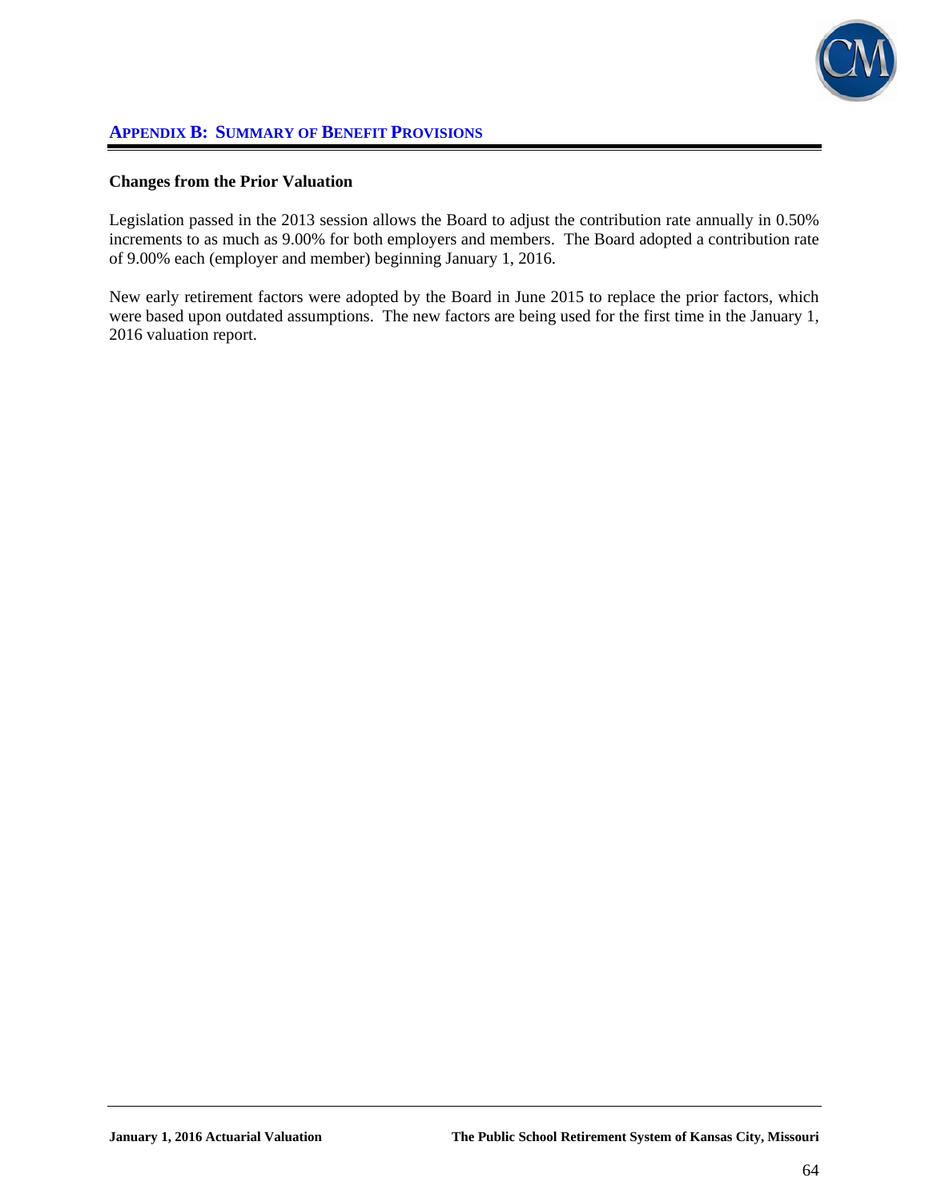## APPENDIX B: SUMMARY OF BENEFIT PROVISIONS

**Changes from the Prior Valuation**

Legislation passed in the 2013 session allows the Board to adjust the contribution rate annually in 0.50% increments to as much as 9.00% for both employers and members. The Board adopted a contribution rate of 9.00% each (employer and member) beginning January 1, 2016.

New early retirement factors were adopted by the Board in June 2015 to replace the prior factors, which were based upon outdated assumptions. The new factors are being used for the first time in the January 1, 2016 valuation report.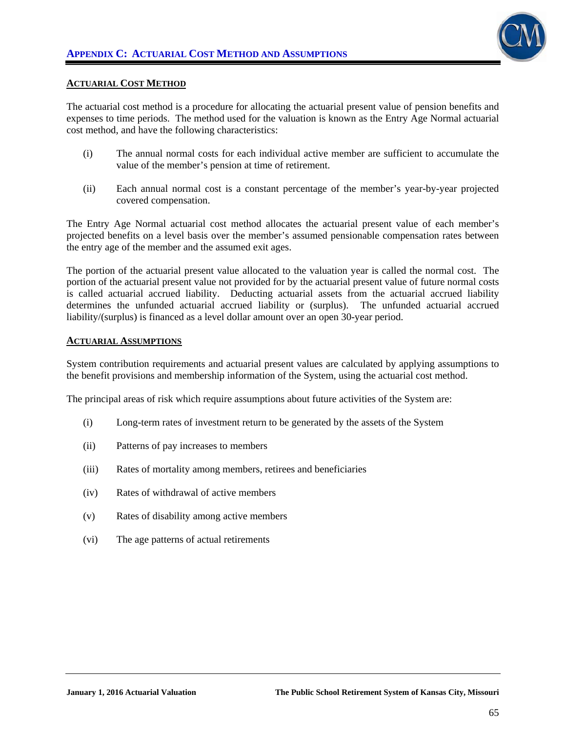## Appendix C: Actuarial Cost Method and Assumptions

### Actuarial Cost Method

The actuarial cost method is a procedure for allocating the actuarial present value of pension benefits and expenses to time periods. The method used for the valuation is known as the Entry Age Normal actuarial cost method, and have the following characteristics:

(i) The annual normal costs for each individual active member are sufficient to accumulate the value of the member's pension at time of retirement.

(ii) Each annual normal cost is a constant percentage of the member's year-by-year projected covered compensation.

The Entry Age Normal actuarial cost method allocates the actuarial present value of each member's projected benefits on a level basis over the member's assumed pensionable compensation rates between the entry age of the member and the assumed exit ages.

The portion of the actuarial present value allocated to the valuation year is called the normal cost. The portion of the actuarial present value not provided for by the actuarial present value of future normal costs is called actuarial accrued liability. Deducting actuarial assets from the actuarial accrued liability determines the unfunded actuarial accrued liability or (surplus). The unfunded actuarial accrued liability/(surplus) is financed as a level dollar amount over an open 30-year period.

### Actuarial Assumptions

System contribution requirements and actuarial present values are calculated by applying assumptions to the benefit provisions and membership information of the System, using the actuarial cost method.

The principal areas of risk which require assumptions about future activities of the System are:

(i) Long-term rates of investment return to be generated by the assets of the System

(ii) Patterns of pay increases to members

(iii) Rates of mortality among members, retirees and beneficiaries

(iv) Rates of withdrawal of active members

(v) Rates of disability among active members

(vi) The age patterns of actual retirements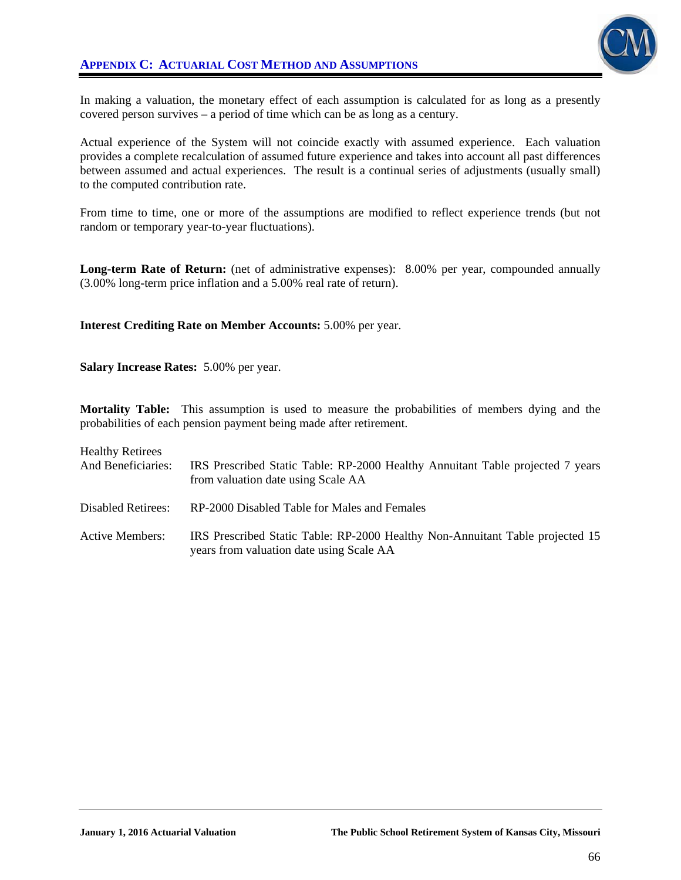In making a valuation, the monetary effect of each assumption is calculated for as long as a presently covered person survives – a period of time which can be as long as a century.

Actual experience of the System will not coincide exactly with assumed experience. Each valuation provides a complete recalculation of assumed future experience and takes into account all past differences between assumed and actual experiences. The result is a continual series of adjustments (usually small) to the computed contribution rate.

From time to time, one or more of the assumptions are modified to reflect experience trends (but not random or temporary year-to-year fluctuations).

**Long-term Rate of Return:** (net of administrative expenses): 8.00% per year, compounded annually (3.00% long-term price inflation and a 5.00% real rate of return).

**Interest Crediting Rate on Member Accounts:** 5.00% per year.

**Salary Increase Rates:** 5.00% per year.

**Mortality Table:** This assumption is used to measure the probabilities of members dying and the probabilities of each pension payment being made after retirement.

| | |
|---|---|
| Healthy Retirees And Beneficiaries: | IRS Prescribed Static Table: RP-2000 Healthy Annuitant Table projected 7 years from valuation date using Scale AA |
| Disabled Retirees: | RP-2000 Disabled Table for Males and Females |
| Active Members: | IRS Prescribed Static Table: RP-2000 Healthy Non-Annuitant Table projected 15 years from valuation date using Scale AA |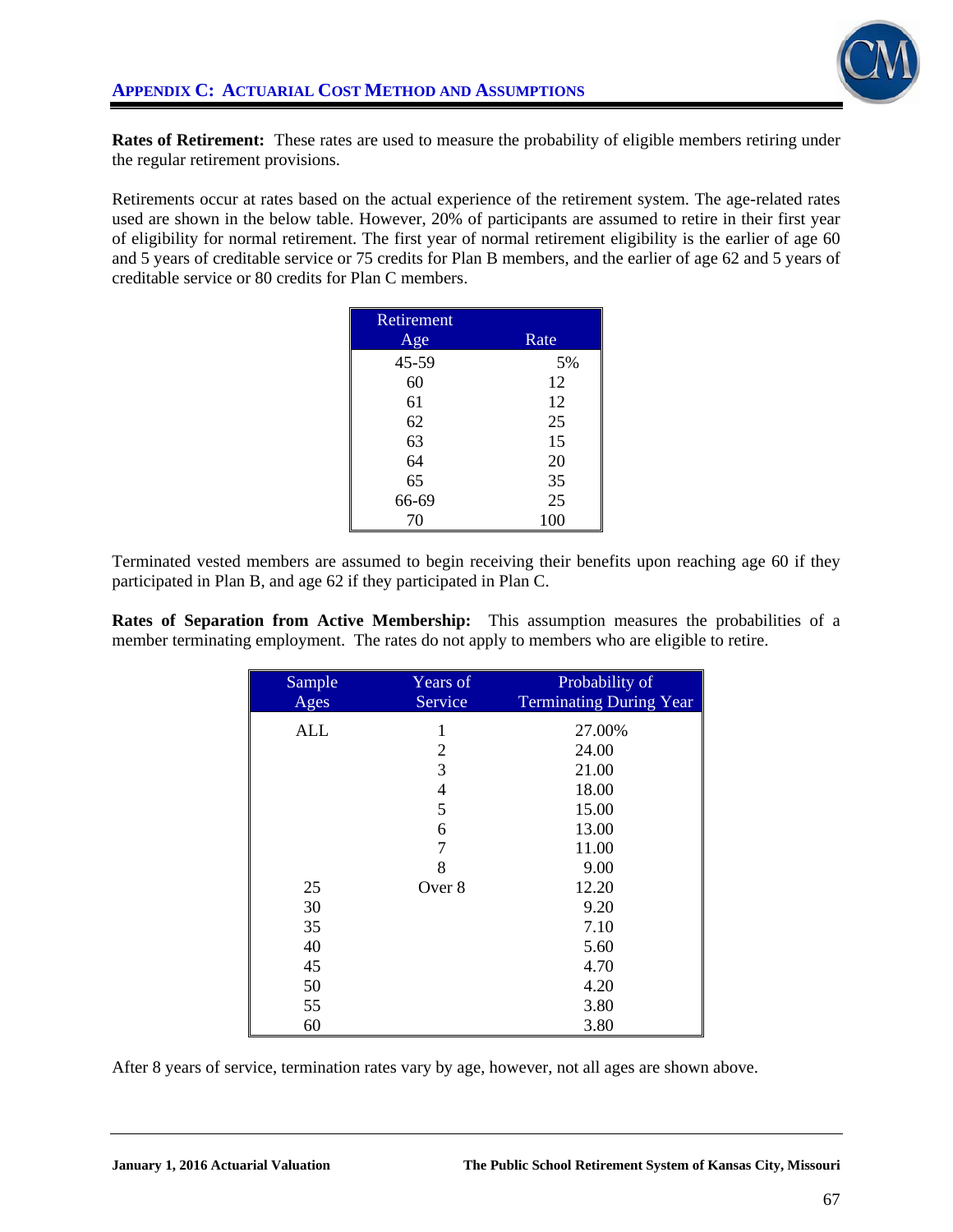## APPENDIX C: ACTUARIAL COST METHOD AND ASSUMPTIONS

**Rates of Retirement:** These rates are used to measure the probability of eligible members retiring under the regular retirement provisions.

Retirements occur at rates based on the actual experience of the retirement system. The age-related rates used are shown in the below table. However, 20% of participants are assumed to retire in their first year of eligibility for normal retirement. The first year of normal retirement eligibility is the earlier of age 60 and 5 years of creditable service or 75 credits for Plan B members, and the earlier of age 62 and 5 years of creditable service or 80 credits for Plan C members.

| Retirement Age | Rate |
|---|---|
| 45-59 | 5% |
| 60 | 12 |
| 61 | 12 |
| 62 | 25 |
| 63 | 15 |
| 64 | 20 |
| 65 | 35 |
| 66-69 | 25 |
| 70 | 100 |

Terminated vested members are assumed to begin receiving their benefits upon reaching age 60 if they participated in Plan B, and age 62 if they participated in Plan C.

**Rates of Separation from Active Membership:** This assumption measures the probabilities of a member terminating employment. The rates do not apply to members who are eligible to retire.

| Sample Ages | Years of Service | Probability of Terminating During Year |
|---|---|---|
| ALL | 1 | 27.00% |
| | 2 | 24.00 |
| | 3 | 21.00 |
| | 4 | 18.00 |
| | 5 | 15.00 |
| | 6 | 13.00 |
| | 7 | 11.00 |
| | 8 | 9.00 |
| 25 | Over 8 | 12.20 |
| 30 | | 9.20 |
| 35 | | 7.10 |
| 40 | | 5.60 |
| 45 | | 4.70 |
| 50 | | 4.20 |
| 55 | | 3.80 |
| 60 | | 3.80 |

After 8 years of service, termination rates vary by age, however, not all ages are shown above.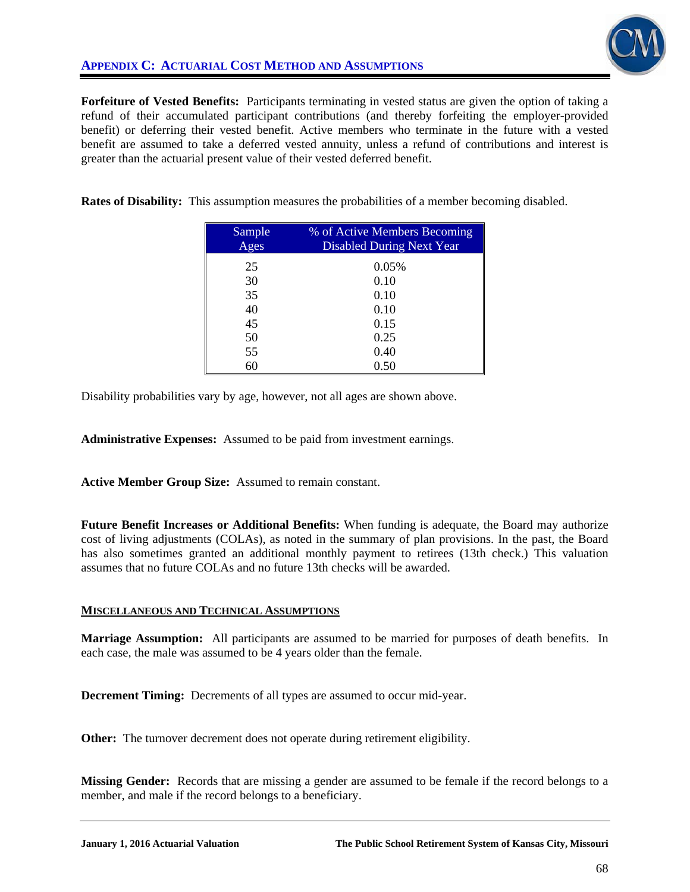## APPENDIX C: ACTUARIAL COST METHOD AND ASSUMPTIONS

**Forfeiture of Vested Benefits:** Participants terminating in vested status are given the option of taking a refund of their accumulated participant contributions (and thereby forfeiting the employer-provided benefit) or deferring their vested benefit. Active members who terminate in the future with a vested benefit are assumed to take a deferred vested annuity, unless a refund of contributions and interest is greater than the actuarial present value of their vested deferred benefit.

**Rates of Disability:** This assumption measures the probabilities of a member becoming disabled.

| Sample Ages | % of Active Members Becoming Disabled During Next Year |
|---|---|
| 25 | 0.05% |
| 30 | 0.10 |
| 35 | 0.10 |
| 40 | 0.10 |
| 45 | 0.15 |
| 50 | 0.25 |
| 55 | 0.40 |
| 60 | 0.50 |

Disability probabilities vary by age, however, not all ages are shown above.

**Administrative Expenses:** Assumed to be paid from investment earnings.

**Active Member Group Size:** Assumed to remain constant.

**Future Benefit Increases or Additional Benefits:** When funding is adequate, the Board may authorize cost of living adjustments (COLAs), as noted in the summary of plan provisions. In the past, the Board has also sometimes granted an additional monthly payment to retirees (13th check.) This valuation assumes that no future COLAs and no future 13th checks will be awarded.

### MISCELLANEOUS AND TECHNICAL ASSUMPTIONS

**Marriage Assumption:** All participants are assumed to be married for purposes of death benefits. In each case, the male was assumed to be 4 years older than the female.

**Decrement Timing:** Decrements of all types are assumed to occur mid-year.

**Other:** The turnover decrement does not operate during retirement eligibility.

**Missing Gender:** Records that are missing a gender are assumed to be female if the record belongs to a member, and male if the record belongs to a beneficiary.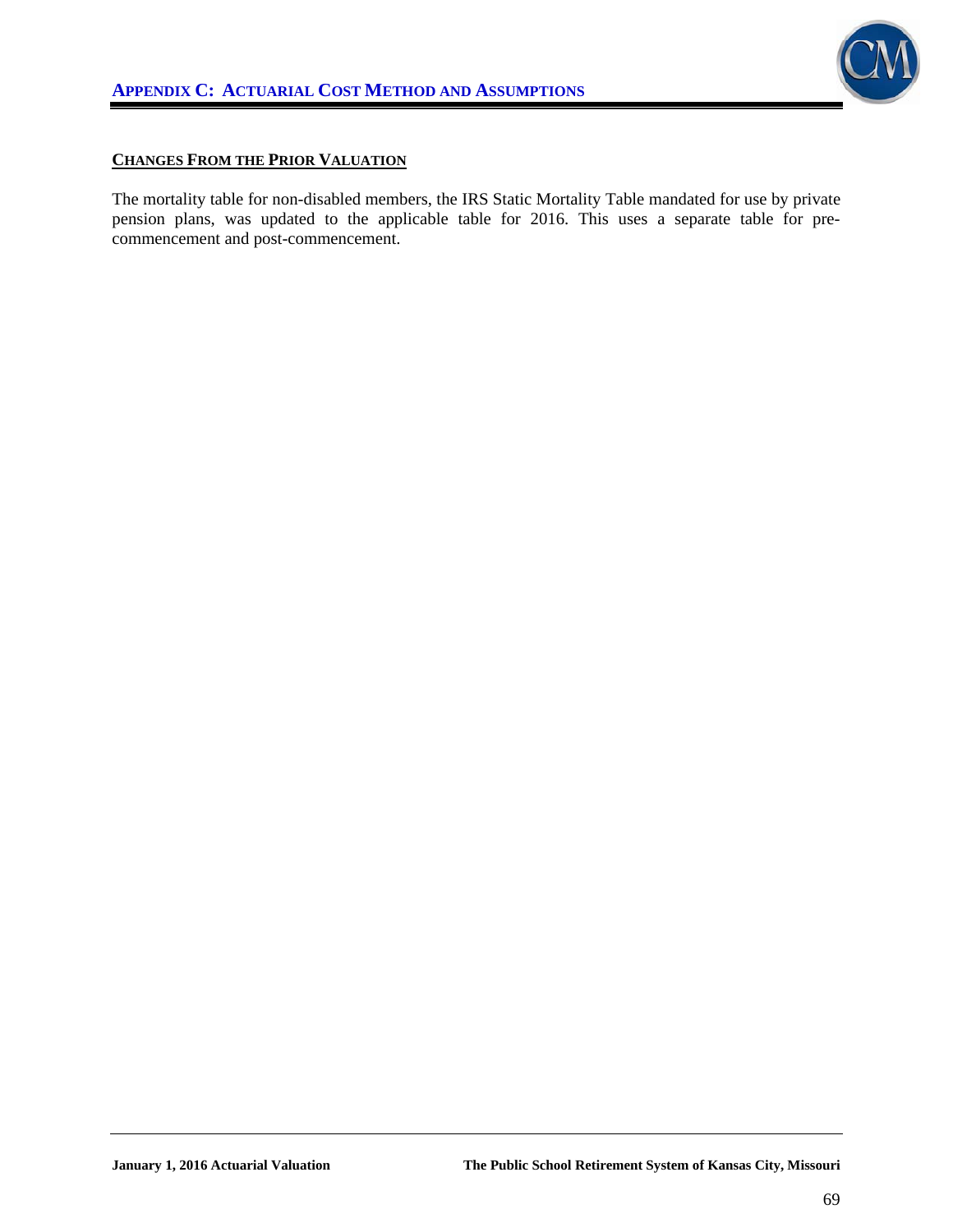## CHANGES FROM THE PRIOR VALUATION

The mortality table for non-disabled members, the IRS Static Mortality Table mandated for use by private pension plans, was updated to the applicable table for 2016. This uses a separate table for pre-commencement and post-commencement.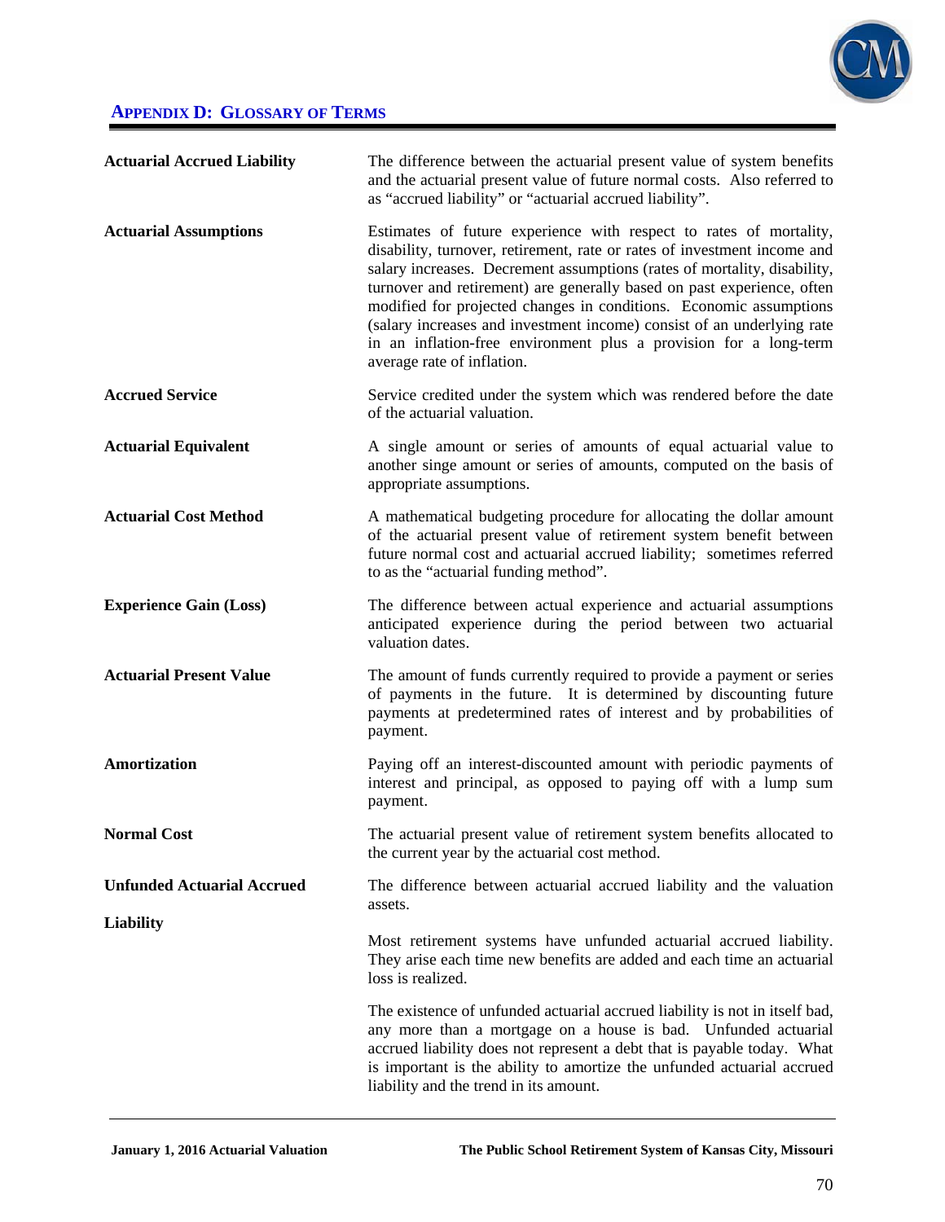## APPENDIX D: GLOSSARY OF TERMS

| | |
|---|---|
| **Actuarial Accrued Liability** | The difference between the actuarial present value of system benefits and the actuarial present value of future normal costs. Also referred to as "accrued liability" or "actuarial accrued liability". |
| **Actuarial Assumptions** | Estimates of future experience with respect to rates of mortality, disability, turnover, retirement, rate or rates of investment income and salary increases. Decrement assumptions (rates of mortality, disability, turnover and retirement) are generally based on past experience, often modified for projected changes in conditions. Economic assumptions (salary increases and investment income) consist of an underlying rate in an inflation-free environment plus a provision for a long-term average rate of inflation. |
| **Accrued Service** | Service credited under the system which was rendered before the date of the actuarial valuation. |
| **Actuarial Equivalent** | A single amount or series of amounts of equal actuarial value to another singe amount or series of amounts, computed on the basis of appropriate assumptions. |
| **Actuarial Cost Method** | A mathematical budgeting procedure for allocating the dollar amount of the actuarial present value of retirement system benefit between future normal cost and actuarial accrued liability; sometimes referred to as the "actuarial funding method". |
| **Experience Gain (Loss)** | The difference between actual experience and actuarial assumptions anticipated experience during the period between two actuarial valuation dates. |
| **Actuarial Present Value** | The amount of funds currently required to provide a payment or series of payments in the future. It is determined by discounting future payments at predetermined rates of interest and by probabilities of payment. |
| **Amortization** | Paying off an interest-discounted amount with periodic payments of interest and principal, as opposed to paying off with a lump sum payment. |
| **Normal Cost** | The actuarial present value of retirement system benefits allocated to the current year by the actuarial cost method. |
| **Unfunded Actuarial Accrued Liability** | The difference between actuarial accrued liability and the valuation assets.<br><br>Most retirement systems have unfunded actuarial accrued liability. They arise each time new benefits are added and each time an actuarial loss is realized.<br><br>The existence of unfunded actuarial accrued liability is not in itself bad, any more than a mortgage on a house is bad. Unfunded actuarial accrued liability does not represent a debt that is payable today. What is important is the ability to amortize the unfunded actuarial accrued liability and the trend in its amount. |